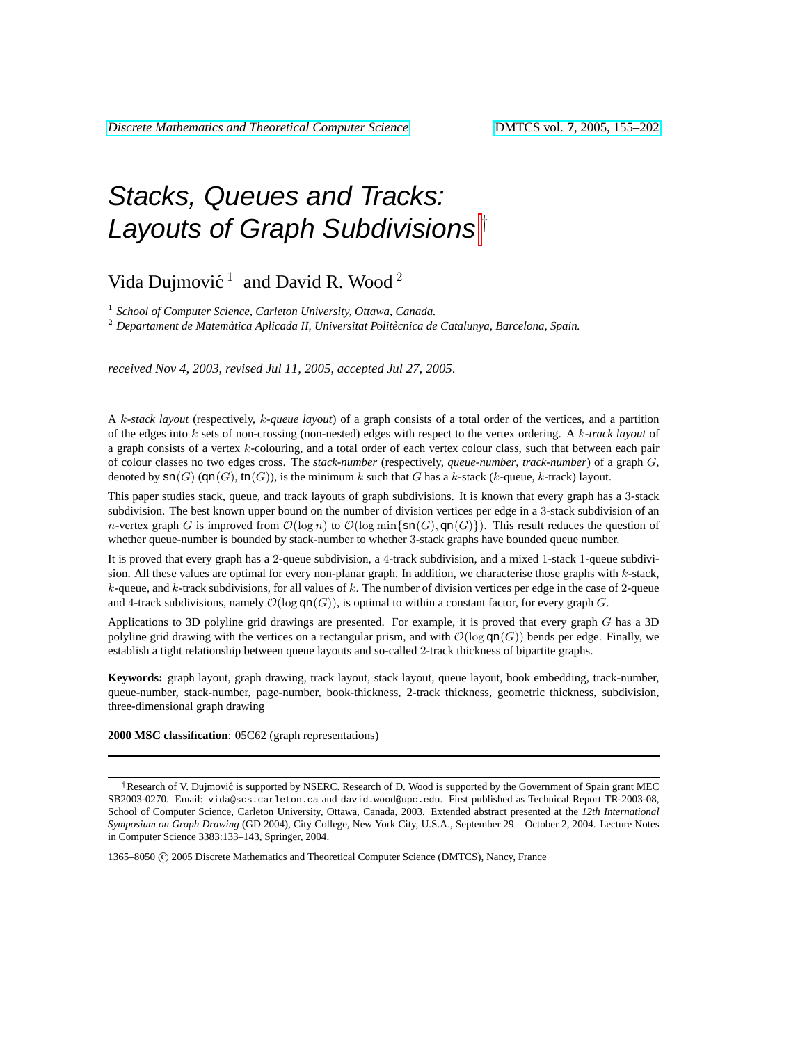# Stacks, Queues and Tracks: Layouts of Graph Subdivisions[†]

Vida Dujmović[1] and David R. Wood[2]

[1] *School of Computer Science, Carleton University, Ottawa, Canada.*

[2] *Departament de Matemàtica Aplicada II, Universitat Politècnica de Catalunya, Barcelona, Spain.*

*received Nov 4, 2003, revised Jul 11, 2005, accepted Jul 27, 2005.*

---

A $k$-*stack layout* (respectively, $k$-*queue layout*) of a graph consists of a total order of the vertices, and a partition of the edges into $k$ sets of non-crossing (non-nested) edges with respect to the vertex ordering. A $k$-*track layout* of a graph consists of a vertex $k$-colouring, and a total order of each vertex colour class, such that between each pair of colour classes no two edges cross. The *stack-number* (respectively, *queue-number*, *track-number*) of a graph $G$, denoted by $\mathsf{sn}(G)$ ($\mathsf{qn}(G)$, $\mathsf{tn}(G)$), is the minimum $k$ such that $G$ has a $k$-stack ($k$-queue, $k$-track) layout.

This paper studies stack, queue, and track layouts of graph subdivisions. It is known that every graph has a 3-stack subdivision. The best known upper bound on the number of division vertices per edge in a 3-stack subdivision of an $n$-vertex graph $G$ is improved from $\mathcal{O}(\log n)$ to $\mathcal{O}(\log \min\{\mathsf{sn}(G), \mathsf{qn}(G)\})$. This result reduces the question of whether queue-number is bounded by stack-number to whether 3-stack graphs have bounded queue number.

It is proved that every graph has a 2-queue subdivision, a 4-track subdivision, and a mixed 1-stack 1-queue subdivision. All these values are optimal for every non-planar graph. In addition, we characterise those graphs with $k$-stack, $k$-queue, and $k$-track subdivisions, for all values of $k$. The number of division vertices per edge in the case of 2-queue and 4-track subdivisions, namely $\mathcal{O}(\log \mathsf{qn}(G))$, is optimal to within a constant factor, for every graph $G$.

Applications to 3D polyline grid drawings are presented. For example, it is proved that every graph $G$ has a 3D polyline grid drawing with the vertices on a rectangular prism, and with $\mathcal{O}(\log \mathsf{qn}(G))$ bends per edge. Finally, we establish a tight relationship between queue layouts and so-called 2-track thickness of bipartite graphs.

**Keywords:** graph layout, graph drawing, track layout, stack layout, queue layout, book embedding, track-number, queue-number, stack-number, page-number, book-thickness, 2-track thickness, geometric thickness, subdivision, three-dimensional graph drawing

**2000 MSC classification**: 05C62 (graph representations)

---

[†] Research of V. Dujmović is supported by NSERC. Research of D. Wood is supported by the Government of Spain grant MEC SB2003-0270. Email: vida@scs.carleton.ca and david.wood@upc.edu. First published as Technical Report TR-2003-08, School of Computer Science, Carleton University, Ottawa, Canada, 2003. Extended abstract presented at the *12th International Symposium on Graph Drawing* (GD 2004), City College, New York City, U.S.A., September 29 – October 2, 2004. Lecture Notes in Computer Science 3383:133–143, Springer, 2004.

1365–8050 © 2005 Discrete Mathematics and Theoretical Computer Science (DMTCS), Nancy, France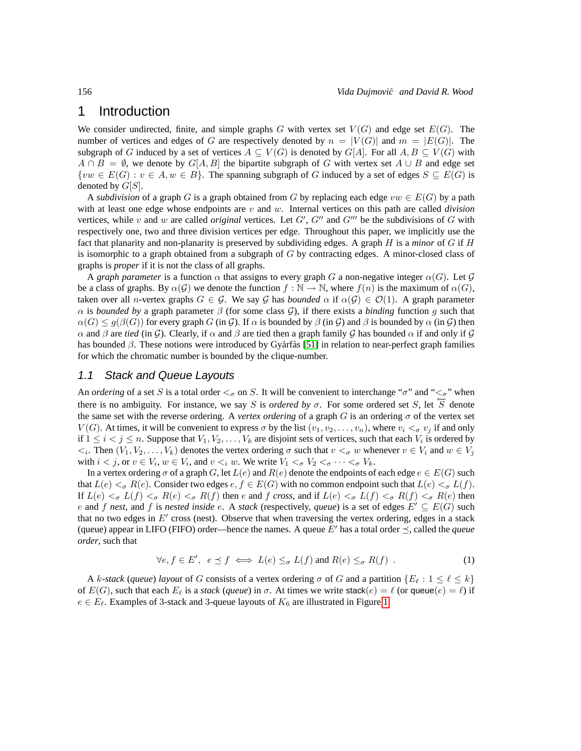# 1 Introduction

We consider undirected, finite, and simple graphs $G$ with vertex set $V(G)$ and edge set $E(G)$. The number of vertices and edges of $G$ are respectively denoted by $n = |V(G)|$ and $m = |E(G)|$. The subgraph of $G$ induced by a set of vertices $A \subseteq V(G)$ is denoted by $G[A]$. For all $A, B \subseteq V(G)$ with $A \cap B = \emptyset$, we denote by $G[A, B]$ the bipartite subgraph of $G$ with vertex set $A \cup B$ and edge set $\{vw \in E(G) : v \in A, w \in B\}$. The spanning subgraph of $G$ induced by a set of edges $S \subseteq E(G)$ is denoted by $G[S]$.

A *subdivision* of a graph $G$ is a graph obtained from $G$ by replacing each edge $vw \in E(G)$ by a path with at least one edge whose endpoints are $v$ and $w$. Internal vertices on this path are called *division* vertices, while $v$ and $w$ are called *original* vertices. Let $G'$, $G''$ and $G'''$ be the subdivisions of $G$ with respectively one, two and three division vertices per edge. Throughout this paper, we implicitly use the fact that planarity and non-planarity is preserved by subdividing edges. A graph $H$ is a *minor* of $G$ if $H$ is isomorphic to a graph obtained from a subgraph of $G$ by contracting edges. A minor-closed class of graphs is *proper* if it is not the class of all graphs.

A *graph parameter* is a function $\alpha$ that assigns to every graph $G$ a non-negative integer $\alpha(G)$. Let $\mathcal{G}$ be a class of graphs. By $\alpha(\mathcal{G})$ we denote the function $f : \mathbb{N} \to \mathbb{N}$, where $f(n)$ is the maximum of $\alpha(G)$, taken over all $n$-vertex graphs $G \in \mathcal{G}$. We say $\mathcal{G}$ has *bounded* $\alpha$ if $\alpha(\mathcal{G}) \in \mathcal{O}(1)$. A graph parameter $\alpha$ is *bounded by* a graph parameter $\beta$ (for some class $\mathcal{G}$), if there exists a *binding* function $g$ such that $\alpha(G) \le g(\beta(G))$ for every graph $G$ (in $\mathcal{G}$). If $\alpha$ is bounded by $\beta$ (in $\mathcal{G}$) and $\beta$ is bounded by $\alpha$ (in $\mathcal{G}$) then $\alpha$ and $\beta$ are *tied* (in $\mathcal{G}$). Clearly, if $\alpha$ and $\beta$ are tied then a graph family $\mathcal{G}$ has bounded $\alpha$ if and only if $\mathcal{G}$ has bounded $\beta$. These notions were introduced by Gyárfás [51] in relation to near-perfect graph families for which the chromatic number is bounded by the clique-number.

## 1.1 Stack and Queue Layouts

An *ordering* of a set $S$ is a total order $<_\sigma$ on $S$. It will be convenient to interchange "$\sigma$" and "$<_\sigma$" when there is no ambiguity. For instance, we say $S$ is *ordered by* $\sigma$. For some ordered set $S$, let $\overleftarrow{S}$ denote the same set with the reverse ordering. A *vertex ordering* of a graph $G$ is an ordering $\sigma$ of the vertex set $V(G)$. At times, it will be convenient to express $\sigma$ by the list $(v_1, v_2, \dots, v_n)$, where $v_i <_\sigma v_j$ if and only if $1 \le i < j \le n$. Suppose that $V_1, V_2, \dots, V_k$ are disjoint sets of vertices, such that each $V_i$ is ordered by $<_i$. Then $(V_1, V_2, \dots, V_k)$ denotes the vertex ordering $\sigma$ such that $v <_\sigma w$ whenever $v \in V_i$ and $w \in V_j$ with $i < j$, or $v \in V_i$, $w \in V_i$, and $v <_i w$. We write $V_1 <_\sigma V_2 <_\sigma \dots <_\sigma V_k$.

In a vertex ordering $\sigma$ of a graph $G$, let $L(e)$ and $R(e)$ denote the endpoints of each edge $e \in E(G)$ such that $L(e) <_\sigma R(e)$. Consider two edges $e, f \in E(G)$ with no common endpoint such that $L(e) <_\sigma L(f)$. If $L(e) <_\sigma L(f) <_\sigma R(e) <_\sigma R(f)$ then $e$ and $f$ *cross*, and if $L(e) <_\sigma L(f) <_\sigma R(f) <_\sigma R(e)$ then $e$ and $f$ *nest*, and $f$ is *nested inside* $e$. A *stack* (respectively, *queue*) is a set of edges $E' \subseteq E(G)$ such that no two edges in $E'$ cross (nest). Observe that when traversing the vertex ordering, edges in a stack (queue) appear in LIFO (FIFO) order—hence the names. A queue $E'$ has a total order $\preceq$, called the *queue order*, such that

$$\forall e, f \in E', \ \ e \preceq f \iff L(e) \le_\sigma L(f) \text{ and } R(e) \le_\sigma R(f) \ . \tag{1}$$

A $k$*-stack* (*queue*) *layout* of $G$ consists of a vertex ordering $\sigma$ of $G$ and a partition $\{E_\ell : 1 \le \ell \le k\}$ of $E(G)$, such that each $E_\ell$ is a *stack* (*queue*) in $\sigma$. At times we write $\mathsf{stack}(e) = \ell$ (or $\mathsf{queue}(e) = \ell$) if $e \in E_\ell$. Examples of 3-stack and 3-queue layouts of $K_6$ are illustrated in Figure 1.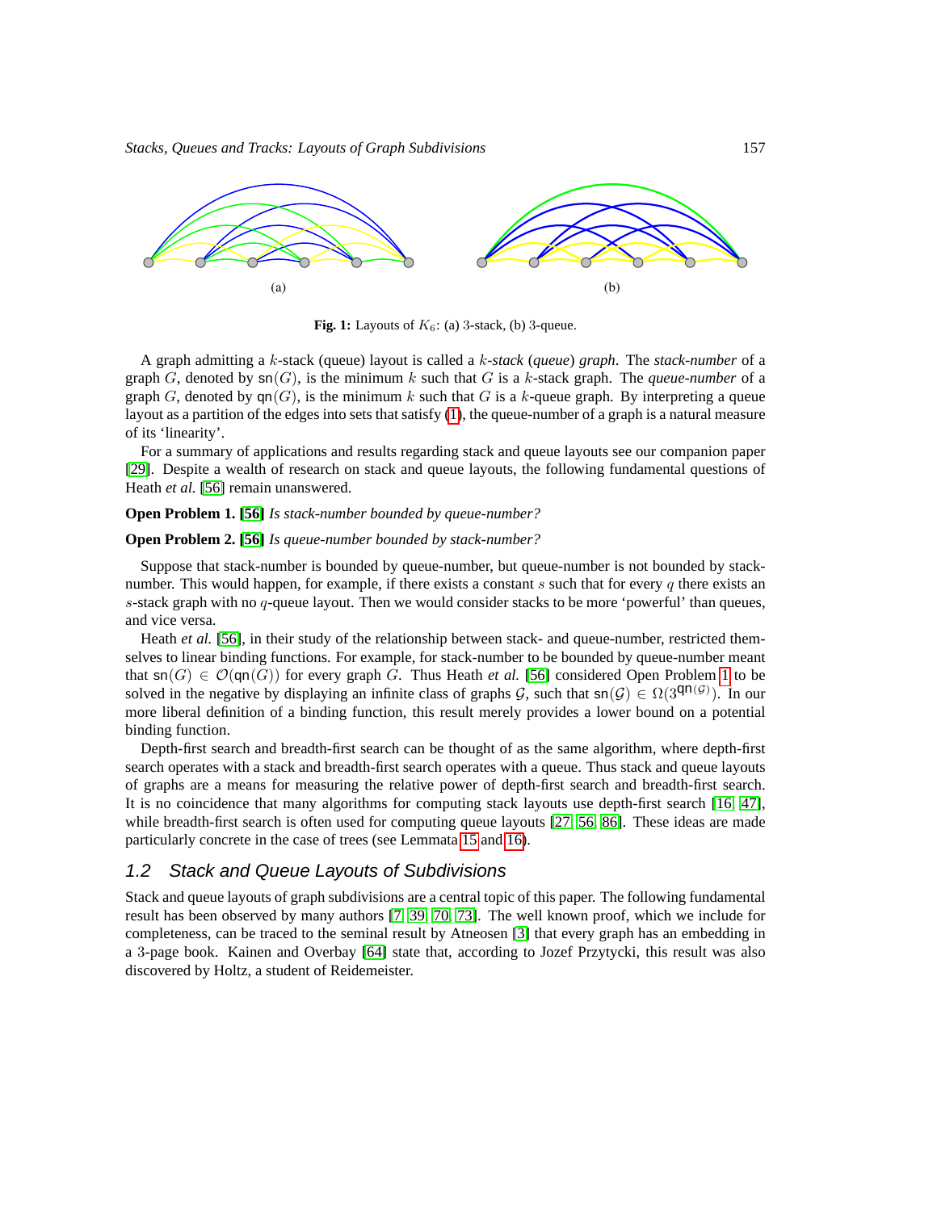(a)

(b)

**Fig. 1:** Layouts of $K_6$: (a) 3-stack, (b) 3-queue.

A graph admitting a $k$-stack (queue) layout is called a $k$-*stack* (*queue*) *graph*. The *stack-number* of a graph $G$, denoted by $\mathsf{sn}(G)$, is the minimum $k$ such that $G$ is a $k$-stack graph. The *queue-number* of a graph $G$, denoted by $\mathsf{qn}(G)$, is the minimum $k$ such that $G$ is a $k$-queue graph. By interpreting a queue layout as a partition of the edges into sets that satisfy (1), the queue-number of a graph is a natural measure of its 'linearity'.

For a summary of applications and results regarding stack and queue layouts see our companion paper [29]. Despite a wealth of research on stack and queue layouts, the following fundamental questions of Heath *et al.* [56] remain unanswered.

**Open Problem 1. [56]** *Is stack-number bounded by queue-number?*

**Open Problem 2. [56]** *Is queue-number bounded by stack-number?*

Suppose that stack-number is bounded by queue-number, but queue-number is not bounded by stack-number. This would happen, for example, if there exists a constant $s$ such that for every $q$ there exists an $s$-stack graph with no $q$-queue layout. Then we would consider stacks to be more 'powerful' than queues, and vice versa.

Heath *et al.* [56], in their study of the relationship between stack- and queue-number, restricted themselves to linear binding functions. For example, for stack-number to be bounded by queue-number meant that $\mathsf{sn}(G) \in \mathcal{O}(\mathsf{qn}(G))$ for every graph $G$. Thus Heath *et al.* [56] considered Open Problem 1 to be solved in the negative by displaying an infinite class of graphs $\mathcal{G}$, such that $\mathsf{sn}(\mathcal{G}) \in \Omega(3^{\mathsf{qn}(\mathcal{G})})$. In our more liberal definition of a binding function, this result merely provides a lower bound on a potential binding function.

Depth-first search and breadth-first search can be thought of as the same algorithm, where depth-first search operates with a stack and breadth-first search operates with a queue. Thus stack and queue layouts of graphs are a means for measuring the relative power of depth-first search and breadth-first search. It is no coincidence that many algorithms for computing stack layouts use depth-first search [16, 47], while breadth-first search is often used for computing queue layouts [27, 56, 86]. These ideas are made particularly concrete in the case of trees (see Lemmata 15 and 16).

## 1.2 Stack and Queue Layouts of Subdivisions

Stack and queue layouts of graph subdivisions are a central topic of this paper. The following fundamental result has been observed by many authors [7, 39, 70, 73]. The well known proof, which we include for completeness, can be traced to the seminal result by Atneosen [3] that every graph has an embedding in a 3-page book. Kainen and Overbay [64] state that, according to Jozef Przytycki, this result was also discovered by Holtz, a student of Reidemeister.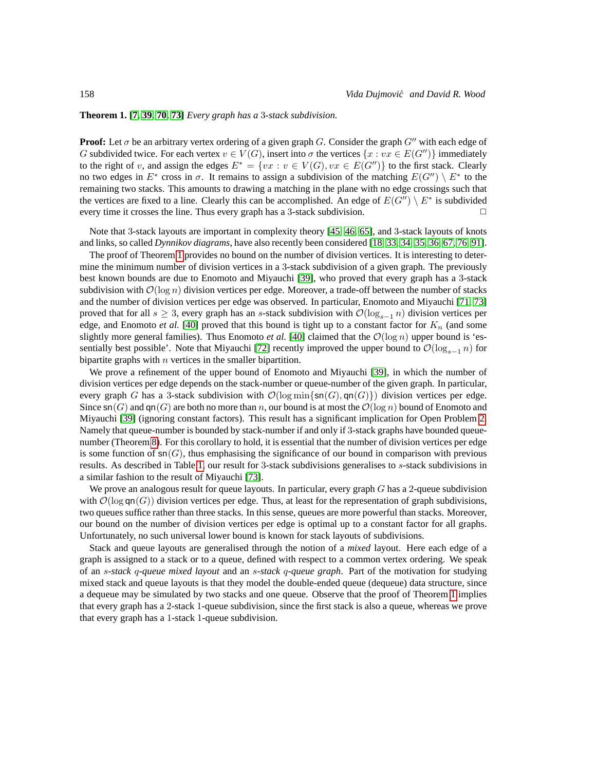**Theorem 1.** [7, 39, 70, 73] *Every graph has a* 3*-stack subdivision.*

**Proof:** Let $\sigma$ be an arbitrary vertex ordering of a given graph $G$. Consider the graph $G''$ with each edge of $G$ subdivided twice. For each vertex $v \in V(G)$, insert into $\sigma$ the vertices $\{x : vx \in E(G'')\}$ immediately to the right of $v$, and assign the edges $E^* = \{vx : v \in V(G), vx \in E(G'')\}$ to the first stack. Clearly no two edges in $E^*$ cross in $\sigma$. It remains to assign a subdivision of the matching $E(G'') \setminus E^*$ to the remaining two stacks. This amounts to drawing a matching in the plane with no edge crossings such that the vertices are fixed to a line. Clearly this can be accomplished. An edge of $E(G'') \setminus E^*$ is subdivided every time it crosses the line. Thus every graph has a 3-stack subdivision. □

Note that 3-stack layouts are important in complexity theory [45, 46, 65], and 3-stack layouts of knots and links, so called *Dynnikov diagrams*, have also recently been considered [18, 33, 34, 35, 36, 67, 76, 91].

The proof of Theorem 1 provides no bound on the number of division vertices. It is interesting to determine the minimum number of division vertices in a 3-stack subdivision of a given graph. The previously best known bounds are due to Enomoto and Miyauchi [39], who proved that every graph has a 3-stack subdivision with $\mathcal{O}(\log n)$ division vertices per edge. Moreover, a trade-off between the number of stacks and the number of division vertices per edge was observed. In particular, Enomoto and Miyauchi [71, 73] proved that for all $s \geq 3$, every graph has an $s$-stack subdivision with $\mathcal{O}(\log_{s-1} n)$ division vertices per edge, and Enomoto *et al.* [40] proved that this bound is tight up to a constant factor for $K_n$ (and some slightly more general families). Thus Enomoto *et al.* [40] claimed that the $\mathcal{O}(\log n)$ upper bound is 'essentially best possible'. Note that Miyauchi [72] recently improved the upper bound to $\mathcal{O}(\log_{s-1} n)$ for bipartite graphs with $n$ vertices in the smaller bipartition.

We prove a refinement of the upper bound of Enomoto and Miyauchi [39], in which the number of division vertices per edge depends on the stack-number or queue-number of the given graph. In particular, every graph $G$ has a 3-stack subdivision with $\mathcal{O}(\log \min\{\mathsf{sn}(G), \mathsf{qn}(G)\})$ division vertices per edge. Since $\mathsf{sn}(G)$ and $\mathsf{qn}(G)$ are both no more than $n$, our bound is at most the $\mathcal{O}(\log n)$ bound of Enomoto and Miyauchi [39] (ignoring constant factors). This result has a significant implication for Open Problem 2. Namely that queue-number is bounded by stack-number if and only if 3-stack graphs have bounded queue-number (Theorem 8). For this corollary to hold, it is essential that the number of division vertices per edge is some function of $\mathsf{sn}(G)$, thus emphasising the significance of our bound in comparison with previous results. As described in Table 1, our result for 3-stack subdivisions generalises to $s$-stack subdivisions in a similar fashion to the result of Miyauchi [73].

We prove an analogous result for queue layouts. In particular, every graph $G$ has a 2-queue subdivision with $\mathcal{O}(\log \mathsf{qn}(G))$ division vertices per edge. Thus, at least for the representation of graph subdivisions, two queues suffice rather than three stacks. In this sense, queues are more powerful than stacks. Moreover, our bound on the number of division vertices per edge is optimal up to a constant factor for all graphs. Unfortunately, no such universal lower bound is known for stack layouts of subdivisions.

Stack and queue layouts are generalised through the notion of a *mixed* layout. Here each edge of a graph is assigned to a stack or to a queue, defined with respect to a common vertex ordering. We speak of an *$s$-stack $q$-queue mixed layout* and an *$s$-stack $q$-queue graph*. Part of the motivation for studying mixed stack and queue layouts is that they model the double-ended queue (dequeue) data structure, since a dequeue may be simulated by two stacks and one queue. Observe that the proof of Theorem 1 implies that every graph has a 2-stack 1-queue subdivision, since the first stack is also a queue, whereas we prove that every graph has a 1-stack 1-queue subdivision.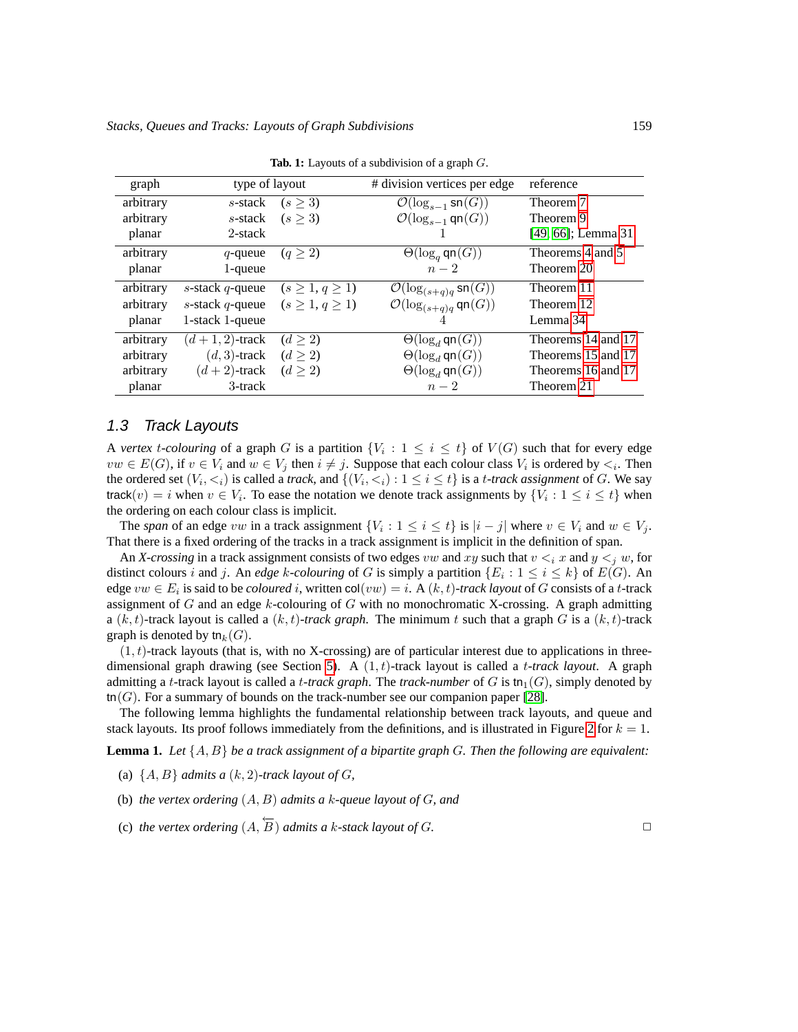**Tab. 1:** Layouts of a subdivision of a graph $G$.

| graph | type of layout | | # division vertices per edge | reference |
|---|---|---|---|---|
| arbitrary | $s$-stack | $(s \geq 3)$ | $\mathcal{O}(\log_{s-1} \mathsf{sn}(G))$ | Theorem 7 |
| arbitrary | $s$-stack | $(s \geq 3)$ | $\mathcal{O}(\log_{s-1} \mathsf{qn}(G))$ | Theorem 9 |
| planar | 2-stack | | 1 | [49, 66]; Lemma 31 |
| arbitrary | $q$-queue | $(q \geq 2)$ | $\Theta(\log_q \mathsf{qn}(G))$ | Theorems 4 and 5 |
| planar | 1-queue | | $n - 2$ | Theorem 20 |
| arbitrary | $s$-stack $q$-queue | $(s \geq 1, q \geq 1)$ | $\mathcal{O}(\log_{(s+q)q} \mathsf{sn}(G))$ | Theorem 11 |
| arbitrary | $s$-stack $q$-queue | $(s \geq 1, q \geq 1)$ | $\mathcal{O}(\log_{(s+q)q} \mathsf{qn}(G))$ | Theorem 12 |
| planar | 1-stack 1-queue | | 4 | Lemma 34 |
| arbitrary | $(d+1, 2)$-track | $(d \geq 2)$ | $\Theta(\log_d \mathsf{qn}(G))$ | Theorems 14 and 17 |
| arbitrary | $(d, 3)$-track | $(d \geq 2)$ | $\Theta(\log_d \mathsf{qn}(G))$ | Theorems 15 and 17 |
| arbitrary | $(d+2)$-track | $(d \geq 2)$ | $\Theta(\log_d \mathsf{qn}(G))$ | Theorems 16 and 17 |
| planar | 3-track | | $n - 2$ | Theorem 21 |

## 1.3 Track Layouts

A *vertex $t$-colouring* of a graph $G$ is a partition $\{V_i : 1 \leq i \leq t\}$ of $V(G)$ such that for every edge $vw \in E(G)$, if $v \in V_i$ and $w \in V_j$ then $i \neq j$. Suppose that each colour class $V_i$ is ordered by $<_i$. Then the ordered set $(V_i, <_i)$ is called a *track*, and $\{(V_i, <_i) : 1 \leq i \leq t\}$ is a *$t$-track assignment* of $G$. We say $\mathsf{track}(v) = i$ when $v \in V_i$. To ease the notation we denote track assignments by $\{V_i : 1 \leq i \leq t\}$ when the ordering on each colour class is implicit.

The *span* of an edge $vw$ in a track assignment $\{V_i : 1 \leq i \leq t\}$ is $|i - j|$ where $v \in V_i$ and $w \in V_j$. That there is a fixed ordering of the tracks in a track assignment is implicit in the definition of span.

An *X-crossing* in a track assignment consists of two edges $vw$ and $xy$ such that $v <_i x$ and $y <_j w$, for distinct colours $i$ and $j$. An *edge $k$-colouring* of $G$ is simply a partition $\{E_i : 1 \leq i \leq k\}$ of $E(G)$. An edge $vw \in E_i$ is said to be *coloured* $i$, written $\mathsf{col}(vw) = i$. A *$(k,t)$-track layout* of $G$ consists of a $t$-track assignment of $G$ and an edge $k$-colouring of $G$ with no monochromatic X-crossing. A graph admitting a $(k,t)$-track layout is called a *$(k,t)$-track graph*. The minimum $t$ such that a graph $G$ is a $(k,t)$-track graph is denoted by $\mathsf{tn}_k(G)$.

$(1,t)$-track layouts (that is, with no X-crossing) are of particular interest due to applications in three-dimensional graph drawing (see Section 5). A $(1,t)$-track layout is called a *$t$-track layout*. A graph admitting a $t$-track layout is called a *$t$-track graph*. The *track-number* of $G$ is $\mathsf{tn}_1(G)$, simply denoted by $\mathsf{tn}(G)$. For a summary of bounds on the track-number see our companion paper [28].

The following lemma highlights the fundamental relationship between track layouts, and queue and stack layouts. Its proof follows immediately from the definitions, and is illustrated in Figure 2 for $k = 1$.

**Lemma 1.** *Let $\{A, B\}$ be a track assignment of a bipartite graph $G$. Then the following are equivalent:*

(a) *$\{A, B\}$ admits a $(k, 2)$-track layout of $G$,*

(b) *the vertex ordering $(A, B)$ admits a $k$-queue layout of $G$, and*

(c) *the vertex ordering $(A, \overleftarrow{B})$ admits a $k$-stack layout of $G$.* □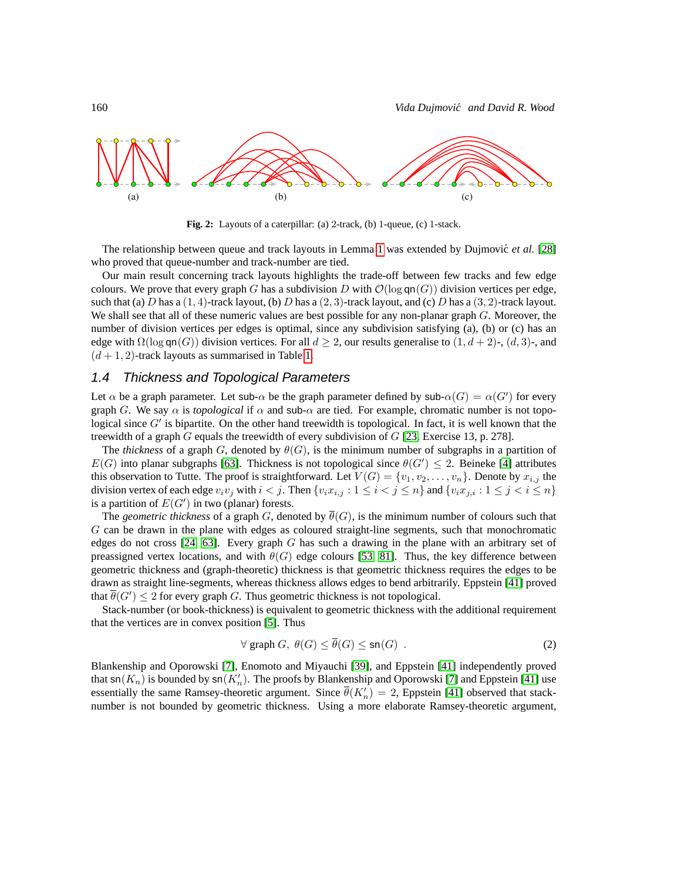**Fig. 2:** Layouts of a caterpillar: (a) 2-track, (b) 1-queue, (c) 1-stack.

The relationship between queue and track layouts in Lemma 1 was extended by Dujmović *et al.* [28] who proved that queue-number and track-number are tied.

Our main result concerning track layouts highlights the trade-off between few tracks and few edge colours. We prove that every graph $G$ has a subdivision $D$ with $\mathcal{O}(\log \mathsf{qn}(G))$ division vertices per edge, such that (a) $D$ has a $(1,4)$-track layout, (b) $D$ has a $(2,3)$-track layout, and (c) $D$ has a $(3,2)$-track layout. We shall see that all of these numeric values are best possible for any non-planar graph $G$. Moreover, the number of division vertices per edges is optimal, since any subdivision satisfying (a), (b) or (c) has an edge with $\Omega(\log \mathsf{qn}(G))$ division vertices. For all $d \geq 2$, our results generalise to $(1, d+2)$-, $(d,3)$-, and $(d+1,2)$-track layouts as summarised in Table 1.

## 1.4 Thickness and Topological Parameters

Let $\alpha$ be a graph parameter. Let sub-$\alpha$ be the graph parameter defined by sub-$\alpha(G) = \alpha(G')$ for every graph $G$. We say $\alpha$ is *topological* if $\alpha$ and sub-$\alpha$ are tied. For example, chromatic number is not topological since $G'$ is bipartite. On the other hand treewidth is topological. In fact, it is well known that the treewidth of a graph $G$ equals the treewidth of every subdivision of $G$ [23, Exercise 13, p. 278].

The *thickness* of a graph $G$, denoted by $\theta(G)$, is the minimum number of subgraphs in a partition of $E(G)$ into planar subgraphs [63]. Thickness is not topological since $\theta(G') \leq 2$. Beineke [4] attributes this observation to Tutte. The proof is straightforward. Let $V(G) = \{v_1, v_2, \dots, v_n\}$. Denote by $x_{i,j}$ the division vertex of each edge $v_iv_j$ with $i < j$. Then $\{v_ix_{i,j} : 1 \leq i < j \leq n\}$ and $\{v_ix_{j,i} : 1 \leq j < i \leq n\}$ is a partition of $E(G')$ in two (planar) forests.

The *geometric thickness* of a graph $G$, denoted by $\overline{\theta}(G)$, is the minimum number of colours such that $G$ can be drawn in the plane with edges as coloured straight-line segments, such that monochromatic edges do not cross [24, 63]. Every graph $G$ has such a drawing in the plane with an arbitrary set of preassigned vertex locations, and with $\theta(G)$ edge colours [53, 81]. Thus, the key difference between geometric thickness and (graph-theoretic) thickness is that geometric thickness requires the edges to be drawn as straight line-segments, whereas thickness allows edges to bend arbitrarily. Eppstein [41] proved that $\overline{\theta}(G') \leq 2$ for every graph $G$. Thus geometric thickness is not topological.

Stack-number (or book-thickness) is equivalent to geometric thickness with the additional requirement that the vertices are in convex position [5]. Thus

$$\forall \text{ graph } G,\ \theta(G) \leq \overline{\theta}(G) \leq \mathsf{sn}(G)\ . \tag{2}$$

Blankenship and Oporowski [7], Enomoto and Miyauchi [39], and Eppstein [41] independently proved that $\mathsf{sn}(K_n)$ is bounded by $\mathsf{sn}(K'_n)$. The proofs by Blankenship and Oporowski [7] and Eppstein [41] use essentially the same Ramsey-theoretic argument. Since $\overline{\theta}(K'_n) = 2$, Eppstein [41] observed that stack-number is not bounded by geometric thickness. Using a more elaborate Ramsey-theoretic argument,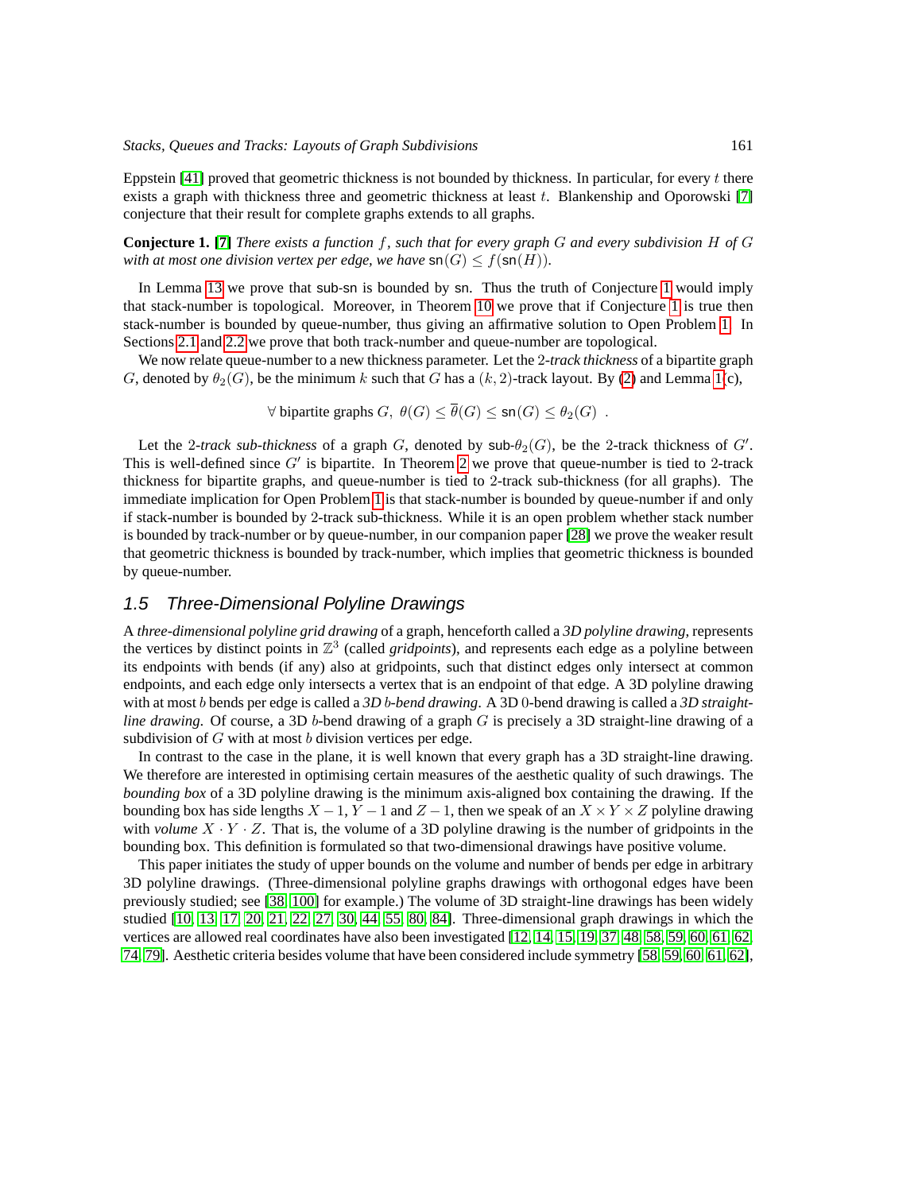Eppstein [41] proved that geometric thickness is not bounded by thickness. In particular, for every $t$ there exists a graph with thickness three and geometric thickness at least $t$. Blankenship and Oporowski [7] conjecture that their result for complete graphs extends to all graphs.

**Conjecture 1.** **[7]** *There exists a function $f$, such that for every graph $G$ and every subdivision $H$ of $G$ with at most one division vertex per edge, we have $\mathsf{sn}(G) \leq f(\mathsf{sn}(H))$.*

In Lemma 13 we prove that sub-sn is bounded by sn. Thus the truth of Conjecture 1 would imply that stack-number is topological. Moreover, in Theorem 10 we prove that if Conjecture 1 is true then stack-number is bounded by queue-number, thus giving an affirmative solution to Open Problem 1. In Sections 2.1 and 2.2 we prove that both track-number and queue-number are topological.

We now relate queue-number to a new thickness parameter. Let the 2*-track thickness* of a bipartite graph $G$, denoted by $\theta_2(G)$, be the minimum $k$ such that $G$ has a $(k, 2)$-track layout. By (2) and Lemma 1(c),

$$\forall \text{ bipartite graphs } G,\ \theta(G) \leq \overline{\theta}(G) \leq \mathsf{sn}(G) \leq \theta_2(G)\ .$$

Let the 2*-track sub-thickness* of a graph $G$, denoted by sub-$\theta_2(G)$, be the 2-track thickness of $G'$. This is well-defined since $G'$ is bipartite. In Theorem 2 we prove that queue-number is tied to 2-track thickness for bipartite graphs, and queue-number is tied to 2-track sub-thickness (for all graphs). The immediate implication for Open Problem 1 is that stack-number is bounded by queue-number if and only if stack-number is bounded by 2-track sub-thickness. While it is an open problem whether stack number is bounded by track-number or by queue-number, in our companion paper [28] we prove the weaker result that geometric thickness is bounded by track-number, which implies that geometric thickness is bounded by queue-number.

## 1.5 Three-Dimensional Polyline Drawings

A *three-dimensional polyline grid drawing* of a graph, henceforth called a *3D polyline drawing*, represents the vertices by distinct points in $\mathbb{Z}^3$ (called *gridpoints*), and represents each edge as a polyline between its endpoints with bends (if any) also at gridpoints, such that distinct edges only intersect at common endpoints, and each edge only intersects a vertex that is an endpoint of that edge. A 3D polyline drawing with at most $b$ bends per edge is called a *3D $b$-bend drawing*. A 3D 0-bend drawing is called a *3D straight-line drawing*. Of course, a 3D $b$-bend drawing of a graph $G$ is precisely a 3D straight-line drawing of a subdivision of $G$ with at most $b$ division vertices per edge.

In contrast to the case in the plane, it is well known that every graph has a 3D straight-line drawing. We therefore are interested in optimising certain measures of the aesthetic quality of such drawings. The *bounding box* of a 3D polyline drawing is the minimum axis-aligned box containing the drawing. If the bounding box has side lengths $X - 1$, $Y - 1$ and $Z - 1$, then we speak of an $X \times Y \times Z$ polyline drawing with *volume* $X \cdot Y \cdot Z$. That is, the volume of a 3D polyline drawing is the number of gridpoints in the bounding box. This definition is formulated so that two-dimensional drawings have positive volume.

This paper initiates the study of upper bounds on the volume and number of bends per edge in arbitrary 3D polyline drawings. (Three-dimensional polyline graphs drawings with orthogonal edges have been previously studied; see [38, 100] for example.) The volume of 3D straight-line drawings has been widely studied [10, 13, 17, 20, 21, 22, 27, 30, 44, 55, 80, 84]. Three-dimensional graph drawings in which the vertices are allowed real coordinates have also been investigated [12, 14, 15, 19, 37, 48, 58, 59, 60, 61, 62, 74, 79]. Aesthetic criteria besides volume that have been considered include symmetry [58, 59, 60, 61, 62],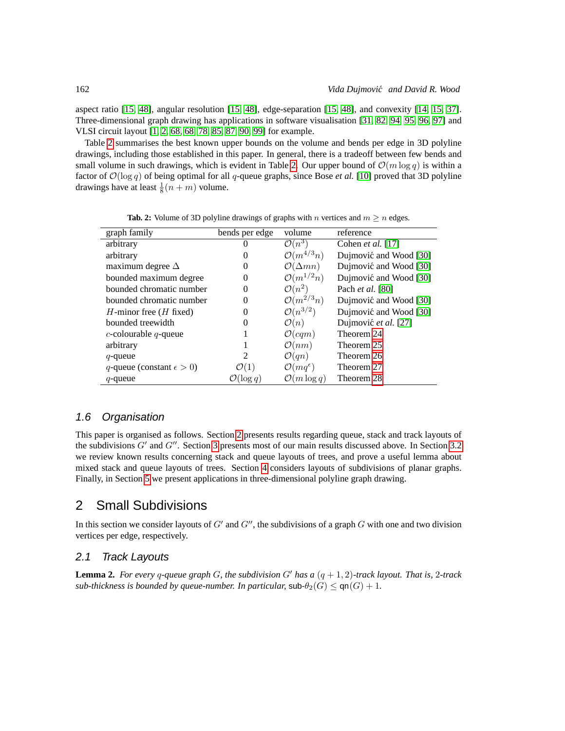aspect ratio [15, 48], angular resolution [15, 48], edge-separation [15, 48], and convexity [14, 15, 37]. Three-dimensional graph drawing has applications in software visualisation [31, 82, 94, 95, 96, 97] and VLSI circuit layout [1, 2, 68, 68, 78, 85, 87, 90, 99] for example.

Table 2 summarises the best known upper bounds on the volume and bends per edge in 3D polyline drawings, including those established in this paper. In general, there is a tradeoff between few bends and small volume in such drawings, which is evident in Table 2. Our upper bound of $\mathcal{O}(m \log q)$ is within a factor of $\mathcal{O}(\log q)$ of being optimal for all $q$-queue graphs, since Bose *et al.* [10] proved that 3D polyline drawings have at least $\frac{1}{8}(n + m)$ volume.

**Tab. 2:** Volume of 3D polyline drawings of graphs with $n$ vertices and $m \geq n$ edges.

| graph family | bends per edge | volume | reference |
|---|---|---|---|
| arbitrary | 0 | $\mathcal{O}(n^3)$ | Cohen *et al.* [17] |
| arbitrary | 0 | $\mathcal{O}(m^{4/3}n)$ | Dujmović and Wood [30] |
| maximum degree $\Delta$ | 0 | $\mathcal{O}(\Delta mn)$ | Dujmović and Wood [30] |
| bounded maximum degree | 0 | $\mathcal{O}(m^{1/2}n)$ | Dujmović and Wood [30] |
| bounded chromatic number | 0 | $\mathcal{O}(n^2)$ | Pach *et al.* [80] |
| bounded chromatic number | 0 | $\mathcal{O}(m^{2/3}n)$ | Dujmović and Wood [30] |
| $H$-minor free ($H$ fixed) | 0 | $\mathcal{O}(n^{3/2})$ | Dujmović and Wood [30] |
| bounded treewidth | 0 | $\mathcal{O}(n)$ | Dujmović *et al.* [27] |
| $c$-colourable $q$-queue | 1 | $\mathcal{O}(cqm)$ | Theorem 24 |
| arbitrary | 1 | $\mathcal{O}(nm)$ | Theorem 25 |
| $q$-queue | 2 | $\mathcal{O}(qn)$ | Theorem 26 |
| $q$-queue (constant $\epsilon > 0$) | $\mathcal{O}(1)$ | $\mathcal{O}(mq^{\epsilon})$ | Theorem 27 |
| $q$-queue | $\mathcal{O}(\log q)$ | $\mathcal{O}(m \log q)$ | Theorem 28 |

### 1.6 Organisation

This paper is organised as follows. Section 2 presents results regarding queue, stack and track layouts of the subdivisions $G'$ and $G''$. Section 3 presents most of our main results discussed above. In Section 3.2 we review known results concerning stack and queue layouts of trees, and prove a useful lemma about mixed stack and queue layouts of trees. Section 4 considers layouts of subdivisions of planar graphs. Finally, in Section 5 we present applications in three-dimensional polyline graph drawing.

## 2 Small Subdivisions

In this section we consider layouts of $G'$ and $G''$, the subdivisions of a graph $G$ with one and two division vertices per edge, respectively.

### 2.1 Track Layouts

**Lemma 2.** *For every $q$-queue graph $G$, the subdivision $G'$ has a $(q + 1, 2)$-track layout. That is, 2-track sub-thickness is bounded by queue-number. In particular,* $\mathsf{sub}\text{-}\theta_2(G) \leq \mathsf{qn}(G) + 1$.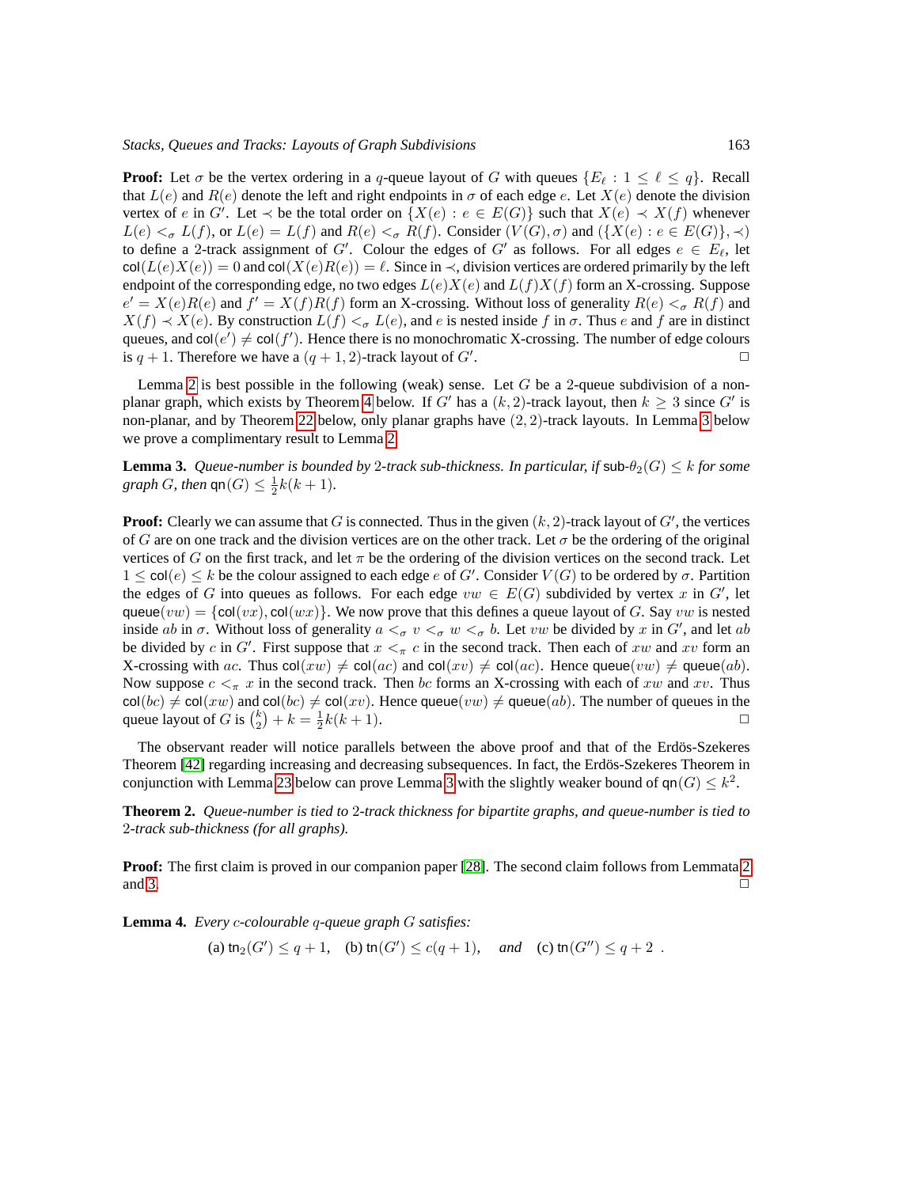**Proof:** Let $\sigma$ be the vertex ordering in a $q$-queue layout of $G$ with queues $\{E_\ell : 1 \leq \ell \leq q\}$. Recall that $L(e)$ and $R(e)$ denote the left and right endpoints in $\sigma$ of each edge $e$. Let $X(e)$ denote the division vertex of $e$ in $G'$. Let $\prec$ be the total order on $\{X(e) : e \in E(G)\}$ such that $X(e) \prec X(f)$ whenever $L(e) <_\sigma L(f)$, or $L(e) = L(f)$ and $R(e) <_\sigma R(f)$. Consider $(V(G), \sigma)$ and $(\{X(e) : e \in E(G)\}, \prec)$ to define a 2-track assignment of $G'$. Colour the edges of $G'$ as follows. For all edges $e \in E_\ell$, let $\mathsf{col}(L(e)X(e)) = 0$ and $\mathsf{col}(X(e)R(e)) = \ell$. Since in $\prec$, division vertices are ordered primarily by the left endpoint of the corresponding edge, no two edges $L(e)X(e)$ and $L(f)X(f)$ form an X-crossing. Suppose $e' = X(e)R(e)$ and $f' = X(f)R(f)$ form an X-crossing. Without loss of generality $R(e) <_\sigma R(f)$ and $X(f) \prec X(e)$. By construction $L(f) <_\sigma L(e)$, and $e$ is nested inside $f$ in $\sigma$. Thus $e$ and $f$ are in distinct queues, and $\mathsf{col}(e') \neq \mathsf{col}(f')$. Hence there is no monochromatic X-crossing. The number of edge colours is $q + 1$. Therefore we have a $(q + 1, 2)$-track layout of $G'$. □

Lemma 2 is best possible in the following (weak) sense. Let $G$ be a 2-queue subdivision of a non-planar graph, which exists by Theorem 4 below. If $G'$ has a $(k, 2)$-track layout, then $k \geq 3$ since $G'$ is non-planar, and by Theorem 22 below, only planar graphs have $(2, 2)$-track layouts. In Lemma 3 below we prove a complimentary result to Lemma 2.

**Lemma 3.** *Queue-number is bounded by 2-track sub-thickness. In particular, if* $\mathsf{sub}\text{-}\theta_2(G) \leq k$ *for some graph* $G$*, then* $\mathsf{qn}(G) \leq \frac{1}{2}k(k + 1)$*.*

**Proof:** Clearly we can assume that $G$ is connected. Thus in the given $(k, 2)$-track layout of $G'$, the vertices of $G$ are on one track and the division vertices are on the other track. Let $\sigma$ be the ordering of the original vertices of $G$ on the first track, and let $\pi$ be the ordering of the division vertices on the second track. Let $1 \leq \mathsf{col}(e) \leq k$ be the colour assigned to each edge $e$ of $G'$. Consider $V(G)$ to be ordered by $\sigma$. Partition the edges of $G$ into queues as follows. For each edge $vw \in E(G)$ subdivided by vertex $x$ in $G'$, let $\mathsf{queue}(vw) = \{\mathsf{col}(vx), \mathsf{col}(wx)\}$. We now prove that this defines a queue layout of $G$. Say $vw$ is nested inside $ab$ in $\sigma$. Without loss of generality $a <_\sigma v <_\sigma w <_\sigma b$. Let $vw$ be divided by $x$ in $G'$, and let $ab$ be divided by $c$ in $G'$. First suppose that $x <_\pi c$ in the second track. Then each of $xw$ and $xv$ form an X-crossing with $ac$. Thus $\mathsf{col}(xw) \neq \mathsf{col}(ac)$ and $\mathsf{col}(xv) \neq \mathsf{col}(ac)$. Hence $\mathsf{queue}(vw) \neq \mathsf{queue}(ab)$. Now suppose $c <_\pi x$ in the second track. Then $bc$ forms an X-crossing with each of $xw$ and $xv$. Thus $\mathsf{col}(bc) \neq \mathsf{col}(xw)$ and $\mathsf{col}(bc) \neq \mathsf{col}(xv)$. Hence $\mathsf{queue}(vw) \neq \mathsf{queue}(ab)$. The number of queues in the queue layout of $G$ is $\binom{k}{2} + k = \frac{1}{2}k(k + 1)$. □

The observant reader will notice parallels between the above proof and that of the Erdös-Szekeres Theorem [42] regarding increasing and decreasing subsequences. In fact, the Erdös-Szekeres Theorem in conjunction with Lemma 23 below can prove Lemma 3 with the slightly weaker bound of $\mathsf{qn}(G) \leq k^2$.

**Theorem 2.** *Queue-number is tied to 2-track thickness for bipartite graphs, and queue-number is tied to 2-track sub-thickness (for all graphs).*

**Proof:** The first claim is proved in our companion paper [28]. The second claim follows from Lemmata 2 and 3. □

**Lemma 4.** *Every* $c$*-colourable* $q$*-queue graph* $G$ *satisfies:*

$$\text{(a) } \mathsf{tn}_2(G') \leq q + 1, \quad \text{(b) } \mathsf{tn}(G') \leq c(q + 1), \quad \textit{and} \quad \text{(c) } \mathsf{tn}(G'') \leq q + 2 \ .$$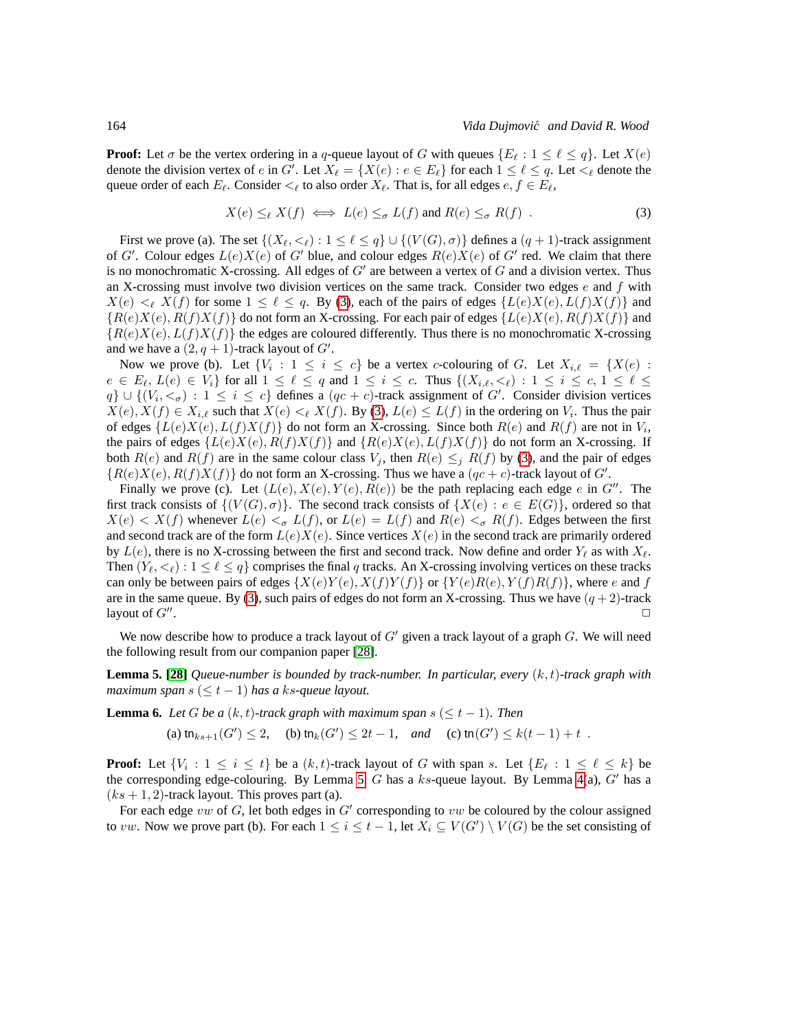**Proof:** Let $\sigma$ be the vertex ordering in a $q$-queue layout of $G$ with queues $\{E_\ell : 1 \leq \ell \leq q\}$. Let $X(e)$ denote the division vertex of $e$ in $G'$. Let $X_\ell = \{X(e) : e \in E_\ell\}$ for each $1 \leq \ell \leq q$. Let $<_\ell$ denote the queue order of each $E_\ell$. Consider $<_\ell$ to also order $X_\ell$. That is, for all edges $e, f \in E_\ell$,

$$X(e) \leq_\ell X(f) \iff L(e) \leq_\sigma L(f) \text{ and } R(e) \leq_\sigma R(f) \ . \tag{3}$$

First we prove (a). The set $\{(X_\ell, <_\ell) : 1 \leq \ell \leq q\} \cup \{(V(G), \sigma)\}$ defines a $(q+1)$-track assignment of $G'$. Colour edges $L(e)X(e)$ of $G'$ blue, and colour edges $R(e)X(e)$ of $G'$ red. We claim that there is no monochromatic X-crossing. All edges of $G'$ are between a vertex of $G$ and a division vertex. Thus an X-crossing must involve two division vertices on the same track. Consider two edges $e$ and $f$ with $X(e) <_\ell X(f)$ for some $1 \leq \ell \leq q$. By (3), each of the pairs of edges $\{L(e)X(e), L(f)X(f)\}$ and $\{R(e)X(e), R(f)X(f)\}$ do not form an X-crossing. For each pair of edges $\{L(e)X(e), R(f)X(f)\}$ and $\{R(e)X(e), L(f)X(f)\}$ the edges are coloured differently. Thus there is no monochromatic X-crossing and we have a $(2, q+1)$-track layout of $G'$.

Now we prove (b). Let $\{V_i : 1 \leq i \leq c\}$ be a vertex $c$-colouring of $G$. Let $X_{i,\ell} = \{X(e) : e \in E_\ell, L(e) \in V_i\}$ for all $1 \leq \ell \leq q$ and $1 \leq i \leq c$. Thus $\{(X_{i,\ell}, <_\ell) : 1 \leq i \leq c, 1 \leq \ell \leq q\} \cup \{(V_i, <_\sigma) : 1 \leq i \leq c\}$ defines a $(qc+c)$-track assignment of $G'$. Consider division vertices $X(e), X(f) \in X_{i,\ell}$ such that $X(e) <_\ell X(f)$. By (3), $L(e) \leq L(f)$ in the ordering on $V_i$. Thus the pair of edges $\{L(e)X(e), L(f)X(f)\}$ do not form an X-crossing. Since both $R(e)$ and $R(f)$ are not in $V_i$, the pairs of edges $\{L(e)X(e), R(f)X(f)\}$ and $\{R(e)X(e), L(f)X(f)\}$ do not form an X-crossing. If both $R(e)$ and $R(f)$ are in the same colour class $V_j$, then $R(e) \leq_j R(f)$ by (3), and the pair of edges $\{R(e)X(e), R(f)X(f)\}$ do not form an X-crossing. Thus we have a $(qc+c)$-track layout of $G'$.

Finally we prove (c). Let $(L(e), X(e), Y(e), R(e))$ be the path replacing each edge $e$ in $G''$. The first track consists of $\{(V(G), \sigma)\}$. The second track consists of $\{X(e) : e \in E(G)\}$, ordered so that $X(e) < X(f)$ whenever $L(e) <_\sigma L(f)$, or $L(e) = L(f)$ and $R(e) <_\sigma R(f)$. Edges between the first and second track are of the form $L(e)X(e)$. Since vertices $X(e)$ in the second track are primarily ordered by $L(e)$, there is no X-crossing between the first and second track. Now define and order $Y_\ell$ as with $X_\ell$. Then $(Y_\ell, <_\ell) : 1 \leq \ell \leq q\}$ comprises the final $q$ tracks. An X-crossing involving vertices on these tracks can only be between pairs of edges $\{X(e)Y(e), X(f)Y(f)\}$ or $\{Y(e)R(e), Y(f)R(f)\}$, where $e$ and $f$ are in the same queue. By (3), such pairs of edges do not form an X-crossing. Thus we have $(q+2)$-track layout of $G''$. □

We now describe how to produce a track layout of $G'$ given a track layout of a graph $G$. We will need the following result from our companion paper [28].

**Lemma 5.** [28] *Queue-number is bounded by track-number. In particular, every $(k,t)$-track graph with maximum span $s$ ($\leq t-1$) has a $ks$-queue layout.*

**Lemma 6.** *Let $G$ be a $(k,t)$-track graph with maximum span $s$ ($\leq t-1$). Then*

$$\text{(a) } \mathsf{tn}_{ks+1}(G') \leq 2, \quad \text{(b) } \mathsf{tn}_k(G') \leq 2t-1, \quad \textit{and} \quad \text{(c) } \mathsf{tn}(G') \leq k(t-1)+t \ .$$

**Proof:** Let $\{V_i : 1 \leq i \leq t\}$ be a $(k,t)$-track layout of $G$ with span $s$. Let $\{E_\ell : 1 \leq \ell \leq k\}$ be the corresponding edge-colouring. By Lemma 5, $G$ has a $ks$-queue layout. By Lemma 4(a), $G'$ has a $(ks+1, 2)$-track layout. This proves part (a).

For each edge $vw$ of $G$, let both edges in $G'$ corresponding to $vw$ be coloured by the colour assigned to $vw$. Now we prove part (b). For each $1 \leq i \leq t-1$, let $X_i \subseteq V(G') \setminus V(G)$ be the set consisting of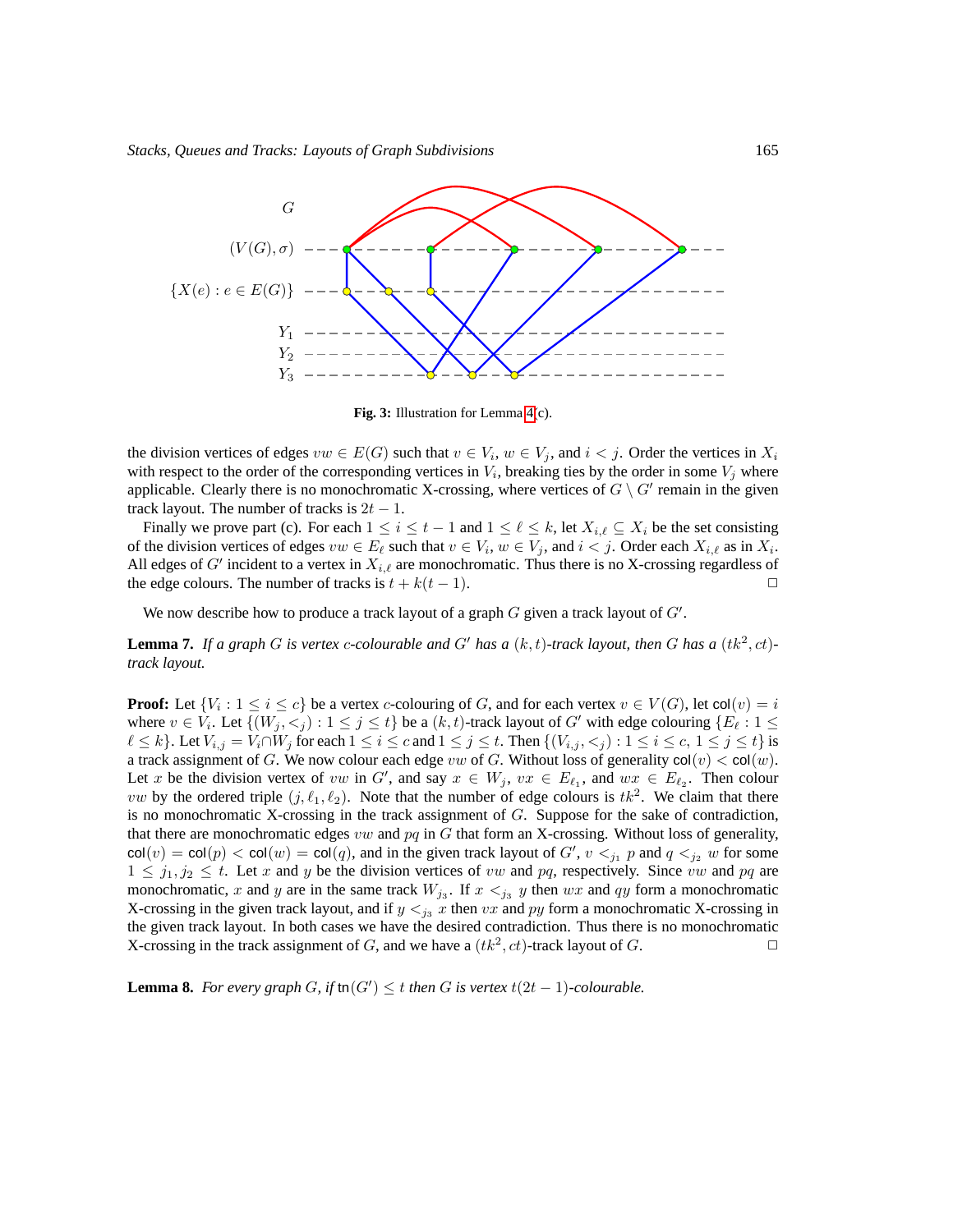Fig. 3: Illustration for Lemma 4(c).

the division vertices of edges $vw \in E(G)$ such that $v \in V_i$, $w \in V_j$, and $i < j$. Order the vertices in $X_i$ with respect to the order of the corresponding vertices in $V_i$, breaking ties by the order in some $V_j$ where applicable. Clearly there is no monochromatic X-crossing, where vertices of $G \setminus G'$ remain in the given track layout. The number of tracks is $2t - 1$.

Finally we prove part (c). For each $1 \leq i \leq t-1$ and $1 \leq \ell \leq k$, let $X_{i,\ell} \subseteq X_i$ be the set consisting of the division vertices of edges $vw \in E_\ell$ such that $v \in V_i$, $w \in V_j$, and $i < j$. Order each $X_{i,\ell}$ as in $X_i$. All edges of $G'$ incident to a vertex in $X_{i,\ell}$ are monochromatic. Thus there is no X-crossing regardless of the edge colours. The number of tracks is $t + k(t-1)$. □

We now describe how to produce a track layout of a graph $G$ given a track layout of $G'$.

**Lemma 7.** *If a graph $G$ is vertex $c$-colourable and $G'$ has a $(k,t)$-track layout, then $G$ has a $(tk^2, ct)$-track layout.*

**Proof:** Let $\{V_i : 1 \leq i \leq c\}$ be a vertex $c$-colouring of $G$, and for each vertex $v \in V(G)$, let $\mathsf{col}(v) = i$ where $v \in V_i$. Let $\{(W_j, <_j) : 1 \leq j \leq t\}$ be a $(k,t)$-track layout of $G'$ with edge colouring $\{E_\ell : 1 \leq \ell \leq k\}$. Let $V_{i,j} = V_i \cap W_j$ for each $1 \leq i \leq c$ and $1 \leq j \leq t$. Then $\{(V_{i,j}, <_j) : 1 \leq i \leq c,\ 1 \leq j \leq t\}$ is a track assignment of $G$. We now colour each edge $vw$ of $G$. Without loss of generality $\mathsf{col}(v) < \mathsf{col}(w)$. Let $x$ be the division vertex of $vw$ in $G'$, and say $x \in W_j$, $vx \in E_{\ell_1}$, and $wx \in E_{\ell_2}$. Then colour $vw$ by the ordered triple $(j, \ell_1, \ell_2)$. Note that the number of edge colours is $tk^2$. We claim that there is no monochromatic X-crossing in the track assignment of $G$. Suppose for the sake of contradiction, that there are monochromatic edges $vw$ and $pq$ in $G$ that form an X-crossing. Without loss of generality, $\mathsf{col}(v) = \mathsf{col}(p) < \mathsf{col}(w) = \mathsf{col}(q)$, and in the given track layout of $G'$, $v <_{j_1} p$ and $q <_{j_2} w$ for some $1 \leq j_1, j_2 \leq t$. Let $x$ and $y$ be the division vertices of $vw$ and $pq$, respectively. Since $vw$ and $pq$ are monochromatic, $x$ and $y$ are in the same track $W_{j_3}$. If $x <_{j_3} y$ then $wx$ and $qy$ form a monochromatic X-crossing in the given track layout, and if $y <_{j_3} x$ then $vx$ and $py$ form a monochromatic X-crossing in the given track layout. In both cases we have the desired contradiction. Thus there is no monochromatic X-crossing in the track assignment of $G$, and we have a $(tk^2, ct)$-track layout of $G$. □

**Lemma 8.** *For every graph $G$, if $\mathsf{tn}(G') \leq t$ then $G$ is vertex $t(2t-1)$-colourable.*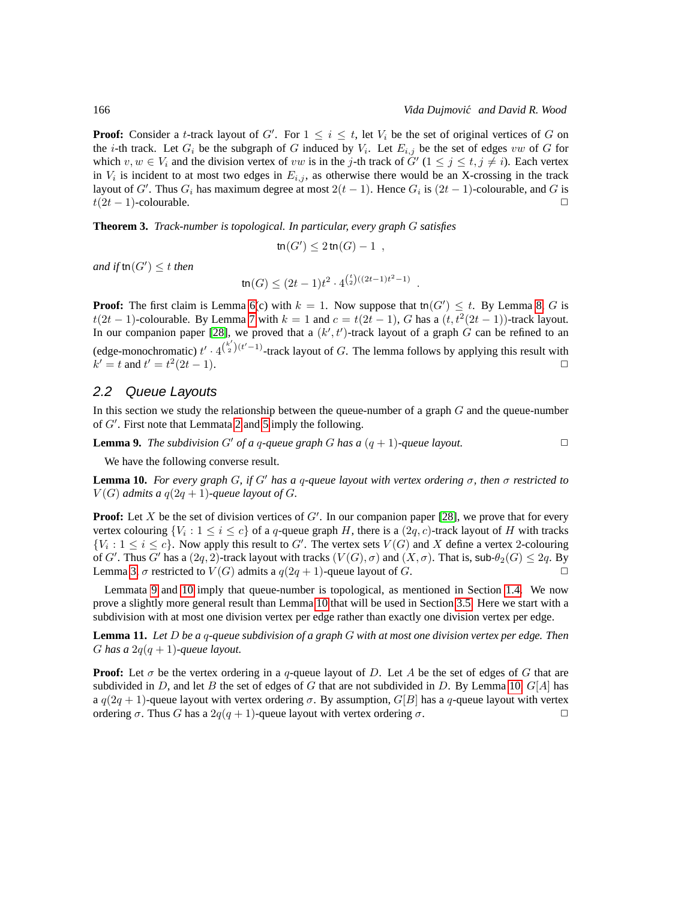**Proof:** Consider a $t$-track layout of $G'$. For $1 \le i \le t$, let $V_i$ be the set of original vertices of $G$ on the $i$-th track. Let $G_i$ be the subgraph of $G$ induced by $V_i$. Let $E_{i,j}$ be the set of edges $vw$ of $G$ for which $v, w \in V_i$ and the division vertex of $vw$ is in the $j$-th track of $G'$ ($1 \le j \le t, j \ne i$). Each vertex in $V_i$ is incident to at most two edges in $E_{i,j}$, as otherwise there would be an X-crossing in the track layout of $G'$. Thus $G_i$ has maximum degree at most $2(t-1)$. Hence $G_i$ is $(2t-1)$-colourable, and $G$ is $t(2t-1)$-colourable. □

**Theorem 3.** *Track-number is topological. In particular, every graph $G$ satisfies*

$$\mathsf{tn}(G') \le 2\,\mathsf{tn}(G) - 1 \ ,$$

*and if* $\mathsf{tn}(G') \le t$ *then*

$$\mathsf{tn}(G) \le (2t-1)t^2 \cdot 4^{\binom{t}{2}((2t-1)t^2-1)} \ .$$

**Proof:** The first claim is Lemma 6(c) with $k = 1$. Now suppose that $\mathsf{tn}(G') \le t$. By Lemma 8, $G$ is $t(2t-1)$-colourable. By Lemma 7 with $k = 1$ and $c = t(2t-1)$, $G$ has a $(t, t^2(2t-1))$-track layout. In our companion paper [28], we proved that a $(k', t')$-track layout of a graph $G$ can be refined to an (edge-monochromatic) $t' \cdot 4^{\binom{k'}{2}(t'-1)}$-track layout of $G$. The lemma follows by applying this result with $k' = t$ and $t' = t^2(2t-1)$. □

## 2.2 Queue Layouts

In this section we study the relationship between the queue-number of a graph $G$ and the queue-number of $G'$. First note that Lemmata 2 and 5 imply the following.

**Lemma 9.** *The subdivision $G'$ of a $q$-queue graph $G$ has a $(q+1)$-queue layout.* □

We have the following converse result.

**Lemma 10.** *For every graph $G$, if $G'$ has a $q$-queue layout with vertex ordering $\sigma$, then $\sigma$ restricted to $V(G)$ admits a $q(2q+1)$-queue layout of $G$.*

**Proof:** Let $X$ be the set of division vertices of $G'$. In our companion paper [28], we prove that for every vertex colouring $\{V_i : 1 \le i \le c\}$ of a $q$-queue graph $H$, there is a $(2q, c)$-track layout of $H$ with tracks $\{V_i : 1 \le i \le c\}$. Now apply this result to $G'$. The vertex sets $V(G)$ and $X$ define a vertex 2-colouring of $G'$. Thus $G'$ has a $(2q, 2)$-track layout with tracks $(V(G), \sigma)$ and $(X, \sigma)$. That is, sub-$\theta_2(G) \le 2q$. By Lemma 3, $\sigma$ restricted to $V(G)$ admits a $q(2q+1)$-queue layout of $G$. □

Lemmata 9 and 10 imply that queue-number is topological, as mentioned in Section 1.4. We now prove a slightly more general result than Lemma 10 that will be used in Section 3.5. Here we start with a subdivision with at most one division vertex per edge rather than exactly one division vertex per edge.

**Lemma 11.** *Let $D$ be a $q$-queue subdivision of a graph $G$ with at most one division vertex per edge. Then $G$ has a $2q(q+1)$-queue layout.*

**Proof:** Let $\sigma$ be the vertex ordering in a $q$-queue layout of $D$. Let $A$ be the set of edges of $G$ that are subdivided in $D$, and let $B$ the set of edges of $G$ that are not subdivided in $D$. By Lemma 10, $G[A]$ has a $q(2q+1)$-queue layout with vertex ordering $\sigma$. By assumption, $G[B]$ has a $q$-queue layout with vertex ordering $\sigma$. Thus $G$ has a $2q(q+1)$-queue layout with vertex ordering $\sigma$. □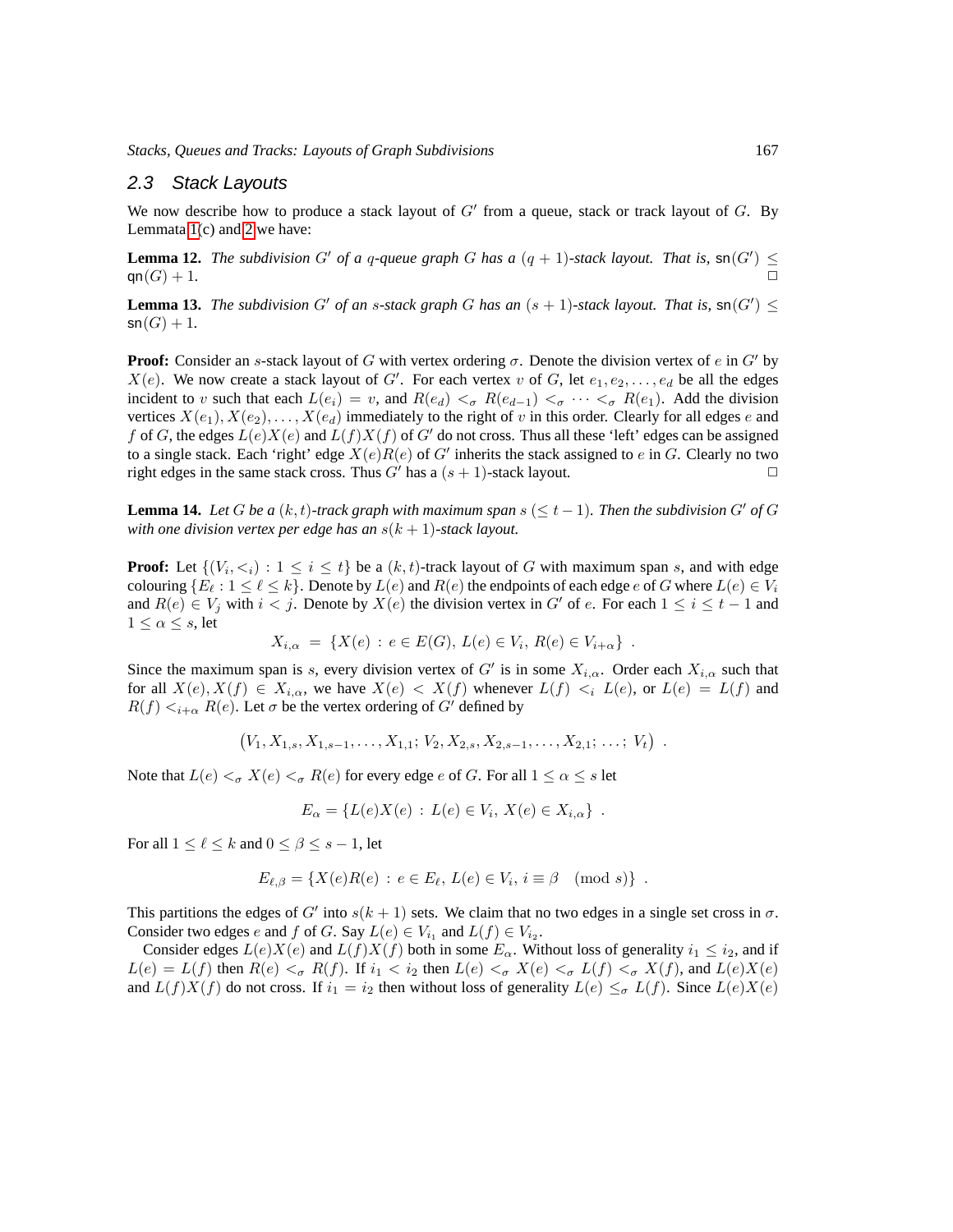## 2.3 Stack Layouts

We now describe how to produce a stack layout of $G'$ from a queue, stack or track layout of $G$. By Lemmata 1(c) and 2 we have:

**Lemma 12.** *The subdivision $G'$ of a $q$-queue graph $G$ has a $(q+1)$-stack layout. That is, $\mathsf{sn}(G') \leq \mathsf{qn}(G)+1$.* □

**Lemma 13.** *The subdivision $G'$ of an $s$-stack graph $G$ has an $(s+1)$-stack layout. That is, $\mathsf{sn}(G') \leq \mathsf{sn}(G)+1$.*

**Proof:** Consider an $s$-stack layout of $G$ with vertex ordering $\sigma$. Denote the division vertex of $e$ in $G'$ by $X(e)$. We now create a stack layout of $G'$. For each vertex $v$ of $G$, let $e_1, e_2, \dots, e_d$ be all the edges incident to $v$ such that each $L(e_i) = v$, and $R(e_d) <_\sigma R(e_{d-1}) <_\sigma \cdots <_\sigma R(e_1)$. Add the division vertices $X(e_1), X(e_2), \dots, X(e_d)$ immediately to the right of $v$ in this order. Clearly for all edges $e$ and $f$ of $G$, the edges $L(e)X(e)$ and $L(f)X(f)$ of $G'$ do not cross. Thus all these 'left' edges can be assigned to a single stack. Each 'right' edge $X(e)R(e)$ of $G'$ inherits the stack assigned to $e$ in $G$. Clearly no two right edges in the same stack cross. Thus $G'$ has a $(s+1)$-stack layout. □

**Lemma 14.** *Let $G$ be a $(k,t)$-track graph with maximum span $s$ $(\leq t-1)$. Then the subdivision $G'$ of $G$ with one division vertex per edge has an $s(k+1)$-stack layout.*

**Proof:** Let $\{(V_i, <_i) : 1 \leq i \leq t\}$ be a $(k,t)$-track layout of $G$ with maximum span $s$, and with edge colouring $\{E_\ell : 1 \leq \ell \leq k\}$. Denote by $L(e)$ and $R(e)$ the endpoints of each edge $e$ of $G$ where $L(e) \in V_i$ and $R(e) \in V_j$ with $i < j$. Denote by $X(e)$ the division vertex in $G'$ of $e$. For each $1 \leq i \leq t-1$ and $1 \leq \alpha \leq s$, let

$$X_{i,\alpha} = \{X(e) : e \in E(G),\, L(e) \in V_i,\, R(e) \in V_{i+\alpha}\} .$$

Since the maximum span is $s$, every division vertex of $G'$ is in some $X_{i,\alpha}$. Order each $X_{i,\alpha}$ such that for all $X(e), X(f) \in X_{i,\alpha}$, we have $X(e) < X(f)$ whenever $L(f) <_i L(e)$, or $L(e) = L(f)$ and $R(f) <_{i+\alpha} R(e)$. Let $\sigma$ be the vertex ordering of $G'$ defined by

$$\left(V_1, X_{1,s}, X_{1,s-1}, \dots, X_{1,1};\, V_2, X_{2,s}, X_{2,s-1}, \dots, X_{2,1};\, \dots;\, V_t\right) .$$

Note that $L(e) <_\sigma X(e) <_\sigma R(e)$ for every edge $e$ of $G$. For all $1 \leq \alpha \leq s$ let

$$E_\alpha = \{L(e)X(e) : L(e) \in V_i,\, X(e) \in X_{i,\alpha}\} .$$

For all $1 \leq \ell \leq k$ and $0 \leq \beta \leq s-1$, let

$$E_{\ell,\beta} = \{X(e)R(e) : e \in E_\ell,\, L(e) \in V_i,\, i \equiv \beta \pmod{s}\} .$$

This partitions the edges of $G'$ into $s(k+1)$ sets. We claim that no two edges in a single set cross in $\sigma$. Consider two edges $e$ and $f$ of $G$. Say $L(e) \in V_{i_1}$ and $L(f) \in V_{i_2}$.

Consider edges $L(e)X(e)$ and $L(f)X(f)$ both in some $E_\alpha$. Without loss of generality $i_1 \leq i_2$, and if $L(e) = L(f)$ then $R(e) <_\sigma R(f)$. If $i_1 < i_2$ then $L(e) <_\sigma X(e) <_\sigma L(f) <_\sigma X(f)$, and $L(e)X(e)$ and $L(f)X(f)$ do not cross. If $i_1 = i_2$ then without loss of generality $L(e) \leq_\sigma L(f)$. Since $L(e)X(e)$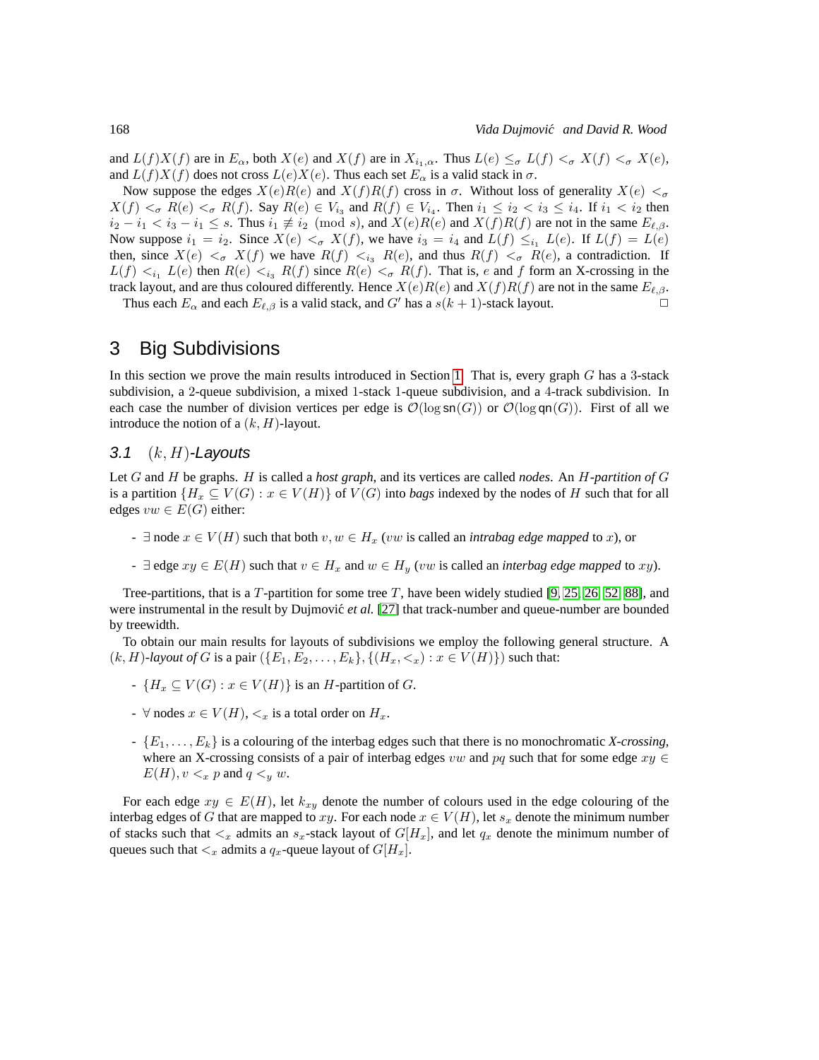and $L(f)X(f)$ are in $E_\alpha$, both $X(e)$ and $X(f)$ are in $X_{i_1,\alpha}$. Thus $L(e) \leq_\sigma L(f) <_\sigma X(f) <_\sigma X(e)$, and $L(f)X(f)$ does not cross $L(e)X(e)$. Thus each set $E_\alpha$ is a valid stack in $\sigma$.

Now suppose the edges $X(e)R(e)$ and $X(f)R(f)$ cross in $\sigma$. Without loss of generality $X(e) <_\sigma X(f) <_\sigma R(e) <_\sigma R(f)$. Say $R(e) \in V_{i_3}$ and $R(f) \in V_{i_4}$. Then $i_1 \leq i_2 < i_3 \leq i_4$. If $i_1 < i_2$ then $i_2 - i_1 < i_3 - i_1 \leq s$. Thus $i_1 \not\equiv i_2 \pmod{s}$, and $X(e)R(e)$ and $X(f)R(f)$ are not in the same $E_{\ell,\beta}$. Now suppose $i_1 = i_2$. Since $X(e) <_\sigma X(f)$, we have $i_3 = i_4$ and $L(f) \leq_{i_1} L(e)$. If $L(f) = L(e)$ then, since $X(e) <_\sigma X(f)$ we have $R(f) <_{i_3} R(e)$, and thus $R(f) <_\sigma R(e)$, a contradiction. If $L(f) <_{i_1} L(e)$ then $R(e) <_{i_3} R(f)$ since $R(e) <_\sigma R(f)$. That is, $e$ and $f$ form an X-crossing in the track layout, and are thus coloured differently. Hence $X(e)R(e)$ and $X(f)R(f)$ are not in the same $E_{\ell,\beta}$.

Thus each $E_\alpha$ and each $E_{\ell,\beta}$ is a valid stack, and $G'$ has a $s(k+1)$-stack layout. □

# 3 Big Subdivisions

In this section we prove the main results introduced in Section 1. That is, every graph $G$ has a 3-stack subdivision, a 2-queue subdivision, a mixed 1-stack 1-queue subdivision, and a 4-track subdivision. In each case the number of division vertices per edge is $\mathcal{O}(\log \mathsf{sn}(G))$ or $\mathcal{O}(\log \mathsf{qn}(G))$. First of all we introduce the notion of a $(k, H)$-layout.

## 3.1 $(k, H)$-Layouts

Let $G$ and $H$ be graphs. $H$ is called a *host graph*, and its vertices are called *nodes*. An *$H$-partition of $G$* is a partition $\{H_x \subseteq V(G) : x \in V(H)\}$ of $V(G)$ into *bags* indexed by the nodes of $H$ such that for all edges $vw \in E(G)$ either:

- $\exists$ node $x \in V(H)$ such that both $v, w \in H_x$ ($vw$ is called an *intrabag edge mapped* to $x$), or
- $\exists$ edge $xy \in E(H)$ such that $v \in H_x$ and $w \in H_y$ ($vw$ is called an *interbag edge mapped* to $xy$).

Tree-partitions, that is a $T$-partition for some tree $T$, have been widely studied [9, 25, 26, 52, 88], and were instrumental in the result by Dujmović *et al.* [27] that track-number and queue-number are bounded by treewidth.

To obtain our main results for layouts of subdivisions we employ the following general structure. A *$(k, H)$-layout of $G$* is a pair $(\{E_1, E_2, \dots, E_k\}, \{(H_x, <_x) : x \in V(H)\})$ such that:

- $\{H_x \subseteq V(G) : x \in V(H)\}$ is an $H$-partition of $G$.
- $\forall$ nodes $x \in V(H)$, $<_x$ is a total order on $H_x$.
- $\{E_1, \dots, E_k\}$ is a colouring of the interbag edges such that there is no monochromatic *X-crossing*, where an X-crossing consists of a pair of interbag edges $vw$ and $pq$ such that for some edge $xy \in E(H)$, $v <_x p$ and $q <_y w$.

For each edge $xy \in E(H)$, let $k_{xy}$ denote the number of colours used in the edge colouring of the interbag edges of $G$ that are mapped to $xy$. For each node $x \in V(H)$, let $s_x$ denote the minimum number of stacks such that $<_x$ admits an $s_x$-stack layout of $G[H_x]$, and let $q_x$ denote the minimum number of queues such that $<_x$ admits a $q_x$-queue layout of $G[H_x]$.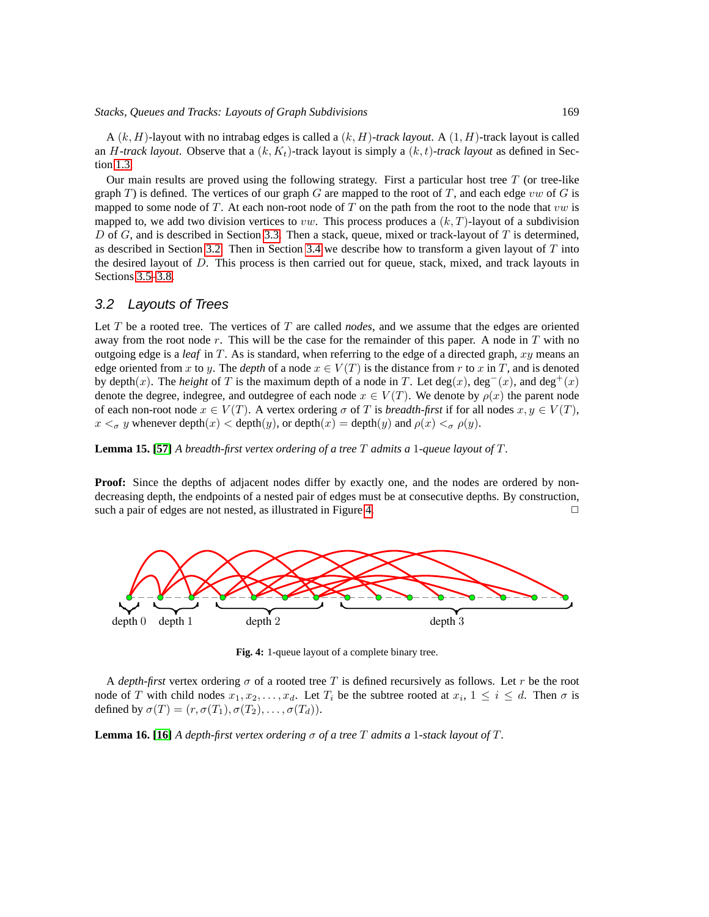A $(k, H)$-layout with no intrabag edges is called a $(k, H)$-*track layout*. A $(1, H)$-track layout is called an $H$-*track layout*. Observe that a $(k, K_t)$-track layout is simply a $(k, t)$-*track layout* as defined in Section 1.3.

Our main results are proved using the following strategy. First a particular host tree $T$ (or tree-like graph $T$) is defined. The vertices of our graph $G$ are mapped to the root of $T$, and each edge $vw$ of $G$ is mapped to some node of $T$. At each non-root node of $T$ on the path from the root to the node that $vw$ is mapped to, we add two division vertices to $vw$. This process produces a $(k, T)$-layout of a subdivision $D$ of $G$, and is described in Section 3.3. Then a stack, queue, mixed or track-layout of $T$ is determined, as described in Section 3.2. Then in Section 3.4 we describe how to transform a given layout of $T$ into the desired layout of $D$. This process is then carried out for queue, stack, mixed, and track layouts in Sections 3.5–3.8.

## 3.2 Layouts of Trees

Let $T$ be a rooted tree. The vertices of $T$ are called *nodes*, and we assume that the edges are oriented away from the root node $r$. This will be the case for the remainder of this paper. A node in $T$ with no outgoing edge is a *leaf* in $T$. As is standard, when referring to the edge of a directed graph, $xy$ means an edge oriented from $x$ to $y$. The *depth* of a node $x \in V(T)$ is the distance from $r$ to $x$ in $T$, and is denoted by $\text{depth}(x)$. The *height* of $T$ is the maximum depth of a node in $T$. Let $\deg(x)$, $\deg^-(x)$, and $\deg^+(x)$ denote the degree, indegree, and outdegree of each node $x \in V(T)$. We denote by $\rho(x)$ the parent node of each non-root node $x \in V(T)$. A vertex ordering $\sigma$ of $T$ is *breadth-first* if for all nodes $x, y \in V(T)$, $x <_\sigma y$ whenever $\text{depth}(x) < \text{depth}(y)$, or $\text{depth}(x) = \text{depth}(y)$ and $\rho(x) <_\sigma \rho(y)$.

**Lemma 15.** [57] *A breadth-first vertex ordering of a tree $T$ admits a 1-queue layout of $T$.*

**Proof:** Since the depths of adjacent nodes differ by exactly one, and the nodes are ordered by non-decreasing depth, the endpoints of a nested pair of edges must be at consecutive depths. By construction, such a pair of edges are not nested, as illustrated in Figure 4. □

**Fig. 4:** 1-queue layout of a complete binary tree.

A *depth-first* vertex ordering $\sigma$ of a rooted tree $T$ is defined recursively as follows. Let $r$ be the root node of $T$ with child nodes $x_1, x_2, \dots, x_d$. Let $T_i$ be the subtree rooted at $x_i$, $1 \leq i \leq d$. Then $\sigma$ is defined by $\sigma(T) = (r, \sigma(T_1), \sigma(T_2), \dots, \sigma(T_d))$.

**Lemma 16.** [16] *A depth-first vertex ordering $\sigma$ of a tree $T$ admits a 1-stack layout of $T$.*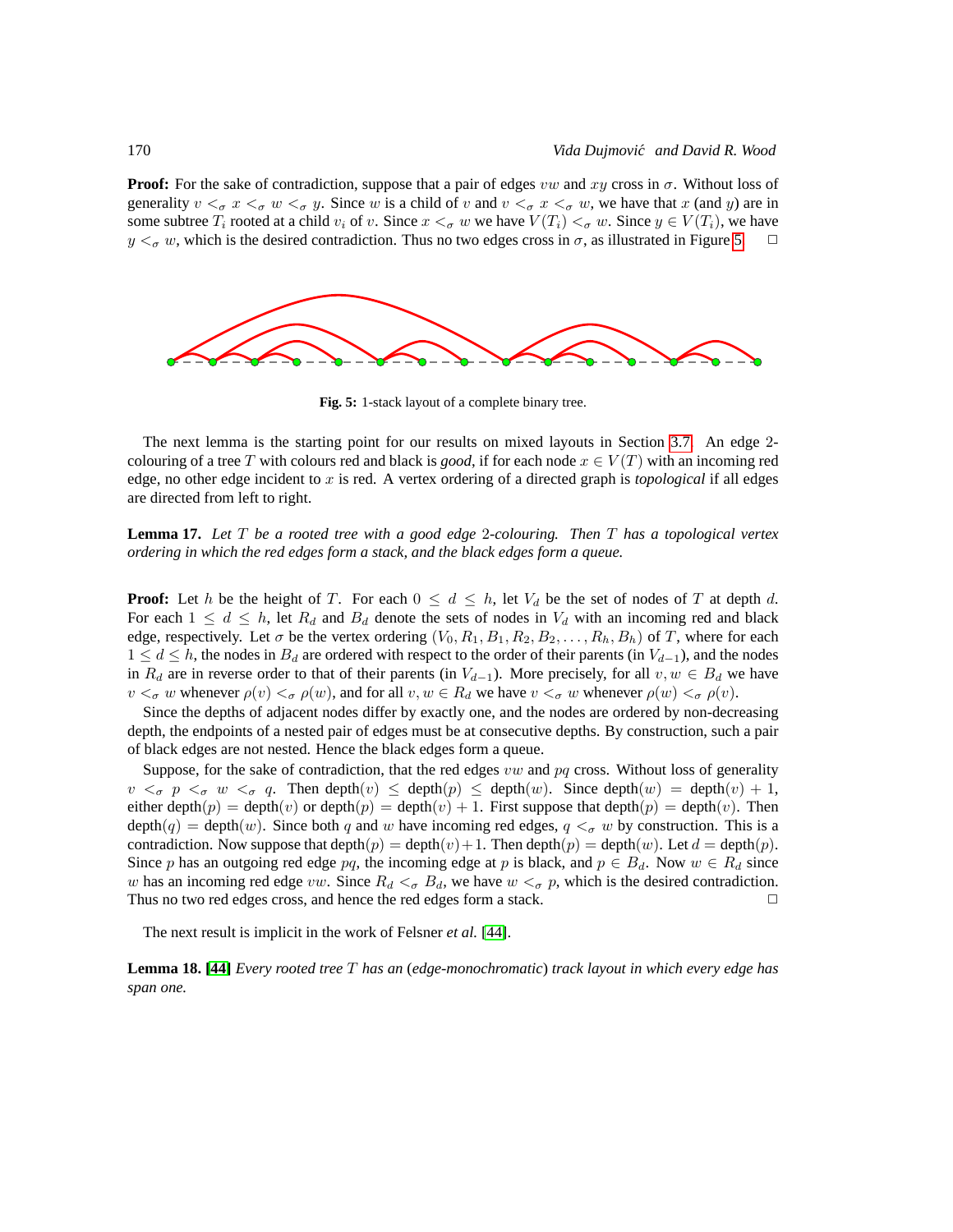**Proof:** For the sake of contradiction, suppose that a pair of edges $vw$ and $xy$ cross in $\sigma$. Without loss of generality $v <_\sigma x <_\sigma w <_\sigma y$. Since $w$ is a child of $v$ and $v <_\sigma x <_\sigma w$, we have that $x$ (and $y$) are in some subtree $T_i$ rooted at a child $v_i$ of $v$. Since $x <_\sigma w$ we have $V(T_i) <_\sigma w$. Since $y \in V(T_i)$, we have $y <_\sigma w$, which is the desired contradiction. Thus no two edges cross in $\sigma$, as illustrated in Figure 5. □

**Fig. 5:** 1-stack layout of a complete binary tree.

The next lemma is the starting point for our results on mixed layouts in Section 3.7. An edge 2-colouring of a tree $T$ with colours red and black is *good*, if for each node $x \in V(T)$ with an incoming red edge, no other edge incident to $x$ is red. A vertex ordering of a directed graph is *topological* if all edges are directed from left to right.

**Lemma 17.** *Let $T$ be a rooted tree with a good edge 2-colouring. Then $T$ has a topological vertex ordering in which the red edges form a stack, and the black edges form a queue.*

**Proof:** Let $h$ be the height of $T$. For each $0 \leq d \leq h$, let $V_d$ be the set of nodes of $T$ at depth $d$. For each $1 \leq d \leq h$, let $R_d$ and $B_d$ denote the sets of nodes in $V_d$ with an incoming red and black edge, respectively. Let $\sigma$ be the vertex ordering $(V_0, R_1, B_1, R_2, B_2, \dots, R_h, B_h)$ of $T$, where for each $1 \leq d \leq h$, the nodes in $B_d$ are ordered with respect to the order of their parents (in $V_{d-1}$), and the nodes in $R_d$ are in reverse order to that of their parents (in $V_{d-1}$). More precisely, for all $v, w \in B_d$ we have $v <_\sigma w$ whenever $\rho(v) <_\sigma \rho(w)$, and for all $v, w \in R_d$ we have $v <_\sigma w$ whenever $\rho(w) <_\sigma \rho(v)$.

Since the depths of adjacent nodes differ by exactly one, and the nodes are ordered by non-decreasing depth, the endpoints of a nested pair of edges must be at consecutive depths. By construction, such a pair of black edges are not nested. Hence the black edges form a queue.

Suppose, for the sake of contradiction, that the red edges $vw$ and $pq$ cross. Without loss of generality $v <_\sigma p <_\sigma w <_\sigma q$. Then $\text{depth}(v) \leq \text{depth}(p) \leq \text{depth}(w)$. Since $\text{depth}(w) = \text{depth}(v) + 1$, either $\text{depth}(p) = \text{depth}(v)$ or $\text{depth}(p) = \text{depth}(v) + 1$. First suppose that $\text{depth}(p) = \text{depth}(v)$. Then $\text{depth}(q) = \text{depth}(w)$. Since both $q$ and $w$ have incoming red edges, $q <_\sigma w$ by construction. This is a contradiction. Now suppose that $\text{depth}(p) = \text{depth}(v)+1$. Then $\text{depth}(p) = \text{depth}(w)$. Let $d = \text{depth}(p)$. Since $p$ has an outgoing red edge $pq$, the incoming edge at $p$ is black, and $p \in B_d$. Now $w \in R_d$ since $w$ has an incoming red edge $vw$. Since $R_d <_\sigma B_d$, we have $w <_\sigma p$, which is the desired contradiction. Thus no two red edges cross, and hence the red edges form a stack. □

The next result is implicit in the work of Felsner *et al.* [44].

**Lemma 18. [44]** *Every rooted tree $T$ has an (edge-monochromatic) track layout in which every edge has span one.*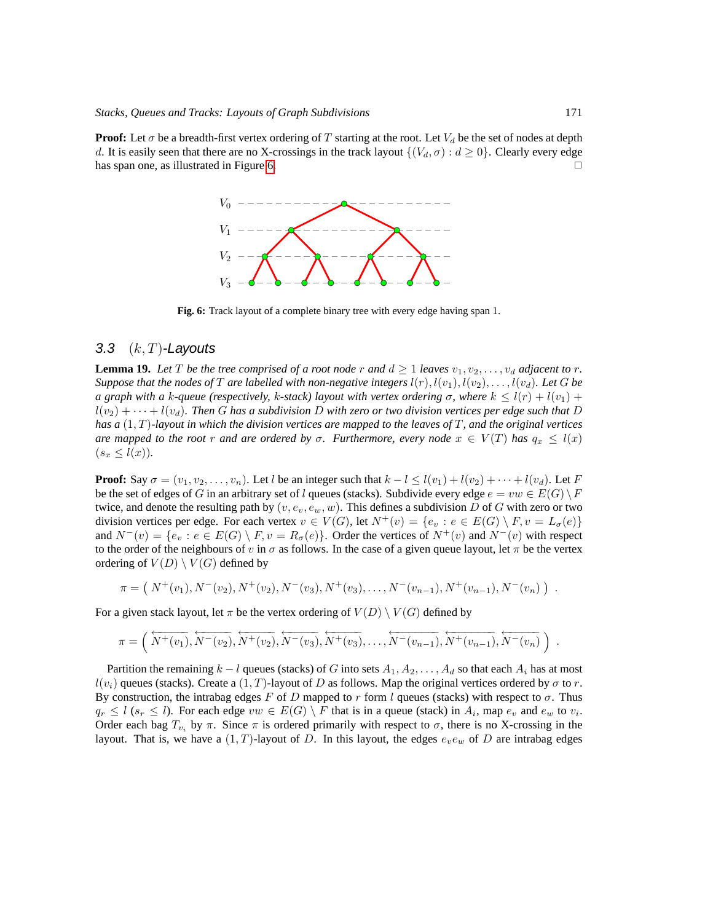**Proof:** Let $\sigma$ be a breadth-first vertex ordering of $T$ starting at the root. Let $V_d$ be the set of nodes at depth $d$. It is easily seen that there are no X-crossings in the track layout $\{(V_d, \sigma) : d \geq 0\}$. Clearly every edge has span one, as illustrated in Figure 6. $\square$

**Fig. 6:** Track layout of a complete binary tree with every edge having span 1.

### 3.3 $(k, T)$-Layouts

**Lemma 19.** *Let $T$ be the tree comprised of a root node $r$ and $d \geq 1$ leaves $v_1, v_2, \dots, v_d$ adjacent to $r$. Suppose that the nodes of $T$ are labelled with non-negative integers $l(r), l(v_1), l(v_2), \dots, l(v_d)$. Let $G$ be a graph with a $k$-queue (respectively, $k$-stack) layout with vertex ordering $\sigma$, where $k \leq l(r) + l(v_1) + l(v_2) + \dots + l(v_d)$. Then $G$ has a subdivision $D$ with zero or two division vertices per edge such that $D$ has a $(1, T)$-layout in which the division vertices are mapped to the leaves of $T$, and the original vertices are mapped to the root $r$ and are ordered by $\sigma$. Furthermore, every node $x \in V(T)$ has $q_x \leq l(x)$ ($s_x \leq l(x)$).*

**Proof:** Say $\sigma = (v_1, v_2, \dots, v_n)$. Let $l$ be an integer such that $k - l \leq l(v_1) + l(v_2) + \dots + l(v_d)$. Let $F$ be the set of edges of $G$ in an arbitrary set of $l$ queues (stacks). Subdivide every edge $e = vw \in E(G) \setminus F$ twice, and denote the resulting path by $(v, e_v, e_w, w)$. This defines a subdivision $D$ of $G$ with zero or two division vertices per edge. For each vertex $v \in V(G)$, let $N^+(v) = \{e_v : e \in E(G) \setminus F, v = L_\sigma(e)\}$ and $N^-(v) = \{e_v : e \in E(G) \setminus F, v = R_\sigma(e)\}$. Order the vertices of $N^+(v)$ and $N^-(v)$ with respect to the order of the neighbours of $v$ in $\sigma$ as follows. In the case of a given queue layout, let $\pi$ be the vertex ordering of $V(D) \setminus V(G)$ defined by

$$\pi = \big( N^+(v_1), N^-(v_2), N^+(v_2), N^-(v_3), N^+(v_3), \dots, N^-(v_{n-1}), N^+(v_{n-1}), N^-(v_n) \big) \enspace .$$

For a given stack layout, let $\pi$ be the vertex ordering of $V(D) \setminus V(G)$ defined by

$$\pi = \Big( \overleftarrow{N^+(v_1)}, \overleftarrow{N^-(v_2)}, \overleftarrow{N^+(v_2)}, \overleftarrow{N^-(v_3)}, \overleftarrow{N^+(v_3)}, \dots, \overleftarrow{N^-(v_{n-1})}, \overleftarrow{N^+(v_{n-1})}, \overleftarrow{N^-(v_n)} \Big) \enspace .$$

Partition the remaining $k - l$ queues (stacks) of $G$ into sets $A_1, A_2, \dots, A_d$ so that each $A_i$ has at most $l(v_i)$ queues (stacks). Create a $(1, T)$-layout of $D$ as follows. Map the original vertices ordered by $\sigma$ to $r$. By construction, the intrabag edges $F$ of $D$ mapped to $r$ form $l$ queues (stacks) with respect to $\sigma$. Thus $q_r \leq l$ ($s_r \leq l$). For each edge $vw \in E(G) \setminus F$ that is in a queue (stack) in $A_i$, map $e_v$ and $e_w$ to $v_i$. Order each bag $T_{v_i}$ by $\pi$. Since $\pi$ is ordered primarily with respect to $\sigma$, there is no X-crossing in the layout. That is, we have a $(1, T)$-layout of $D$. In this layout, the edges $e_v e_w$ of $D$ are intrabag edges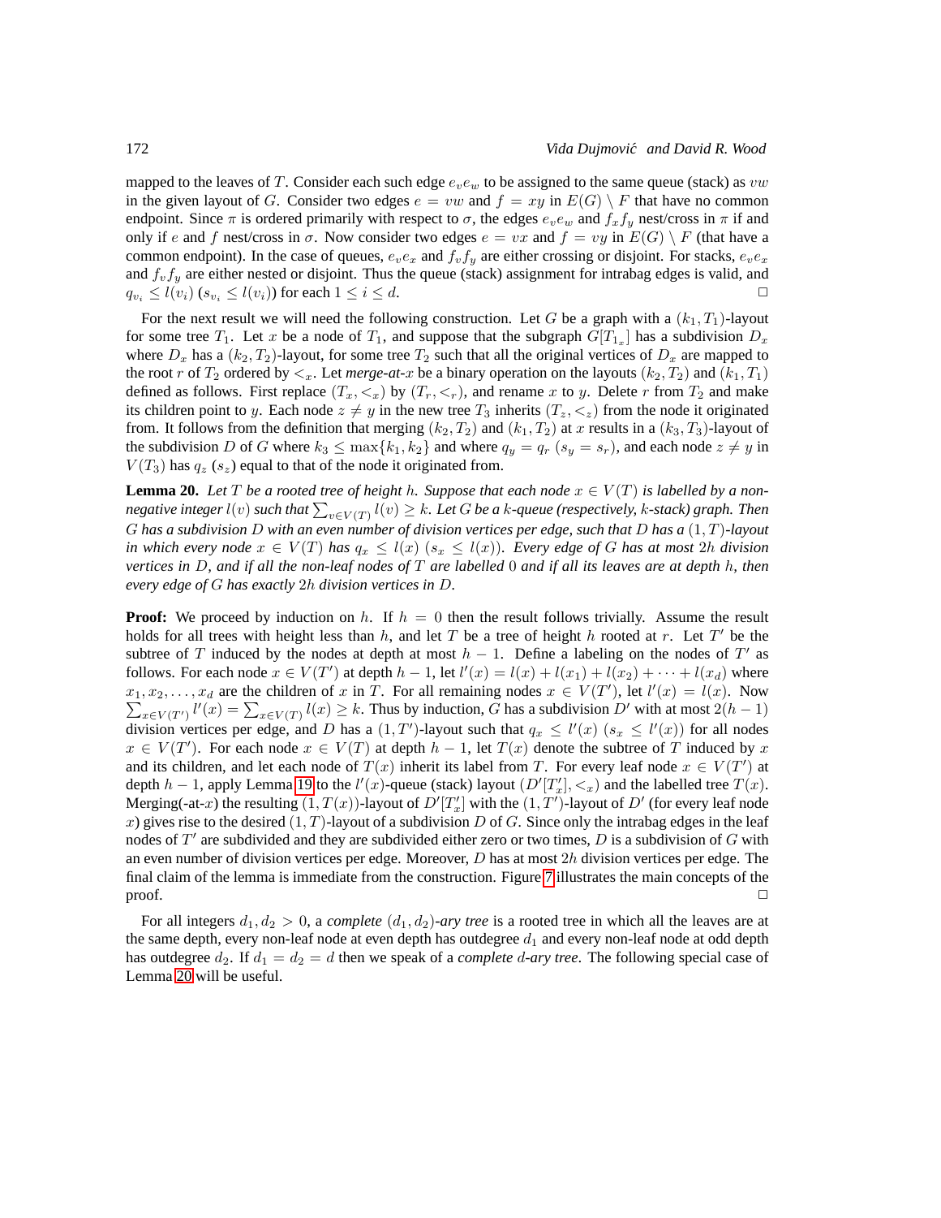mapped to the leaves of $T$. Consider each such edge $e_v e_w$ to be assigned to the same queue (stack) as $vw$ in the given layout of $G$. Consider two edges $e = vw$ and $f = xy$ in $E(G) \setminus F$ that have no common endpoint. Since $\pi$ is ordered primarily with respect to $\sigma$, the edges $e_v e_w$ and $f_x f_y$ nest/cross in $\pi$ if and only if $e$ and $f$ nest/cross in $\sigma$. Now consider two edges $e = vx$ and $f = vy$ in $E(G) \setminus F$ (that have a common endpoint). In the case of queues, $e_v e_x$ and $f_v f_y$ are either crossing or disjoint. For stacks, $e_v e_x$ and $f_v f_y$ are either nested or disjoint. Thus the queue (stack) assignment for intrabag edges is valid, and $q_{v_i} \leq l(v_i)$ ($s_{v_i} \leq l(v_i)$) for each $1 \leq i \leq d$. □

For the next result we will need the following construction. Let $G$ be a graph with a $(k_1, T_1)$-layout for some tree $T_1$. Let $x$ be a node of $T_1$, and suppose that the subgraph $G[T_{1_x}]$ has a subdivision $D_x$ where $D_x$ has a $(k_2, T_2)$-layout, for some tree $T_2$ such that all the original vertices of $D_x$ are mapped to the root $r$ of $T_2$ ordered by $<_x$. Let *merge-at-$x$* be a binary operation on the layouts $(k_2, T_2)$ and $(k_1, T_1)$ defined as follows. First replace $(T_x, <_x)$ by $(T_r, <_r)$, and rename $x$ to $y$. Delete $r$ from $T_2$ and make its children point to $y$. Each node $z \neq y$ in the new tree $T_3$ inherits $(T_z, <_z)$ from the node it originated from. It follows from the definition that merging $(k_2, T_2)$ and $(k_1, T_2)$ at $x$ results in a $(k_3, T_3)$-layout of the subdivision $D$ of $G$ where $k_3 \leq \max\{k_1, k_2\}$ and where $q_y = q_r$ ($s_y = s_r$), and each node $z \neq y$ in $V(T_3)$ has $q_z$ ($s_z$) equal to that of the node it originated from.

**Lemma 20.** *Let $T$ be a rooted tree of height $h$. Suppose that each node $x \in V(T)$ is labelled by a non-negative integer $l(v)$ such that $\sum_{v \in V(T)} l(v) \geq k$. Let $G$ be a $k$-queue (respectively, $k$-stack) graph. Then $G$ has a subdivision $D$ with an even number of division vertices per edge, such that $D$ has a $(1, T)$-layout in which every node $x \in V(T)$ has $q_x \leq l(x)$ ($s_x \leq l(x)$). Every edge of $G$ has at most $2h$ division vertices in $D$, and if all the non-leaf nodes of $T$ are labelled $0$ and if all its leaves are at depth $h$, then every edge of $G$ has exactly $2h$ division vertices in $D$.*

**Proof:** We proceed by induction on $h$. If $h = 0$ then the result follows trivially. Assume the result holds for all trees with height less than $h$, and let $T$ be a tree of height $h$ rooted at $r$. Let $T'$ be the subtree of $T$ induced by the nodes at depth at most $h - 1$. Define a labeling on the nodes of $T'$ as follows. For each node $x \in V(T')$ at depth $h - 1$, let $l'(x) = l(x) + l(x_1) + l(x_2) + \cdots + l(x_d)$ where $x_1, x_2, \ldots, x_d$ are the children of $x$ in $T$. For all remaining nodes $x \in V(T')$, let $l'(x) = l(x)$. Now $\sum_{x \in V(T')} l'(x) = \sum_{x \in V(T)} l(x) \geq k$. Thus by induction, $G$ has a subdivision $D'$ with at most $2(h-1)$ division vertices per edge, and $D$ has a $(1, T')$-layout such that $q_x \leq l'(x)$ ($s_x \leq l'(x)$) for all nodes $x \in V(T')$. For each node $x \in V(T)$ at depth $h - 1$, let $T(x)$ denote the subtree of $T$ induced by $x$ and its children, and let each node of $T(x)$ inherit its label from $T$. For every leaf node $x \in V(T')$ at depth $h - 1$, apply Lemma 19 to the $l'(x)$-queue (stack) layout $(D'[T'_x], <_x)$ and the labelled tree $T(x)$. Merging(-at-$x$) the resulting $(1, T(x))$-layout of $D'[T'_x]$ with the $(1, T')$-layout of $D'$ (for every leaf node $x$) gives rise to the desired $(1, T)$-layout of a subdivision $D$ of $G$. Since only the intrabag edges in the leaf nodes of $T'$ are subdivided and they are subdivided either zero or two times, $D$ is a subdivision of $G$ with an even number of division vertices per edge. Moreover, $D$ has at most $2h$ division vertices per edge. The final claim of the lemma is immediate from the construction. Figure 7 illustrates the main concepts of the proof. □

For all integers $d_1, d_2 > 0$, a *complete* $(d_1, d_2)$*-ary tree* is a rooted tree in which all the leaves are at the same depth, every non-leaf node at even depth has outdegree $d_1$ and every non-leaf node at odd depth has outdegree $d_2$. If $d_1 = d_2 = d$ then we speak of a *complete $d$-ary tree*. The following special case of Lemma 20 will be useful.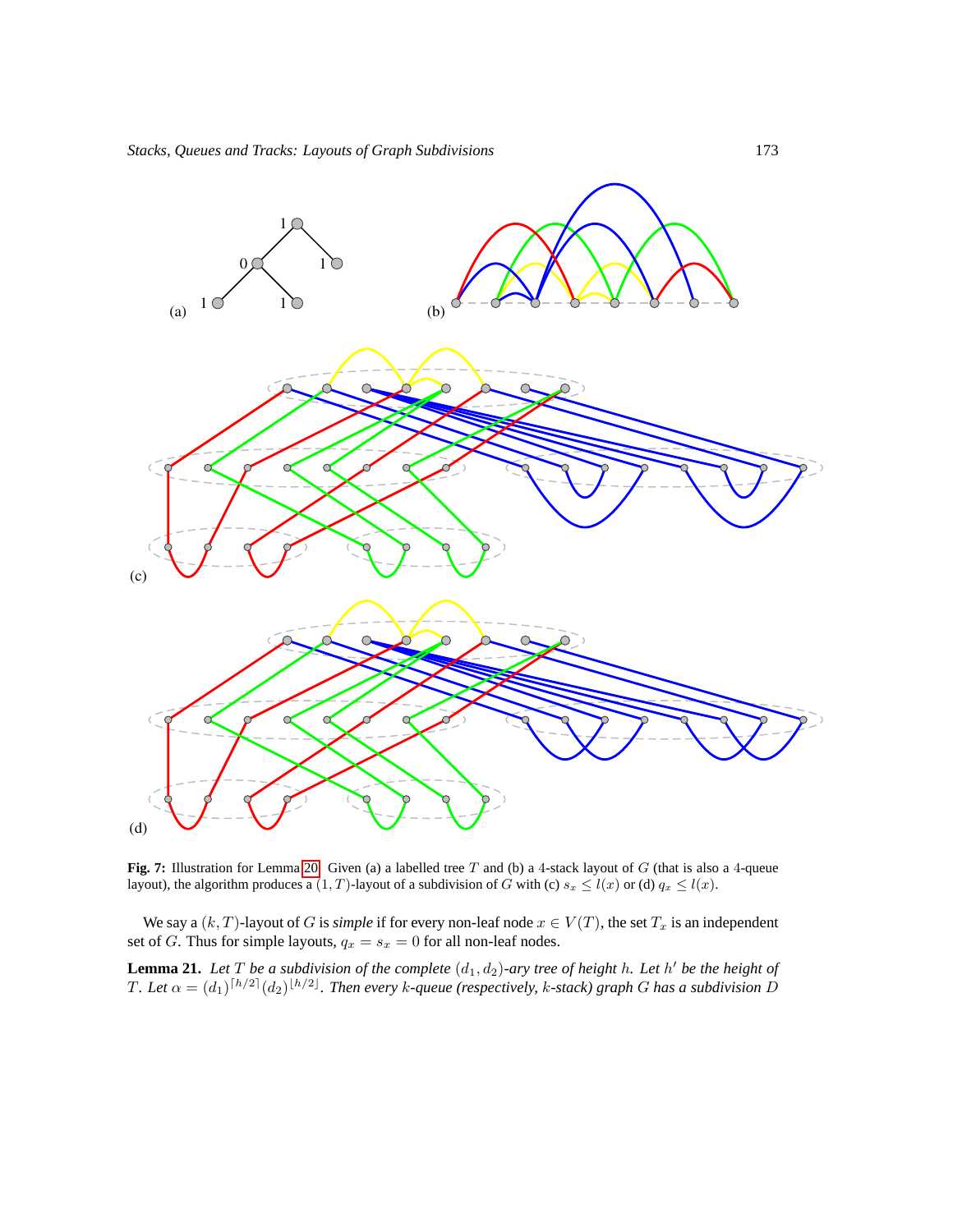**Fig. 7:** Illustration for Lemma 20. Given (a) a labelled tree $T$ and (b) a 4-stack layout of $G$ (that is also a 4-queue layout), the algorithm produces a $(1,T)$-layout of a subdivision of $G$ with (c) $s_x \leq l(x)$ or (d) $q_x \leq l(x)$.

We say a $(k,T)$-layout of $G$ is *simple* if for every non-leaf node $x \in V(T)$, the set $T_x$ is an independent set of $G$. Thus for simple layouts, $q_x = s_x = 0$ for all non-leaf nodes.

**Lemma 21.** *Let $T$ be a subdivision of the complete $(d_1,d_2)$-ary tree of height $h$. Let $h'$ be the height of $T$. Let $\alpha = (d_1)^{\lceil h/2 \rceil}(d_2)^{\lfloor h/2 \rfloor}$. Then every $k$-queue (respectively, $k$-stack) graph $G$ has a subdivision $D$*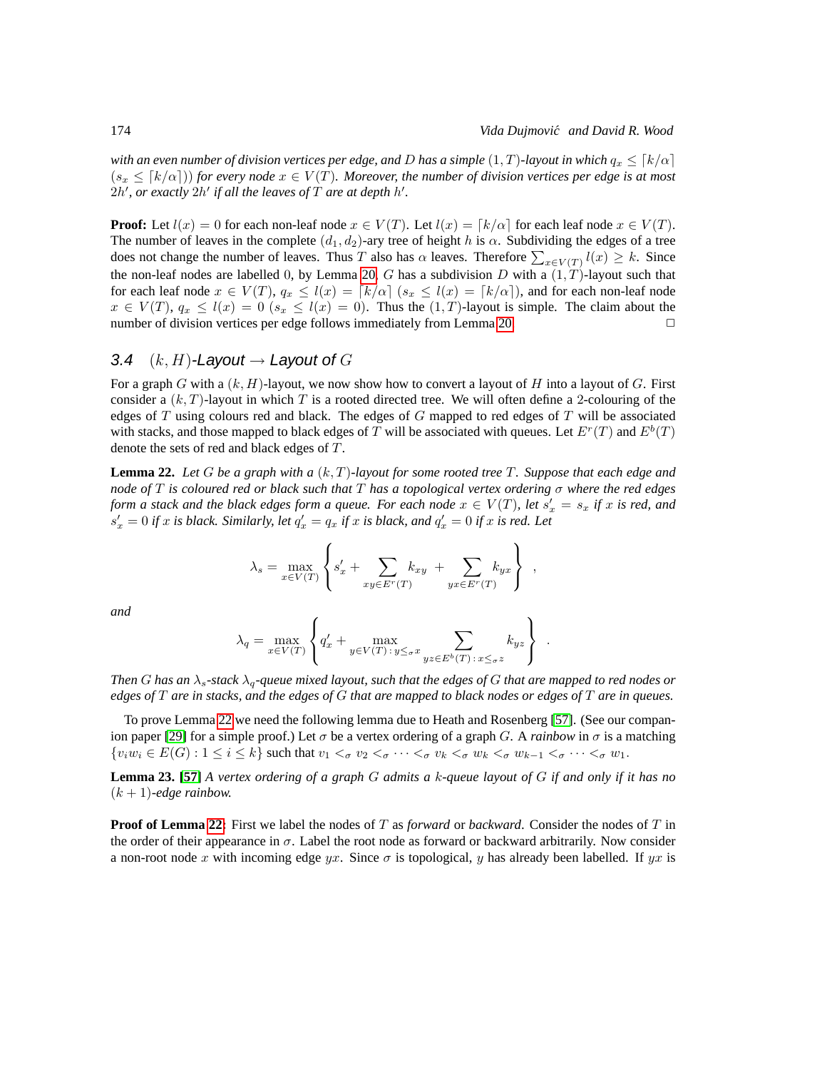*with an even number of division vertices per edge, and $D$ has a simple $(1,T)$-layout in which $q_x \leq \lceil k/\alpha \rceil$ ($s_x \leq \lceil k/\alpha \rceil$)) for every node $x \in V(T)$. Moreover, the number of division vertices per edge is at most $2h'$, or exactly $2h'$ if all the leaves of $T$ are at depth $h'$.*

**Proof:** Let $l(x) = 0$ for each non-leaf node $x \in V(T)$. Let $l(x) = \lceil k/\alpha \rceil$ for each leaf node $x \in V(T)$. The number of leaves in the complete $(d_1, d_2)$-ary tree of height $h$ is $\alpha$. Subdividing the edges of a tree does not change the number of leaves. Thus $T$ also has $\alpha$ leaves. Therefore $\sum_{x \in V(T)} l(x) \geq k$. Since the non-leaf nodes are labelled $0$, by Lemma 20, $G$ has a subdivision $D$ with a $(1,T)$-layout such that for each leaf node $x \in V(T)$, $q_x \leq l(x) = \lceil k/\alpha \rceil$ ($s_x \leq l(x) = \lceil k/\alpha \rceil$), and for each non-leaf node $x \in V(T)$, $q_x \leq l(x) = 0$ ($s_x \leq l(x) = 0$). Thus the $(1,T)$-layout is simple. The claim about the number of division vertices per edge follows immediately from Lemma 20. □

## 3.4 $(k, H)$-Layout → Layout of $G$

For a graph $G$ with a $(k, H)$-layout, we now show how to convert a layout of $H$ into a layout of $G$. First consider a $(k, T)$-layout in which $T$ is a rooted directed tree. We will often define a 2-colouring of the edges of $T$ using colours red and black. The edges of $G$ mapped to red edges of $T$ will be associated with stacks, and those mapped to black edges of $T$ will be associated with queues. Let $E^r(T)$ and $E^b(T)$ denote the sets of red and black edges of $T$.

**Lemma 22.** *Let $G$ be a graph with a $(k,T)$-layout for some rooted tree $T$. Suppose that each edge and node of $T$ is coloured red or black such that $T$ has a topological vertex ordering $\sigma$ where the red edges form a stack and the black edges form a queue. For each node $x \in V(T)$, let $s'_x = s_x$ if $x$ is red, and $s'_x = 0$ if $x$ is black. Similarly, let $q'_x = q_x$ if $x$ is black, and $q'_x = 0$ if $x$ is red. Let*

$$\lambda_s = \max_{x \in V(T)} \left\{ s'_x + \sum_{xy \in E^r(T)} k_{xy} + \sum_{yx \in E^r(T)} k_{yx} \right\} ,$$

*and*

$$\lambda_q = \max_{x \in V(T)} \left\{ q'_x + \max_{y \in V(T) : y \leq_\sigma x} \sum_{yz \in E^b(T) : x \leq_\sigma z} k_{yz} \right\} .$$

*Then $G$ has an $\lambda_s$-stack $\lambda_q$-queue mixed layout, such that the edges of $G$ that are mapped to red nodes or edges of $T$ are in stacks, and the edges of $G$ that are mapped to black nodes or edges of $T$ are in queues.*

To prove Lemma 22 we need the following lemma due to Heath and Rosenberg [57]. (See our companion paper [29] for a simple proof.) Let $\sigma$ be a vertex ordering of a graph $G$. A *rainbow* in $\sigma$ is a matching $\{v_i w_i \in E(G) : 1 \leq i \leq k\}$ such that $v_1 <_\sigma v_2 <_\sigma \cdots <_\sigma v_k <_\sigma w_k <_\sigma w_{k-1} <_\sigma \cdots <_\sigma w_1$.

**Lemma 23.** **[57]** *A vertex ordering of a graph $G$ admits a $k$-queue layout of $G$ if and only if it has no $(k+1)$-edge rainbow.*

**Proof of Lemma 22:** First we label the nodes of $T$ as *forward* or *backward*. Consider the nodes of $T$ in the order of their appearance in $\sigma$. Label the root node as forward or backward arbitrarily. Now consider a non-root node $x$ with incoming edge $yx$. Since $\sigma$ is topological, $y$ has already been labelled. If $yx$ is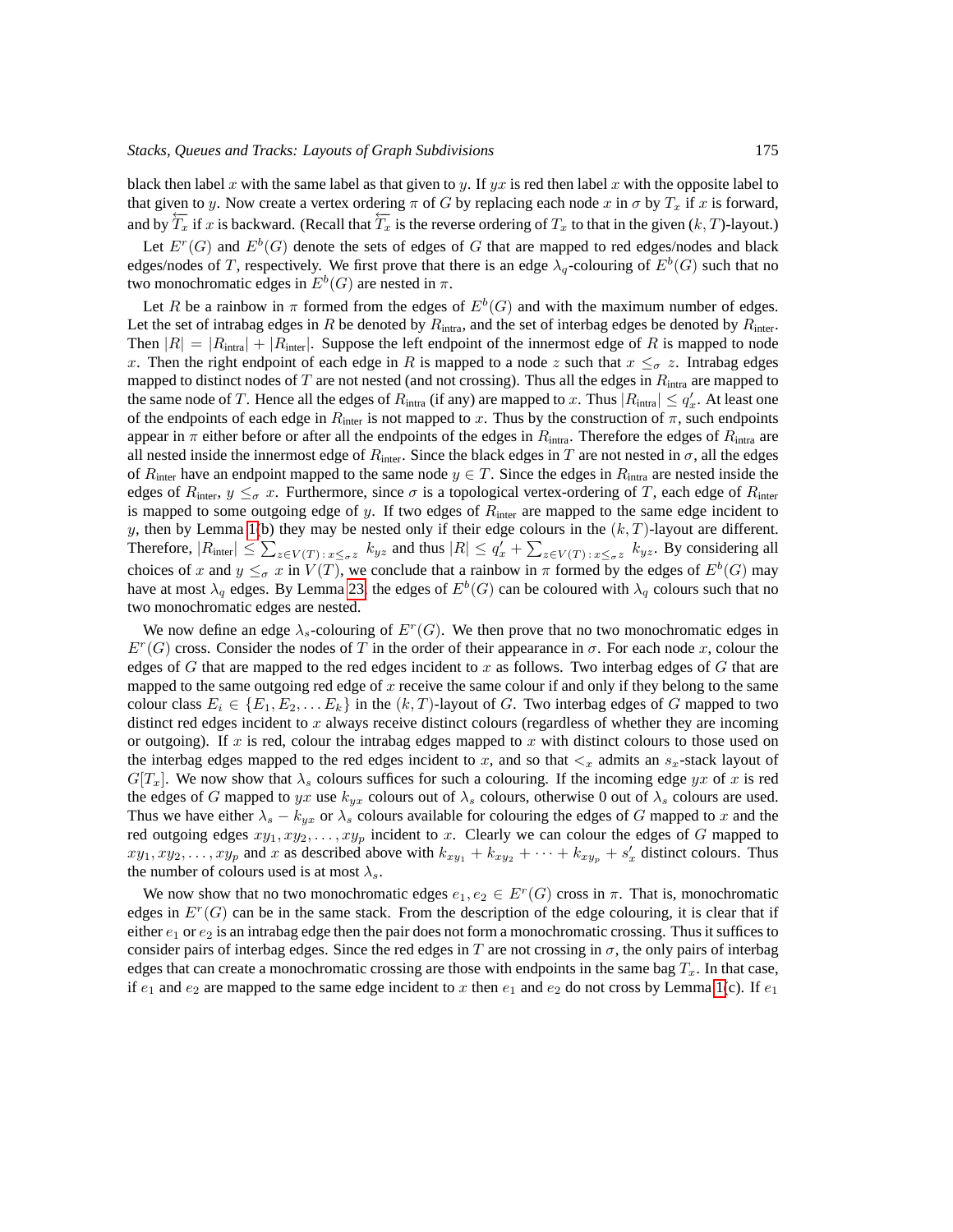black then label $x$ with the same label as that given to $y$. If $yx$ is red then label $x$ with the opposite label to that given to $y$. Now create a vertex ordering $\pi$ of $G$ by replacing each node $x$ in $\sigma$ by $T_x$ if $x$ is forward, and by $\overleftarrow{T_x}$ if $x$ is backward. (Recall that $\overleftarrow{T_x}$ is the reverse ordering of $T_x$ to that in the given $(k, T)$-layout.)

Let $E^r(G)$ and $E^b(G)$ denote the sets of edges of $G$ that are mapped to red edges/nodes and black edges/nodes of $T$, respectively. We first prove that there is an edge $\lambda_q$-colouring of $E^b(G)$ such that no two monochromatic edges in $E^b(G)$ are nested in $\pi$.

Let $R$ be a rainbow in $\pi$ formed from the edges of $E^b(G)$ and with the maximum number of edges. Let the set of intrabag edges in $R$ be denoted by $R_{\text{intra}}$, and the set of interbag edges be denoted by $R_{\text{inter}}$. Then $|R| = |R_{\text{intra}}| + |R_{\text{inter}}|$. Suppose the left endpoint of the innermost edge of $R$ is mapped to node $x$. Then the right endpoint of each edge in $R$ is mapped to a node $z$ such that $x \leq_\sigma z$. Intrabag edges mapped to distinct nodes of $T$ are not nested (and not crossing). Thus all the edges in $R_{\text{intra}}$ are mapped to the same node of $T$. Hence all the edges of $R_{\text{intra}}$ (if any) are mapped to $x$. Thus $|R_{\text{intra}}| \leq q'_x$. At least one of the endpoints of each edge in $R_{\text{inter}}$ is not mapped to $x$. Thus by the construction of $\pi$, such endpoints appear in $\pi$ either before or after all the endpoints of the edges in $R_{\text{intra}}$. Therefore the edges of $R_{\text{intra}}$ are all nested inside the innermost edge of $R_{\text{inter}}$. Since the black edges in $T$ are not nested in $\sigma$, all the edges of $R_{\text{inter}}$ have an endpoint mapped to the same node $y \in T$. Since the edges in $R_{\text{intra}}$ are nested inside the edges of $R_{\text{inter}}$, $y \leq_\sigma x$. Furthermore, since $\sigma$ is a topological vertex-ordering of $T$, each edge of $R_{\text{inter}}$ is mapped to some outgoing edge of $y$. If two edges of $R_{\text{inter}}$ are mapped to the same edge incident to $y$, then by Lemma 1(b) they may be nested only if their edge colours in the $(k, T)$-layout are different. Therefore, $|R_{\text{inter}}| \leq \sum_{z \in V(T)\,:\, x \leq_\sigma z} k_{yz}$ and thus $|R| \leq q'_x + \sum_{z \in V(T)\,:\, x \leq_\sigma z} k_{yz}$. By considering all choices of $x$ and $y \leq_\sigma x$ in $V(T)$, we conclude that a rainbow in $\pi$ formed by the edges of $E^b(G)$ may have at most $\lambda_q$ edges. By Lemma 23, the edges of $E^b(G)$ can be coloured with $\lambda_q$ colours such that no two monochromatic edges are nested.

We now define an edge $\lambda_s$-colouring of $E^r(G)$. We then prove that no two monochromatic edges in $E^r(G)$ cross. Consider the nodes of $T$ in the order of their appearance in $\sigma$. For each node $x$, colour the edges of $G$ that are mapped to the red edges incident to $x$ as follows. Two interbag edges of $G$ that are mapped to the same outgoing red edge of $x$ receive the same colour if and only if they belong to the same colour class $E_i \in \{E_1, E_2, \dots E_k\}$ in the $(k, T)$-layout of $G$. Two interbag edges of $G$ mapped to two distinct red edges incident to $x$ always receive distinct colours (regardless of whether they are incoming or outgoing). If $x$ is red, colour the intrabag edges mapped to $x$ with distinct colours to those used on the interbag edges mapped to the red edges incident to $x$, and so that $<_x$ admits an $s_x$-stack layout of $G[T_x]$. We now show that $\lambda_s$ colours suffices for such a colouring. If the incoming edge $yx$ of $x$ is red the edges of $G$ mapped to $yx$ use $k_{yx}$ colours out of $\lambda_s$ colours, otherwise 0 out of $\lambda_s$ colours are used. Thus we have either $\lambda_s - k_{yx}$ or $\lambda_s$ colours available for colouring the edges of $G$ mapped to $x$ and the red outgoing edges $xy_1, xy_2, \dots, xy_p$ incident to $x$. Clearly we can colour the edges of $G$ mapped to $xy_1, xy_2, \dots, xy_p$ and $x$ as described above with $k_{xy_1} + k_{xy_2} + \dots + k_{xy_p} + s'_x$ distinct colours. Thus the number of colours used is at most $\lambda_s$.

We now show that no two monochromatic edges $e_1, e_2 \in E^r(G)$ cross in $\pi$. That is, monochromatic edges in $E^r(G)$ can be in the same stack. From the description of the edge colouring, it is clear that if either $e_1$ or $e_2$ is an intrabag edge then the pair does not form a monochromatic crossing. Thus it suffices to consider pairs of interbag edges. Since the red edges in $T$ are not crossing in $\sigma$, the only pairs of interbag edges that can create a monochromatic crossing are those with endpoints in the same bag $T_x$. In that case, if $e_1$ and $e_2$ are mapped to the same edge incident to $x$ then $e_1$ and $e_2$ do not cross by Lemma 1(c). If $e_1$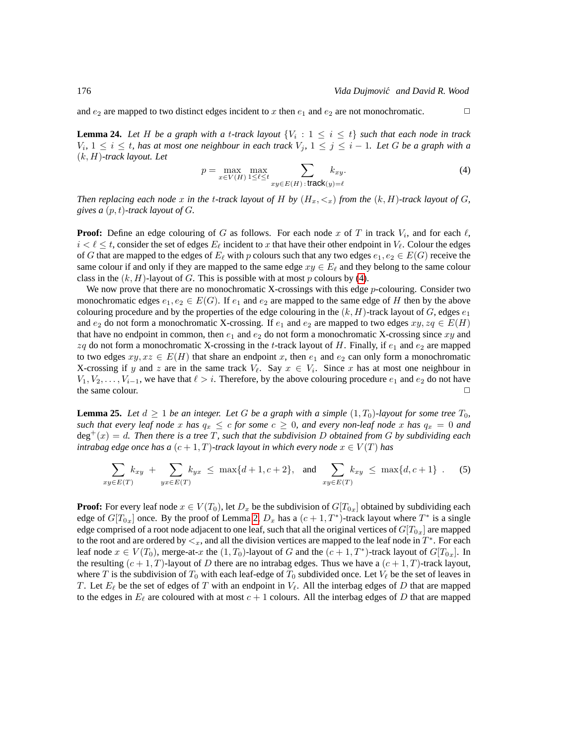and $e_2$ are mapped to two distinct edges incident to $x$ then $e_1$ and $e_2$ are not monochromatic. □

**Lemma 24.** *Let $H$ be a graph with a $t$-track layout $\{V_i : 1 \leq i \leq t\}$ such that each node in track $V_i$, $1 \leq i \leq t$, has at most one neighbour in each track $V_j$, $1 \leq j \leq i-1$. Let $G$ be a graph with a $(k, H)$-track layout. Let*

$$p = \max_{x \in V(H)} \max_{1 \leq \ell \leq t} \sum_{xy \in E(H)\,:\,\mathsf{track}(y)=\ell} k_{xy}. \tag{4}$$

*Then replacing each node $x$ in the $t$-track layout of $H$ by $(H_x, <_x)$ from the $(k, H)$-track layout of $G$, gives a $(p, t)$-track layout of $G$.*

**Proof:** Define an edge colouring of $G$ as follows. For each node $x$ of $T$ in track $V_i$, and for each $\ell$, $i < \ell \leq t$, consider the set of edges $E_\ell$ incident to $x$ that have their other endpoint in $V_\ell$. Colour the edges of $G$ that are mapped to the edges of $E_\ell$ with $p$ colours such that any two edges $e_1, e_2 \in E(G)$ receive the same colour if and only if they are mapped to the same edge $xy \in E_\ell$ and they belong to the same colour class in the $(k, H)$-layout of $G$. This is possible with at most $p$ colours by (4).

We now prove that there are no monochromatic X-crossings with this edge $p$-colouring. Consider two monochromatic edges $e_1, e_2 \in E(G)$. If $e_1$ and $e_2$ are mapped to the same edge of $H$ then by the above colouring procedure and by the properties of the edge colouring in the $(k, H)$-track layout of $G$, edges $e_1$ and $e_2$ do not form a monochromatic X-crossing. If $e_1$ and $e_2$ are mapped to two edges $xy, zq \in E(H)$ that have no endpoint in common, then $e_1$ and $e_2$ do not form a monochromatic X-crossing since $xy$ and $zq$ do not form a monochromatic X-crossing in the $t$-track layout of $H$. Finally, if $e_1$ and $e_2$ are mapped to two edges $xy, xz \in E(H)$ that share an endpoint $x$, then $e_1$ and $e_2$ can only form a monochromatic X-crossing if $y$ and $z$ are in the same track $V_\ell$. Say $x \in V_i$. Since $x$ has at most one neighbour in $V_1, V_2, \ldots, V_{i-1}$, we have that $\ell > i$. Therefore, by the above colouring procedure $e_1$ and $e_2$ do not have the same colour. □

**Lemma 25.** *Let $d \geq 1$ be an integer. Let $G$ be a graph with a simple $(1, T_0)$-layout for some tree $T_0$, such that every leaf node $x$ has $q_x \leq c$ for some $c \geq 0$, and every non-leaf node $x$ has $q_x = 0$ and $\deg^+(x) = d$. Then there is a tree $T$, such that the subdivision $D$ obtained from $G$ by subdividing each intrabag edge once has a $(c+1, T)$-track layout in which every node $x \in V(T)$ has*

$$\sum_{xy \in E(T)} k_{xy} + \sum_{yx \in E(T)} k_{yx} \leq \max\{d+1, c+2\}, \quad \text{and} \quad \sum_{xy \in E(T)} k_{xy} \leq \max\{d, c+1\}\ . \tag{5}$$

**Proof:** For every leaf node $x \in V(T_0)$, let $D_x$ be the subdivision of $G[T_{0x}]$ obtained by subdividing each edge of $G[T_{0x}]$ once. By the proof of Lemma 2, $D_x$ has a $(c+1, T^*)$-track layout where $T^*$ is a single edge comprised of a root node adjacent to one leaf, such that all the original vertices of $G[T_{0x}]$ are mapped to the root and are ordered by $<_x$, and all the division vertices are mapped to the leaf node in $T^*$. For each leaf node $x \in V(T_0)$, merge-at-$x$ the $(1, T_0)$-layout of $G$ and the $(c+1, T^*)$-track layout of $G[T_{0x}]$. In the resulting $(c+1, T)$-layout of $D$ there are no intrabag edges. Thus we have a $(c+1, T)$-track layout, where $T$ is the subdivision of $T_0$ with each leaf-edge of $T_0$ subdivided once. Let $V_\ell$ be the set of leaves in $T$. Let $E_\ell$ be the set of edges of $T$ with an endpoint in $V_\ell$. All the interbag edges of $D$ that are mapped to the edges in $E_\ell$ are coloured with at most $c+1$ colours. All the interbag edges of $D$ that are mapped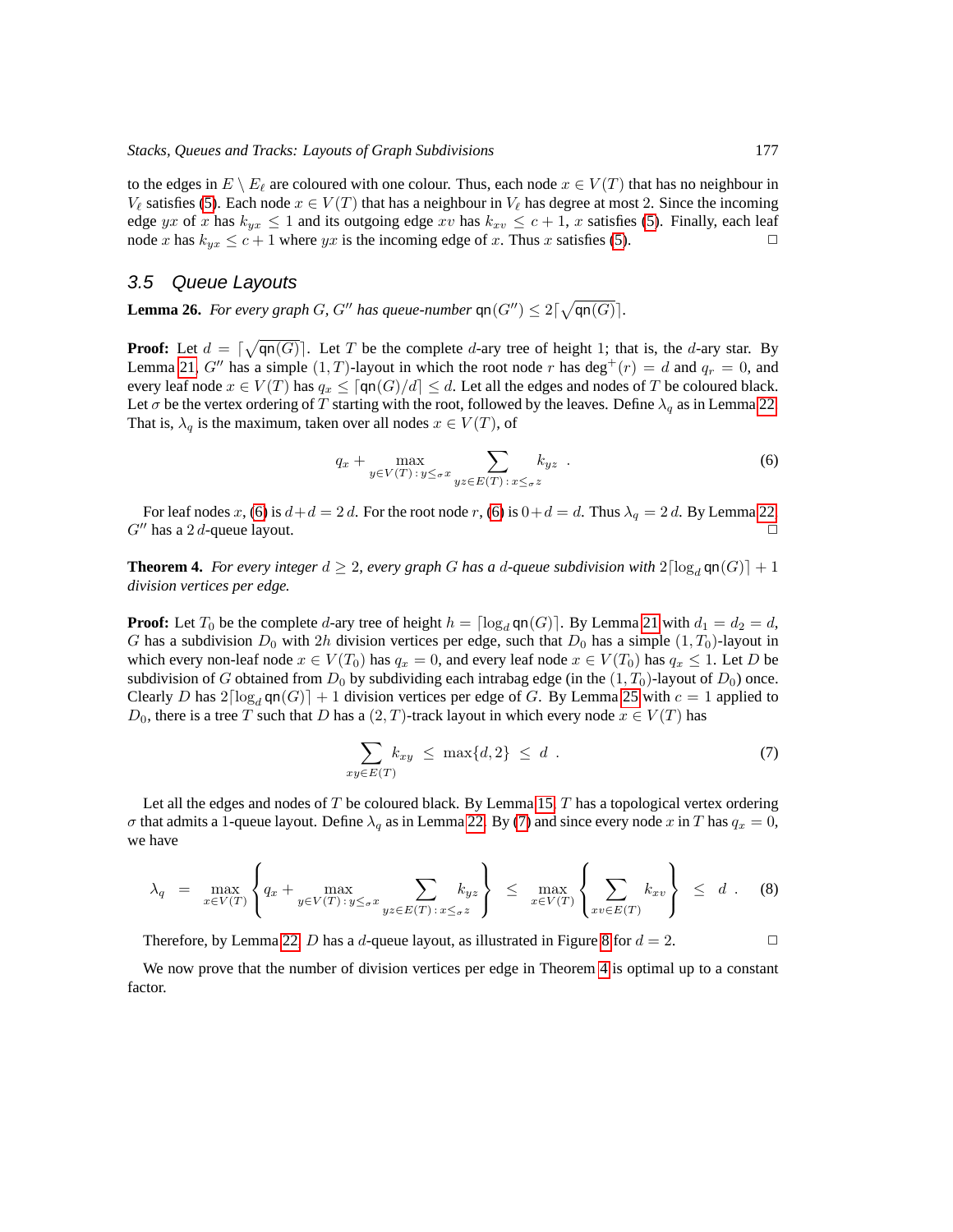to the edges in $E \setminus E_\ell$ are coloured with one colour. Thus, each node $x \in V(T)$ that has no neighbour in $V_\ell$ satisfies (5). Each node $x \in V(T)$ that has a neighbour in $V_\ell$ has degree at most 2. Since the incoming edge $yx$ of $x$ has $k_{yx} \leq 1$ and its outgoing edge $xv$ has $k_{xv} \leq c+1$, $x$ satisfies (5). Finally, each leaf node $x$ has $k_{yx} \leq c+1$ where $yx$ is the incoming edge of $x$. Thus $x$ satisfies (5). □

### 3.5 Queue Layouts

**Lemma 26.** *For every graph $G$, $G''$ has queue-number $\mathsf{qn}(G'') \leq 2\lceil\sqrt{\mathsf{qn}(G)}\rceil$.*

**Proof:** Let $d = \lceil\sqrt{\mathsf{qn}(G)}\rceil$. Let $T$ be the complete $d$-ary tree of height 1; that is, the $d$-ary star. By Lemma 21, $G''$ has a simple $(1,T)$-layout in which the root node $r$ has $\deg^+(r) = d$ and $q_r = 0$, and every leaf node $x \in V(T)$ has $q_x \leq \lceil \mathsf{qn}(G)/d \rceil \leq d$. Let all the edges and nodes of $T$ be coloured black. Let $\sigma$ be the vertex ordering of $T$ starting with the root, followed by the leaves. Define $\lambda_q$ as in Lemma 22. That is, $\lambda_q$ is the maximum, taken over all nodes $x \in V(T)$, of

$$q_x + \max_{y \in V(T)\,:\, y \leq_\sigma x} \sum_{yz \in E(T)\,:\, x \leq_\sigma z} k_{yz} \quad . \tag{6}$$

For leaf nodes $x$, (6) is $d+d = 2\,d$. For the root node $r$, (6) is $0+d = d$. Thus $\lambda_q = 2\,d$. By Lemma 22 $G''$ has a $2\,d$-queue layout. □

**Theorem 4.** *For every integer $d \geq 2$, every graph $G$ has a $d$-queue subdivision with $2\lceil\log_d \mathsf{qn}(G)\rceil + 1$ division vertices per edge.*

**Proof:** Let $T_0$ be the complete $d$-ary tree of height $h = \lceil\log_d \mathsf{qn}(G)\rceil$. By Lemma 21 with $d_1 = d_2 = d$, $G$ has a subdivision $D_0$ with $2h$ division vertices per edge, such that $D_0$ has a simple $(1,T_0)$-layout in which every non-leaf node $x \in V(T_0)$ has $q_x = 0$, and every leaf node $x \in V(T_0)$ has $q_x \leq 1$. Let $D$ be subdivision of $G$ obtained from $D_0$ by subdividing each intrabag edge (in the $(1,T_0)$-layout of $D_0$) once. Clearly $D$ has $2\lceil\log_d \mathsf{qn}(G)\rceil + 1$ division vertices per edge of $G$. By Lemma 25 with $c = 1$ applied to $D_0$, there is a tree $T$ such that $D$ has a $(2,T)$-track layout in which every node $x \in V(T)$ has

$$\sum_{xy \in E(T)} k_{xy} \;\leq\; \max\{d,2\} \;\leq\; d \quad . \tag{7}$$

Let all the edges and nodes of $T$ be coloured black. By Lemma 15, $T$ has a topological vertex ordering $\sigma$ that admits a 1-queue layout. Define $\lambda_q$ as in Lemma 22. By (7) and since every node $x$ in $T$ has $q_x = 0$, we have

$$\lambda_q \;=\; \max_{x \in V(T)} \left\{ q_x + \max_{y \in V(T)\,:\, y \leq_\sigma x} \sum_{yz \in E(T)\,:\, x \leq_\sigma z} k_{yz} \right\} \;\leq\; \max_{x \in V(T)} \left\{ \sum_{xv \in E(T)} k_{xv} \right\} \;\leq\; d \;. \tag{8}$$

Therefore, by Lemma 22, $D$ has a $d$-queue layout, as illustrated in Figure 8 for $d = 2$. □

We now prove that the number of division vertices per edge in Theorem 4 is optimal up to a constant factor.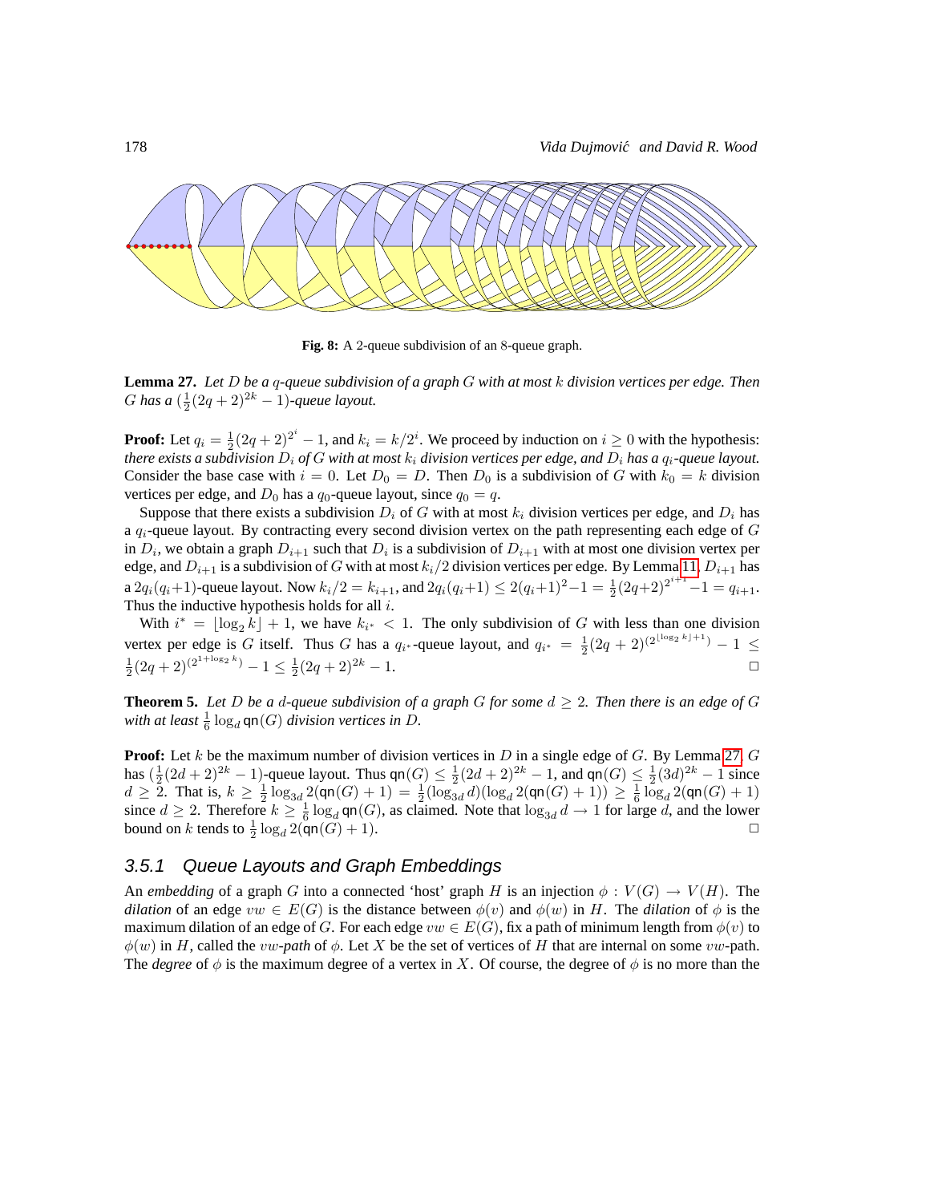**Fig. 8:** A 2-queue subdivision of an 8-queue graph.

**Lemma 27.** *Let $D$ be a $q$-queue subdivision of a graph $G$ with at most $k$ division vertices per edge. Then $G$ has a $(\frac{1}{2}(2q+2)^{2k}-1)$-queue layout.*

**Proof:** Let $q_i = \frac{1}{2}(2q+2)^{2^i}-1$, and $k_i = k/2^i$. We proceed by induction on $i \geq 0$ with the hypothesis: *there exists a subdivision $D_i$ of $G$ with at most $k_i$ division vertices per edge, and $D_i$ has a $q_i$-queue layout.* Consider the base case with $i = 0$. Let $D_0 = D$. Then $D_0$ is a subdivision of $G$ with $k_0 = k$ division vertices per edge, and $D_0$ has a $q_0$-queue layout, since $q_0 = q$.

Suppose that there exists a subdivision $D_i$ of $G$ with at most $k_i$ division vertices per edge, and $D_i$ has a $q_i$-queue layout. By contracting every second division vertex on the path representing each edge of $G$ in $D_i$, we obtain a graph $D_{i+1}$ such that $D_i$ is a subdivision of $D_{i+1}$ with at most one division vertex per edge, and $D_{i+1}$ is a subdivision of $G$ with at most $k_i/2$ division vertices per edge. By Lemma 11, $D_{i+1}$ has a $2q_i(q_i+1)$-queue layout. Now $k_i/2 = k_{i+1}$, and $2q_i(q_i+1) \leq 2(q_i+1)^2-1 = \frac{1}{2}(2q+2)^{2^{i+1}}-1 = q_{i+1}$. Thus the inductive hypothesis holds for all $i$.

With $i^* = \lfloor \log_2 k \rfloor + 1$, we have $k_{i^*} < 1$. The only subdivision of $G$ with less than one division vertex per edge is $G$ itself. Thus $G$ has a $q_{i^*}$-queue layout, and $q_{i^*} = \frac{1}{2}(2q+2)^{(2^{\lfloor \log_2 k \rfloor + 1})}-1 \leq \frac{1}{2}(2q+2)^{(2^{1+\log_2 k})}-1 \leq \frac{1}{2}(2q+2)^{2k}-1$. □

**Theorem 5.** *Let $D$ be a $d$-queue subdivision of a graph $G$ for some $d \geq 2$. Then there is an edge of $G$ with at least $\frac{1}{6}\log_d \mathsf{qn}(G)$ division vertices in $D$.*

**Proof:** Let $k$ be the maximum number of division vertices in $D$ in a single edge of $G$. By Lemma 27, $G$ has $(\frac{1}{2}(2d+2)^{2k}-1)$-queue layout. Thus $\mathsf{qn}(G) \leq \frac{1}{2}(2d+2)^{2k}-1$, and $\mathsf{qn}(G) \leq \frac{1}{2}(3d)^{2k}-1$ since $d \geq 2$. That is, $k \geq \frac{1}{2}\log_{3d} 2(\mathsf{qn}(G)+1) = \frac{1}{2}(\log_{3d} d)(\log_d 2(\mathsf{qn}(G)+1)) \geq \frac{1}{6}\log_d 2(\mathsf{qn}(G)+1)$ since $d \geq 2$. Therefore $k \geq \frac{1}{6}\log_d \mathsf{qn}(G)$, as claimed. Note that $\log_{3d} d \to 1$ for large $d$, and the lower bound on $k$ tends to $\frac{1}{2}\log_d 2(\mathsf{qn}(G)+1)$. □

### 3.5.1 Queue Layouts and Graph Embeddings

An *embedding* of a graph $G$ into a connected 'host' graph $H$ is an injection $\phi : V(G) \to V(H)$. The *dilation* of an edge $vw \in E(G)$ is the distance between $\phi(v)$ and $\phi(w)$ in $H$. The *dilation* of $\phi$ is the maximum dilation of an edge of $G$. For each edge $vw \in E(G)$, fix a path of minimum length from $\phi(v)$ to $\phi(w)$ in $H$, called the $vw$*-path* of $\phi$. Let $X$ be the set of vertices of $H$ that are internal on some $vw$-path. The *degree* of $\phi$ is the maximum degree of a vertex in $X$. Of course, the degree of $\phi$ is no more than the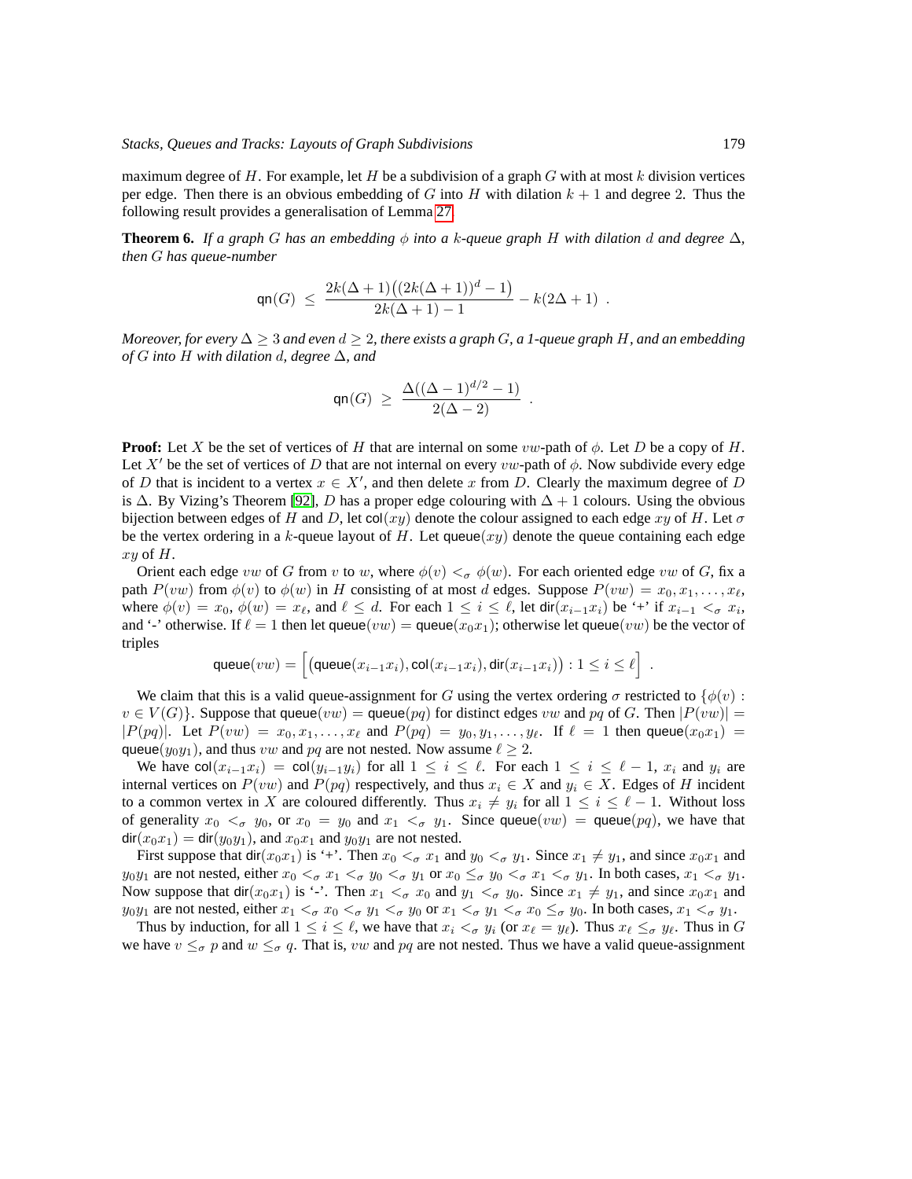maximum degree of $H$. For example, let $H$ be a subdivision of a graph $G$ with at most $k$ division vertices per edge. Then there is an obvious embedding of $G$ into $H$ with dilation $k+1$ and degree 2. Thus the following result provides a generalisation of Lemma 27.

**Theorem 6.** *If a graph $G$ has an embedding $\phi$ into a $k$-queue graph $H$ with dilation $d$ and degree $\Delta$, then $G$ has queue-number*

$$\mathsf{qn}(G) \;\leq\; \frac{2k(\Delta+1)\big((2k(\Delta+1))^d-1\big)}{2k(\Delta+1)-1} - k(2\Delta+1) \enspace .$$

*Moreover, for every $\Delta \geq 3$ and even $d \geq 2$, there exists a graph $G$, a 1-queue graph $H$, and an embedding of $G$ into $H$ with dilation $d$, degree $\Delta$, and*

$$\mathsf{qn}(G) \;\geq\; \frac{\Delta((\Delta-1)^{d/2}-1)}{2(\Delta-2)} \enspace .$$

**Proof:** Let $X$ be the set of vertices of $H$ that are internal on some $vw$-path of $\phi$. Let $D$ be a copy of $H$. Let $X'$ be the set of vertices of $D$ that are not internal on every $vw$-path of $\phi$. Now subdivide every edge of $D$ that is incident to a vertex $x \in X'$, and then delete $x$ from $D$. Clearly the maximum degree of $D$ is $\Delta$. By Vizing's Theorem [92], $D$ has a proper edge colouring with $\Delta+1$ colours. Using the obvious bijection between edges of $H$ and $D$, let $\mathsf{col}(xy)$ denote the colour assigned to each edge $xy$ of $H$. Let $\sigma$ be the vertex ordering in a $k$-queue layout of $H$. Let $\mathsf{queue}(xy)$ denote the queue containing each edge $xy$ of $H$.

Orient each edge $vw$ of $G$ from $v$ to $w$, where $\phi(v) <_\sigma \phi(w)$. For each oriented edge $vw$ of $G$, fix a path $P(vw)$ from $\phi(v)$ to $\phi(w)$ in $H$ consisting of at most $d$ edges. Suppose $P(vw) = x_0, x_1, \dots, x_\ell$, where $\phi(v) = x_0$, $\phi(w) = x_\ell$, and $\ell \leq d$. For each $1 \leq i \leq \ell$, let $\mathsf{dir}(x_{i-1}x_i)$ be '+' if $x_{i-1} <_\sigma x_i$, and '-' otherwise. If $\ell = 1$ then let $\mathsf{queue}(vw) = \mathsf{queue}(x_0x_1)$; otherwise let $\mathsf{queue}(vw)$ be the vector of triples

$$\mathsf{queue}(vw) = \Big[\big(\mathsf{queue}(x_{i-1}x_i), \mathsf{col}(x_{i-1}x_i), \mathsf{dir}(x_{i-1}x_i)\big) : 1 \leq i \leq \ell\Big] \enspace .$$

We claim that this is a valid queue-assignment for $G$ using the vertex ordering $\sigma$ restricted to $\{\phi(v) : v \in V(G)\}$. Suppose that $\mathsf{queue}(vw) = \mathsf{queue}(pq)$ for distinct edges $vw$ and $pq$ of $G$. Then $|P(vw)| = |P(pq)|$. Let $P(vw) = x_0, x_1, \dots, x_\ell$ and $P(pq) = y_0, y_1, \dots, y_\ell$. If $\ell = 1$ then $\mathsf{queue}(x_0x_1) = \mathsf{queue}(y_0y_1)$, and thus $vw$ and $pq$ are not nested. Now assume $\ell \geq 2$.

We have $\mathsf{col}(x_{i-1}x_i) = \mathsf{col}(y_{i-1}y_i)$ for all $1 \leq i \leq \ell$. For each $1 \leq i \leq \ell-1$, $x_i$ and $y_i$ are internal vertices on $P(vw)$ and $P(pq)$ respectively, and thus $x_i \in X$ and $y_i \in X$. Edges of $H$ incident to a common vertex in $X$ are coloured differently. Thus $x_i \neq y_i$ for all $1 \leq i \leq \ell-1$. Without loss of generality $x_0 <_\sigma y_0$, or $x_0 = y_0$ and $x_1 <_\sigma y_1$. Since $\mathsf{queue}(vw) = \mathsf{queue}(pq)$, we have that $\mathsf{dir}(x_0x_1) = \mathsf{dir}(y_0y_1)$, and $x_0x_1$ and $y_0y_1$ are not nested.

First suppose that $\mathsf{dir}(x_0x_1)$ is '+'. Then $x_0 <_\sigma x_1$ and $y_0 <_\sigma y_1$. Since $x_1 \neq y_1$, and since $x_0x_1$ and $y_0y_1$ are not nested, either $x_0 <_\sigma x_1 <_\sigma y_0 <_\sigma y_1$ or $x_0 \leq_\sigma y_0 <_\sigma x_1 <_\sigma y_1$. In both cases, $x_1 <_\sigma y_1$. Now suppose that $\mathsf{dir}(x_0x_1)$ is '-'. Then $x_1 <_\sigma x_0$ and $y_1 <_\sigma y_0$. Since $x_1 \neq y_1$, and since $x_0x_1$ and $y_0y_1$ are not nested, either $x_1 <_\sigma x_0 <_\sigma y_1 <_\sigma y_0$ or $x_1 <_\sigma y_1 <_\sigma x_0 \leq_\sigma y_0$. In both cases, $x_1 <_\sigma y_1$.

Thus by induction, for all $1 \leq i \leq \ell$, we have that $x_i <_\sigma y_i$ (or $x_\ell = y_\ell$). Thus $x_\ell \leq_\sigma y_\ell$. Thus in $G$ we have $v \leq_\sigma p$ and $w \leq_\sigma q$. That is, $vw$ and $pq$ are not nested. Thus we have a valid queue-assignment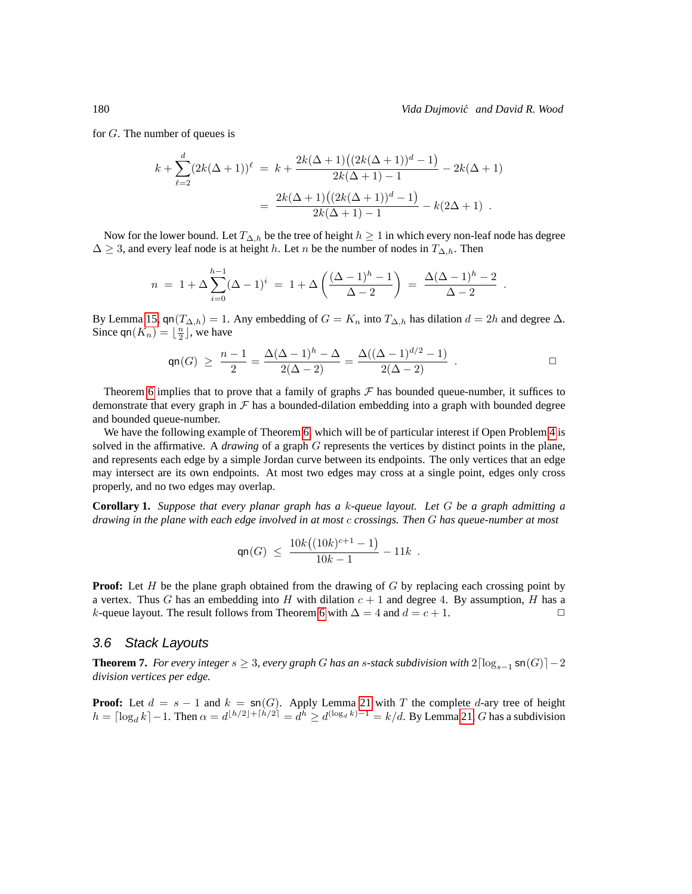for $G$. The number of queues is

$$k+\sum_{\ell=2}^{d}(2k(\Delta+1))^{\ell} \;=\; k+\frac{2k(\Delta+1)\big((2k(\Delta+1))^{d}-1\big)}{2k(\Delta+1)-1}-2k(\Delta+1)$$

$$=\; \frac{2k(\Delta+1)\big((2k(\Delta+1))^{d}-1\big)}{2k(\Delta+1)-1}-k(2\Delta+1)\ .$$

Now for the lower bound. Let $T_{\Delta,h}$ be the tree of height $h\geq 1$ in which every non-leaf node has degree $\Delta\geq 3$, and every leaf node is at height $h$. Let $n$ be the number of nodes in $T_{\Delta,h}$. Then

$$n \;=\; 1+\Delta\sum_{i=0}^{h-1}(\Delta-1)^{i} \;=\; 1+\Delta\left(\frac{(\Delta-1)^{h}-1}{\Delta-2}\right) \;=\; \frac{\Delta(\Delta-1)^{h}-2}{\Delta-2}\ .$$

By Lemma 15, $\mathsf{qn}(T_{\Delta,h})=1$. Any embedding of $G=K_n$ into $T_{\Delta,h}$ has dilation $d=2h$ and degree $\Delta$. Since $\mathsf{qn}(K_n)=\lfloor\frac{n}{2}\rfloor$, we have

$$\mathsf{qn}(G) \;\geq\; \frac{n-1}{2}=\frac{\Delta(\Delta-1)^{h}-\Delta}{2(\Delta-2)}=\frac{\Delta((\Delta-1)^{d/2}-1)}{2(\Delta-2)}\ .$$

□

Theorem 6 implies that to prove that a family of graphs $\mathcal{F}$ has bounded queue-number, it suffices to demonstrate that every graph in $\mathcal{F}$ has a bounded-dilation embedding into a graph with bounded degree and bounded queue-number.

We have the following example of Theorem 6, which will be of particular interest if Open Problem 4 is solved in the affirmative. A *drawing* of a graph $G$ represents the vertices by distinct points in the plane, and represents each edge by a simple Jordan curve between its endpoints. The only vertices that an edge may intersect are its own endpoints. At most two edges may cross at a single point, edges only cross properly, and no two edges may overlap.

**Corollary 1.** *Suppose that every planar graph has a $k$-queue layout. Let $G$ be a graph admitting a drawing in the plane with each edge involved in at most $c$ crossings. Then $G$ has queue-number at most*

$$\mathsf{qn}(G) \;\leq\; \frac{10k\big((10k)^{c+1}-1\big)}{10k-1}-11k\ .$$

**Proof:** Let $H$ be the plane graph obtained from the drawing of $G$ by replacing each crossing point by a vertex. Thus $G$ has an embedding into $H$ with dilation $c+1$ and degree 4. By assumption, $H$ has a $k$-queue layout. The result follows from Theorem 6 with $\Delta=4$ and $d=c+1$. □

### 3.6 Stack Layouts

**Theorem 7.** *For every integer $s\geq 3$, every graph $G$ has an $s$-stack subdivision with $2\lceil\log_{s-1}\mathsf{sn}(G)\rceil-2$ division vertices per edge.*

**Proof:** Let $d=s-1$ and $k=\mathsf{sn}(G)$. Apply Lemma 21 with $T$ the complete $d$-ary tree of height $h=\lceil\log_d k\rceil-1$. Then $\alpha=d^{\lfloor h/2\rfloor+\lceil h/2\rceil}=d^{h}\geq d^{(\log_d k)-1}=k/d$. By Lemma 21, $G$ has a subdivision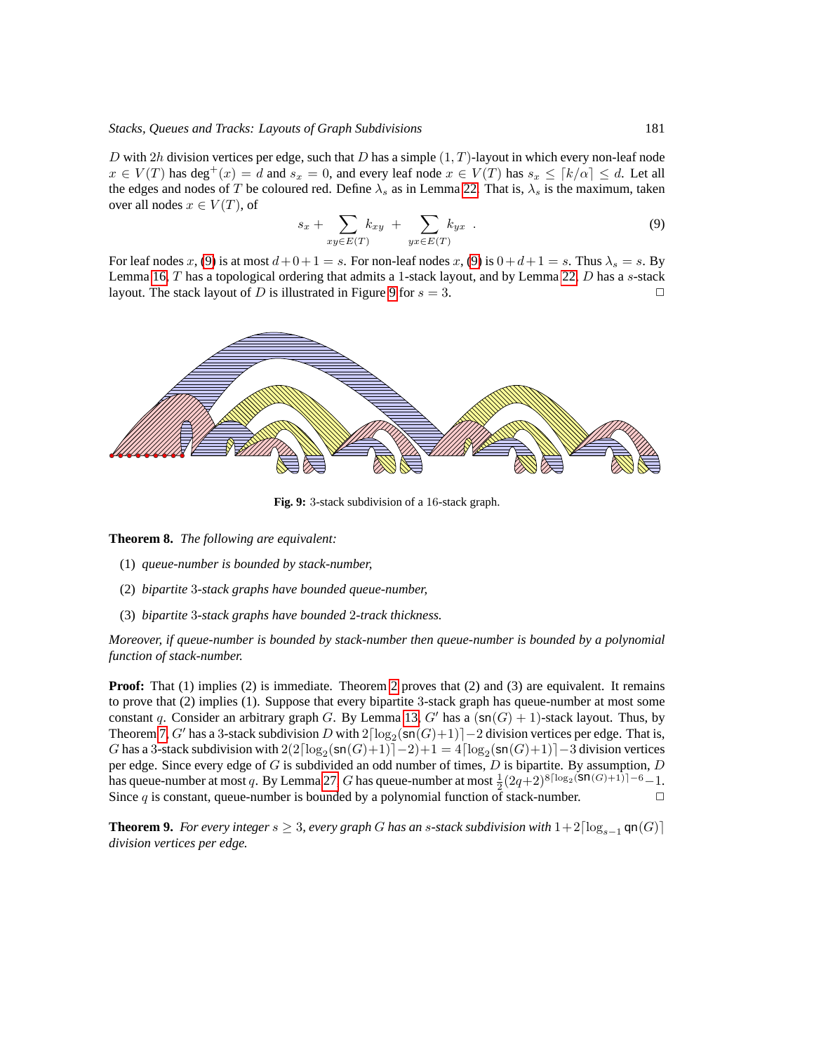$D$ with $2h$ division vertices per edge, such that $D$ has a simple $(1, T)$-layout in which every non-leaf node $x \in V(T)$ has $\deg^+(x) = d$ and $s_x = 0$, and every leaf node $x \in V(T)$ has $s_x \leq \lceil k/\alpha \rceil \leq d$. Let all the edges and nodes of $T$ be coloured red. Define $\lambda_s$ as in Lemma 22. That is, $\lambda_s$ is the maximum, taken over all nodes $x \in V(T)$, of

$$s_x + \sum_{xy \in E(T)} k_{xy} + \sum_{yx \in E(T)} k_{yx} \ . \tag{9}$$

For leaf nodes $x$, (9) is at most $d + 0 + 1 = s$. For non-leaf nodes $x$, (9) is $0 + d + 1 = s$. Thus $\lambda_s = s$. By Lemma 16, $T$ has a topological ordering that admits a 1-stack layout, and by Lemma 22, $D$ has a $s$-stack layout. The stack layout of $D$ is illustrated in Figure 9 for $s = 3$. □

**Fig. 9:** 3-stack subdivision of a 16-stack graph.

**Theorem 8.** *The following are equivalent:*

(1) *queue-number is bounded by stack-number,*

(2) *bipartite 3-stack graphs have bounded queue-number,*

(3) *bipartite 3-stack graphs have bounded 2-track thickness.*

*Moreover, if queue-number is bounded by stack-number then queue-number is bounded by a polynomial function of stack-number.*

**Proof:** That (1) implies (2) is immediate. Theorem 2 proves that (2) and (3) are equivalent. It remains to prove that (2) implies (1). Suppose that every bipartite 3-stack graph has queue-number at most some constant $q$. Consider an arbitrary graph $G$. By Lemma 13, $G'$ has a $(\mathsf{sn}(G) + 1)$-stack layout. Thus, by Theorem 7, $G'$ has a 3-stack subdivision $D$ with $2\lceil \log_2(\mathsf{sn}(G)+1) \rceil - 2$ division vertices per edge. That is, $G$ has a 3-stack subdivision with $2(2\lceil \log_2(\mathsf{sn}(G)+1) \rceil - 2) + 1 = 4\lceil \log_2(\mathsf{sn}(G)+1) \rceil - 3$ division vertices per edge. Since every edge of $G$ is subdivided an odd number of times, $D$ is bipartite. By assumption, $D$ has queue-number at most $q$. By Lemma 27, $G$ has queue-number at most $\frac{1}{2}(2q+2)^{8\lceil \log_2(\mathsf{sn}(G)+1) \rceil - 6} - 1$. Since $q$ is constant, queue-number is bounded by a polynomial function of stack-number. □

**Theorem 9.** *For every integer $s \geq 3$, every graph $G$ has an $s$-stack subdivision with $1 + 2\lceil \log_{s-1} \mathsf{qn}(G) \rceil$ division vertices per edge.*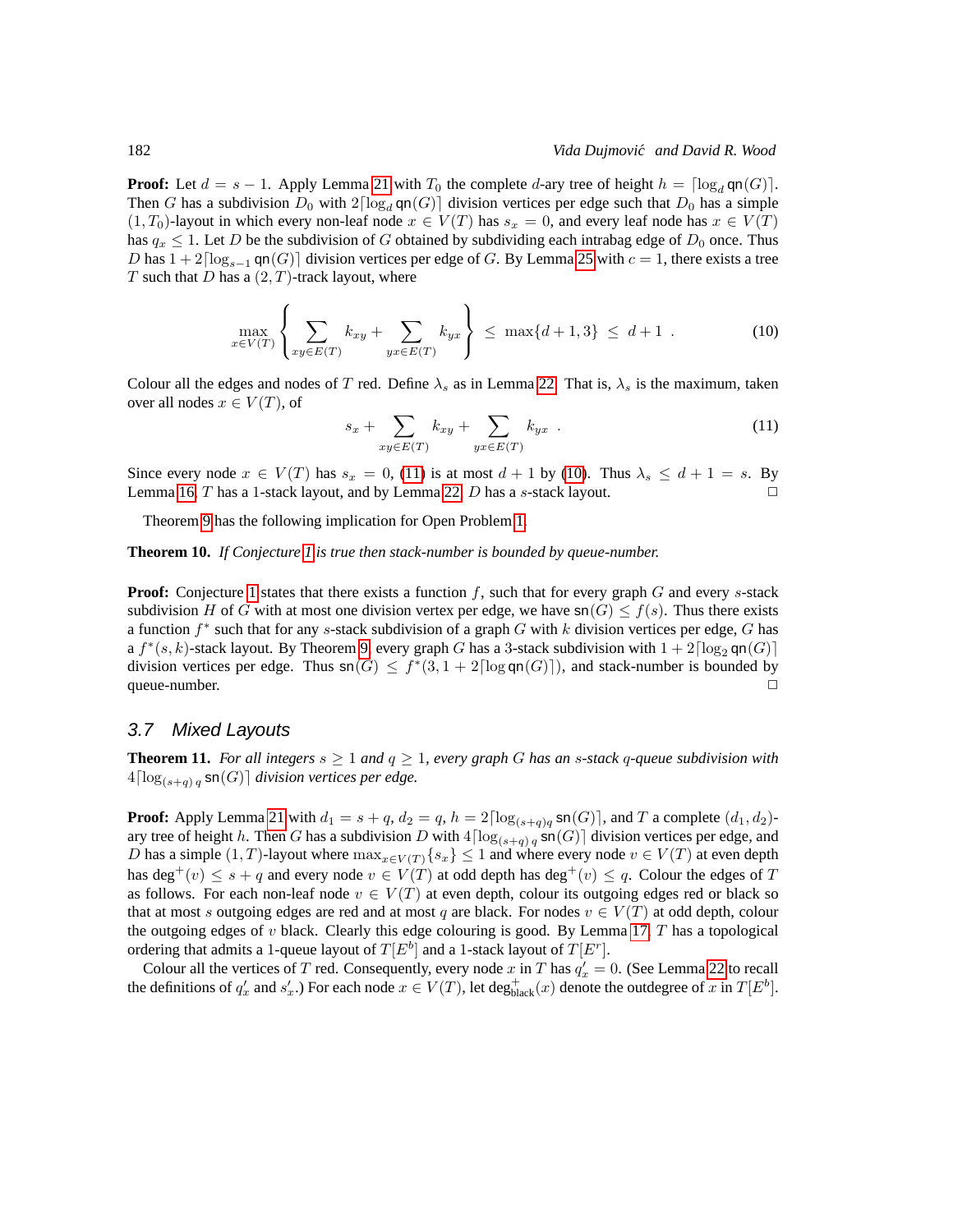**Proof:** Let $d = s - 1$. Apply Lemma 21 with $T_0$ the complete $d$-ary tree of height $h = \lceil \log_d \mathsf{qn}(G) \rceil$. Then $G$ has a subdivision $D_0$ with $2\lceil \log_d \mathsf{qn}(G) \rceil$ division vertices per edge such that $D_0$ has a simple $(1, T_0)$-layout in which every non-leaf node $x \in V(T)$ has $s_x = 0$, and every leaf node has $x \in V(T)$ has $q_x \leq 1$. Let $D$ be the subdivision of $G$ obtained by subdividing each intrabag edge of $D_0$ once. Thus $D$ has $1 + 2\lceil \log_{s-1} \mathsf{qn}(G) \rceil$ division vertices per edge of $G$. By Lemma 25 with $c = 1$, there exists a tree $T$ such that $D$ has a $(2, T)$-track layout, where

$$\max_{x \in V(T)} \left\{ \sum_{xy \in E(T)} k_{xy} + \sum_{yx \in E(T)} k_{yx} \right\} \leq \max\{d+1, 3\} \leq d+1 \ . \tag{10}$$

Colour all the edges and nodes of $T$ red. Define $\lambda_s$ as in Lemma 22. That is, $\lambda_s$ is the maximum, taken over all nodes $x \in V(T)$, of

$$s_x + \sum_{xy \in E(T)} k_{xy} + \sum_{yx \in E(T)} k_{yx} \ . \tag{11}$$

Since every node $x \in V(T)$ has $s_x = 0$, (11) is at most $d + 1$ by (10). Thus $\lambda_s \leq d + 1 = s$. By Lemma 16, $T$ has a 1-stack layout, and by Lemma 22, $D$ has a $s$-stack layout. $\square$

Theorem 9 has the following implication for Open Problem 1.

**Theorem 10.** *If Conjecture 1 is true then stack-number is bounded by queue-number.*

**Proof:** Conjecture 1 states that there exists a function $f$, such that for every graph $G$ and every $s$-stack subdivision $H$ of $G$ with at most one division vertex per edge, we have $\mathsf{sn}(G) \leq f(s)$. Thus there exists a function $f^*$ such that for any $s$-stack subdivision of a graph $G$ with $k$ division vertices per edge, $G$ has a $f^*(s,k)$-stack layout. By Theorem 9, every graph $G$ has a 3-stack subdivision with $1 + 2\lceil \log_2 \mathsf{qn}(G) \rceil$ division vertices per edge. Thus $\mathsf{sn}(G) \leq f^*(3, 1 + 2\lceil \log \mathsf{qn}(G) \rceil)$, and stack-number is bounded by queue-number. $\square$

### 3.7 Mixed Layouts

**Theorem 11.** *For all integers $s \geq 1$ and $q \geq 1$, every graph $G$ has an $s$-stack $q$-queue subdivision with $4\lceil \log_{(s+q)\,q} \mathsf{sn}(G) \rceil$ division vertices per edge.*

**Proof:** Apply Lemma 21 with $d_1 = s + q$, $d_2 = q$, $h = 2\lceil \log_{(s+q)q} \mathsf{sn}(G) \rceil$, and $T$ a complete $(d_1, d_2)$-ary tree of height $h$. Then $G$ has a subdivision $D$ with $4\lceil \log_{(s+q)\,q} \mathsf{sn}(G) \rceil$ division vertices per edge, and $D$ has a simple $(1, T)$-layout where $\max_{x \in V(T)}\{s_x\} \leq 1$ and where every node $v \in V(T)$ at even depth has $\deg^+(v) \leq s + q$ and every node $v \in V(T)$ at odd depth has $\deg^+(v) \leq q$. Colour the edges of $T$ as follows. For each non-leaf node $v \in V(T)$ at even depth, colour its outgoing edges red or black so that at most $s$ outgoing edges are red and at most $q$ are black. For nodes $v \in V(T)$ at odd depth, colour the outgoing edges of $v$ black. Clearly this edge colouring is good. By Lemma 17, $T$ has a topological ordering that admits a 1-queue layout of $T[E^b]$ and a 1-stack layout of $T[E^r]$.

Colour all the vertices of $T$ red. Consequently, every node $x$ in $T$ has $q'_x = 0$. (See Lemma 22 to recall the definitions of $q'_x$ and $s'_x$.) For each node $x \in V(T)$, let $\deg^+_{\mathsf{black}}(x)$ denote the outdegree of $x$ in $T[E^b]$.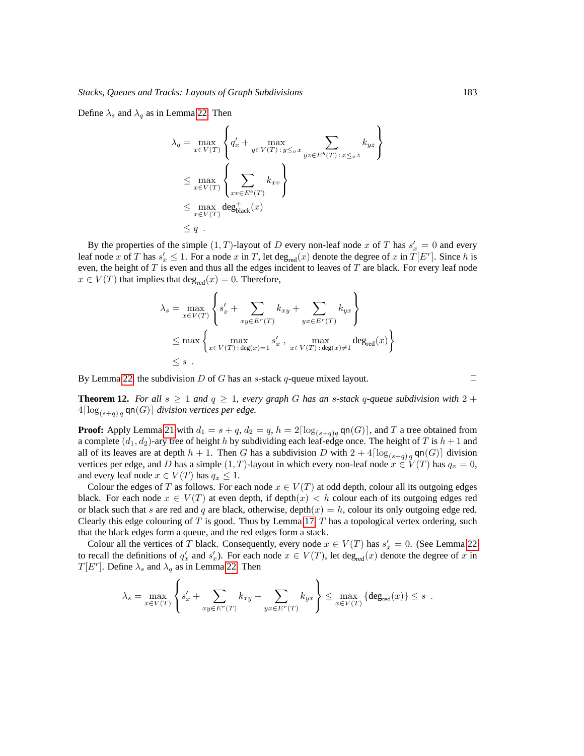Define $\lambda_s$ and $\lambda_q$ as in Lemma 22. Then

$$\begin{aligned}
\lambda_q &= \max_{x\in V(T)} \left\{ q'_x + \max_{y\in V(T)\,:\,y\leq_\sigma x} \sum_{yz\in E^b(T)\,:\,x\leq_\sigma z} k_{yz} \right\} \\
&\leq \max_{x\in V(T)} \left\{ \sum_{xv\in E^b(T)} k_{xv} \right\} \\
&\leq \max_{x\in V(T)} \deg^+_{\mathsf{black}}(x) \\
&\leq q \ .
\end{aligned}$$

By the properties of the simple $(1,T)$-layout of $D$ every non-leaf node $x$ of $T$ has $s'_x = 0$ and every leaf node $x$ of $T$ has $s'_x \leq 1$. For a node $x$ in $T$, let $\deg_{\mathsf{red}}(x)$ denote the degree of $x$ in $T[E^r]$. Since $h$ is even, the height of $T$ is even and thus all the edges incident to leaves of $T$ are black. For every leaf node $x \in V(T)$ that implies that $\deg_{\mathsf{red}}(x) = 0$. Therefore,

$$\begin{aligned}
\lambda_s &= \max_{x\in V(T)} \left\{ s'_x + \sum_{xy\in E^r(T)} k_{xy} + \sum_{yx\in E^r(T)} k_{yx} \right\} \\
&\leq \max \left\{ \max_{x\in V(T)\,:\,\deg(x)=1} s'_x \ , \ \max_{x\in V(T)\,:\,\deg(x)\neq 1} \deg_{\mathsf{red}}(x) \right\} \\
&\leq s \ .
\end{aligned}$$

By Lemma 22, the subdivision $D$ of $G$ has an $s$-stack $q$-queue mixed layout. □

**Theorem 12.** *For all $s \geq 1$ and $q \geq 1$, every graph $G$ has an $s$-stack $q$-queue subdivision with $2 + 4\lceil \log_{(s+q)\,q} \mathsf{qn}(G)\rceil$ division vertices per edge.*

**Proof:** Apply Lemma 21 with $d_1 = s+q$, $d_2 = q$, $h = 2\lceil \log_{(s+q)q} \mathsf{qn}(G)\rceil$, and $T$ a tree obtained from a complete $(d_1, d_2)$-ary tree of height $h$ by subdividing each leaf-edge once. The height of $T$ is $h+1$ and all of its leaves are at depth $h+1$. Then $G$ has a subdivision $D$ with $2 + 4\lceil \log_{(s+q)\,q} \mathsf{qn}(G)\rceil$ division vertices per edge, and $D$ has a simple $(1,T)$-layout in which every non-leaf node $x \in V(T)$ has $q_x = 0$, and every leaf node $x \in V(T)$ has $q_x \leq 1$.

Colour the edges of $T$ as follows. For each node $x \in V(T)$ at odd depth, colour all its outgoing edges black. For each node $x \in V(T)$ at even depth, if $\text{depth}(x) < h$ colour each of its outgoing edges red or black such that $s$ are red and $q$ are black, otherwise, $\text{depth}(x) = h$, colour its only outgoing edge red. Clearly this edge colouring of $T$ is good. Thus by Lemma 17, $T$ has a topological vertex ordering, such that the black edges form a queue, and the red edges form a stack.

Colour all the vertices of $T$ black. Consequently, every node $x \in V(T)$ has $s'_x = 0$. (See Lemma 22 to recall the definitions of $q'_x$ and $s'_x$). For each node $x \in V(T)$, let $\deg_{\mathsf{red}}(x)$ denote the degree of $x$ in $T[E^r]$. Define $\lambda_s$ and $\lambda_q$ as in Lemma 22. Then

$$\lambda_s = \max_{x\in V(T)} \left\{ s'_x + \sum_{xy\in E^r(T)} k_{xy} + \sum_{yx\in E^r(T)} k_{yx} \right\} \leq \max_{x\in V(T)} \{\deg_{\mathsf{red}}(x)\} \leq s \ .$$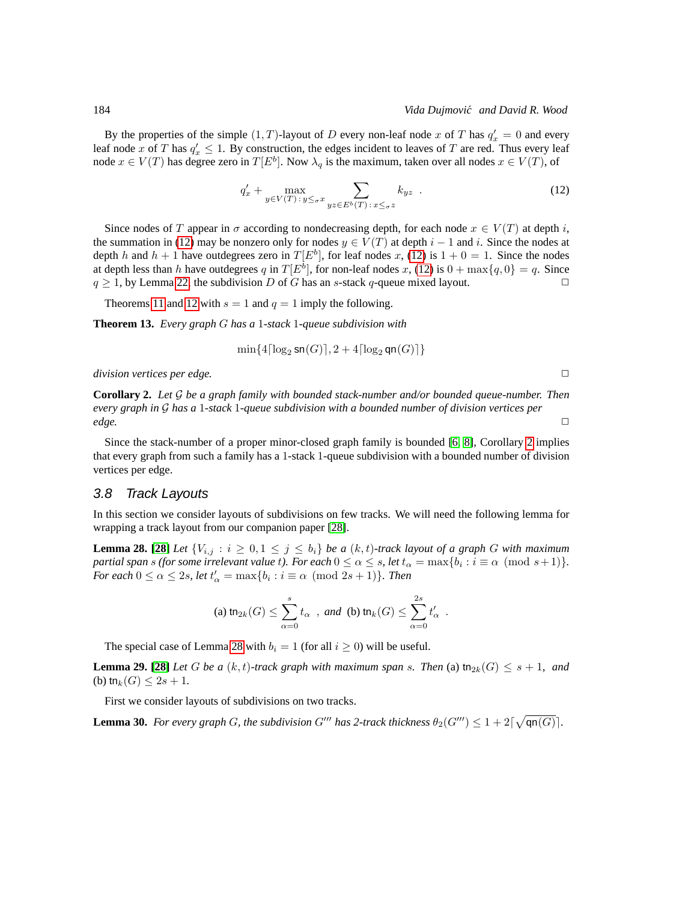By the properties of the simple $(1,T)$-layout of $D$ every non-leaf node $x$ of $T$ has $q'_x = 0$ and every leaf node $x$ of $T$ has $q'_x \leq 1$. By construction, the edges incident to leaves of $T$ are red. Thus every leaf node $x \in V(T)$ has degree zero in $T[E^b]$. Now $\lambda_q$ is the maximum, taken over all nodes $x \in V(T)$, of

$$q'_x + \max_{y \in V(T)\,:\, y \leq_\sigma x} \sum_{yz \in E^b(T)\,:\, x \leq_\sigma z} k_{yz} \quad . \tag{12}$$

Since nodes of $T$ appear in $\sigma$ according to nondecreasing depth, for each node $x \in V(T)$ at depth $i$, the summation in (12) may be nonzero only for nodes $y \in V(T)$ at depth $i-1$ and $i$. Since the nodes at depth $h$ and $h+1$ have outdegrees zero in $T[E^b]$, for leaf nodes $x$, (12) is $1+0=1$. Since the nodes at depth less than $h$ have outdegrees $q$ in $T[E^b]$, for non-leaf nodes $x$, (12) is $0+\max\{q,0\}=q$. Since $q \geq 1$, by Lemma 22, the subdivision $D$ of $G$ has an $s$-stack $q$-queue mixed layout. $\square$

Theorems 11 and 12 with $s=1$ and $q=1$ imply the following.

**Theorem 13.** *Every graph $G$ has a 1-stack 1-queue subdivision with*

$$\min\{4\lceil \log_2 \mathsf{sn}(G)\rceil, 2 + 4\lceil \log_2 \mathsf{qn}(G)\rceil\}$$

*division vertices per edge.* $\square$

**Corollary 2.** *Let $\mathcal{G}$ be a graph family with bounded stack-number and/or bounded queue-number. Then every graph in $\mathcal{G}$ has a 1-stack 1-queue subdivision with a bounded number of division vertices per edge.* $\square$

Since the stack-number of a proper minor-closed graph family is bounded [6, 8], Corollary 2 implies that every graph from such a family has a 1-stack 1-queue subdivision with a bounded number of division vertices per edge.

## 3.8 Track Layouts

In this section we consider layouts of subdivisions on few tracks. We will need the following lemma for wrapping a track layout from our companion paper [28].

**Lemma 28. [28]** *Let $\{V_{i,j} : i \geq 0, 1 \leq j \leq b_i\}$ be a $(k,t)$-track layout of a graph $G$ with maximum partial span $s$ (for some irrelevant value $t$). For each $0 \leq \alpha \leq s$, let $t_\alpha = \max\{b_i : i \equiv \alpha \pmod{s+1}\}$. For each $0 \leq \alpha \leq 2s$, let $t'_\alpha = \max\{b_i : i \equiv \alpha \pmod{2s+1}\}$. Then*

$$\text{(a) } \mathsf{tn}_{2k}(G) \leq \sum_{\alpha=0}^{s} t_\alpha \;\;, \textit{ and } \;\text{(b) } \mathsf{tn}_k(G) \leq \sum_{\alpha=0}^{2s} t'_\alpha \;\; .$$

The special case of Lemma 28 with $b_i = 1$ (for all $i \geq 0$) will be useful.

**Lemma 29. [28]** *Let $G$ be a $(k,t)$-track graph with maximum span $s$. Then* (a) $\mathsf{tn}_{2k}(G) \leq s+1$, *and* (b) $\mathsf{tn}_k(G) \leq 2s+1$.

First we consider layouts of subdivisions on two tracks.

**Lemma 30.** *For every graph $G$, the subdivision $G'''$ has 2-track thickness $\theta_2(G''') \leq 1 + 2\lceil\sqrt{\mathsf{qn}(G)}\rceil$.*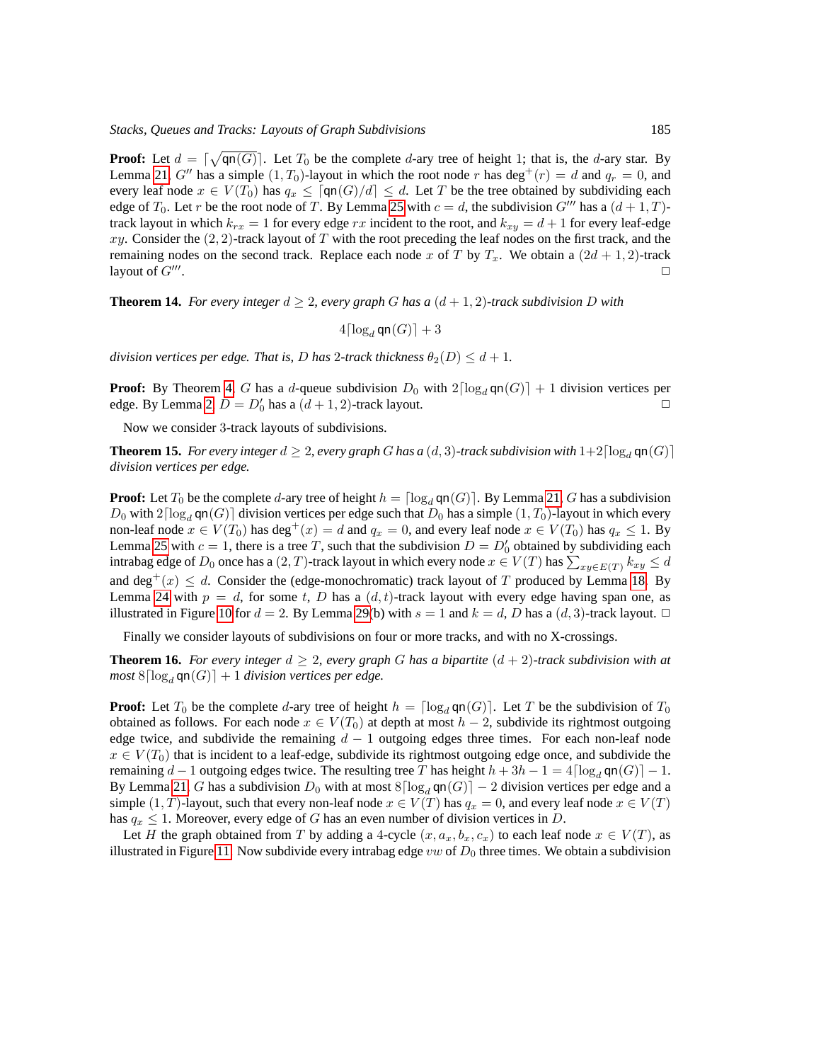**Proof:** Let $d = \lceil \sqrt{\mathsf{qn}(G)} \rceil$. Let $T_0$ be the complete $d$-ary tree of height 1; that is, the $d$-ary star. By Lemma 21, $G''$ has a simple $(1, T_0)$-layout in which the root node $r$ has $\deg^+(r) = d$ and $q_r = 0$, and every leaf node $x \in V(T_0)$ has $q_x \le \lceil \mathsf{qn}(G)/d \rceil \le d$. Let $T$ be the tree obtained by subdividing each edge of $T_0$. Let $r$ be the root node of $T$. By Lemma 25 with $c = d$, the subdivision $G'''$ has a $(d+1, T)$-track layout in which $k_{rx} = 1$ for every edge $rx$ incident to the root, and $k_{xy} = d + 1$ for every leaf-edge $xy$. Consider the $(2, 2)$-track layout of $T$ with the root preceding the leaf nodes on the first track, and the remaining nodes on the second track. Replace each node $x$ of $T$ by $T_x$. We obtain a $(2d + 1, 2)$-track layout of $G'''$. □

**Theorem 14.** *For every integer $d \ge 2$, every graph $G$ has a $(d + 1, 2)$-track subdivision $D$ with*

$$4\lceil \log_d \mathsf{qn}(G) \rceil + 3$$

*division vertices per edge. That is, $D$ has 2-track thickness $\theta_2(D) \le d + 1$.*

**Proof:** By Theorem 4, $G$ has a $d$-queue subdivision $D_0$ with $2\lceil \log_d \mathsf{qn}(G) \rceil + 1$ division vertices per edge. By Lemma 2, $D = D_0'$ has a $(d + 1, 2)$-track layout. □

Now we consider 3-track layouts of subdivisions.

**Theorem 15.** *For every integer $d \ge 2$, every graph $G$ has a $(d, 3)$-track subdivision with $1+2\lceil \log_d \mathsf{qn}(G) \rceil$ division vertices per edge.*

**Proof:** Let $T_0$ be the complete $d$-ary tree of height $h = \lceil \log_d \mathsf{qn}(G) \rceil$. By Lemma 21, $G$ has a subdivision $D_0$ with $2\lceil \log_d \mathsf{qn}(G) \rceil$ division vertices per edge such that $D_0$ has a simple $(1, T_0)$-layout in which every non-leaf node $x \in V(T_0)$ has $\deg^+(x) = d$ and $q_x = 0$, and every leaf node $x \in V(T_0)$ has $q_x \le 1$. By Lemma 25 with $c = 1$, there is a tree $T$, such that the subdivision $D = D_0'$ obtained by subdividing each intrabag edge of $D_0$ once has a $(2, T)$-track layout in which every node $x \in V(T)$ has $\sum_{xy \in E(T)} k_{xy} \le d$ and $\deg^+(x) \le d$. Consider the (edge-monochromatic) track layout of $T$ produced by Lemma 18. By Lemma 24 with $p = d$, for some $t$, $D$ has a $(d, t)$-track layout with every edge having span one, as illustrated in Figure 10 for $d = 2$. By Lemma 29(b) with $s = 1$ and $k = d$, $D$ has a $(d, 3)$-track layout. □

Finally we consider layouts of subdivisions on four or more tracks, and with no X-crossings.

**Theorem 16.** *For every integer $d \ge 2$, every graph $G$ has a bipartite $(d + 2)$-track subdivision with at most $8\lceil \log_d \mathsf{qn}(G) \rceil + 1$ division vertices per edge.*

**Proof:** Let $T_0$ be the complete $d$-ary tree of height $h = \lceil \log_d \mathsf{qn}(G) \rceil$. Let $T$ be the subdivision of $T_0$ obtained as follows. For each node $x \in V(T_0)$ at depth at most $h - 2$, subdivide its rightmost outgoing edge twice, and subdivide the remaining $d - 1$ outgoing edges three times. For each non-leaf node $x \in V(T_0)$ that is incident to a leaf-edge, subdivide its rightmost outgoing edge once, and subdivide the remaining $d - 1$ outgoing edges twice. The resulting tree $T$ has height $h + 3h - 1 = 4\lceil \log_d \mathsf{qn}(G) \rceil - 1$. By Lemma 21, $G$ has a subdivision $D_0$ with at most $8\lceil \log_d \mathsf{qn}(G) \rceil - 2$ division vertices per edge and a simple $(1, T)$-layout, such that every non-leaf node $x \in V(T)$ has $q_x = 0$, and every leaf node $x \in V(T)$ has $q_x \le 1$. Moreover, every edge of $G$ has an even number of division vertices in $D$.

Let $H$ the graph obtained from $T$ by adding a 4-cycle $(x, a_x, b_x, c_x)$ to each leaf node $x \in V(T)$, as illustrated in Figure 11. Now subdivide every intrabag edge $vw$ of $D_0$ three times. We obtain a subdivision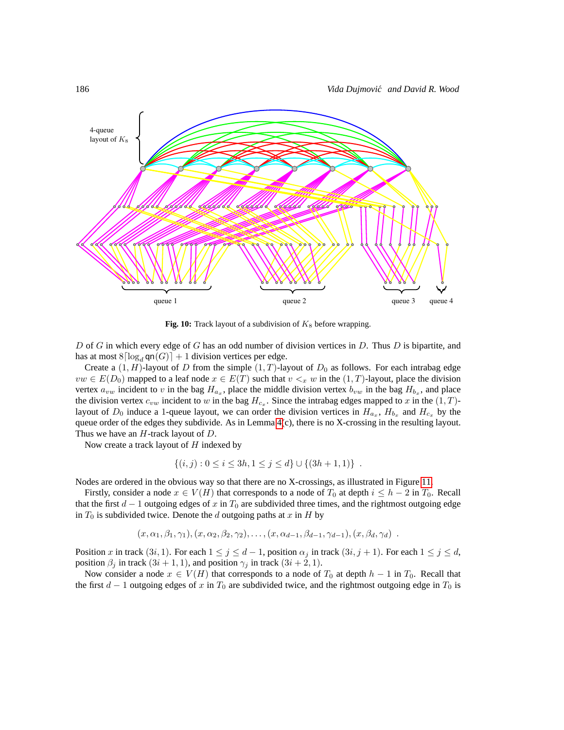**Fig. 10:** Track layout of a subdivision of $K_8$ before wrapping.

$D$ of $G$ in which every edge of $G$ has an odd number of division vertices in $D$. Thus $D$ is bipartite, and has at most $8\lceil \log_d \mathsf{qn}(G)\rceil + 1$ division vertices per edge.

Create a $(1, H)$-layout of $D$ from the simple $(1, T)$-layout of $D_0$ as follows. For each intrabag edge $vw \in E(D_0)$ mapped to a leaf node $x \in E(T)$ such that $v <_x w$ in the $(1, T)$-layout, place the division vertex $a_{vw}$ incident to $v$ in the bag $H_{a_x}$, place the middle division vertex $b_{vw}$ in the bag $H_{b_x}$, and place the division vertex $c_{vw}$ incident to $w$ in the bag $H_{c_x}$. Since the intrabag edges mapped to $x$ in the $(1, T)$-layout of $D_0$ induce a 1-queue layout, we can order the division vertices in $H_{a_x}$, $H_{b_x}$ and $H_{c_x}$ by the queue order of the edges they subdivide. As in Lemma 4(c), there is no X-crossing in the resulting layout. Thus we have an $H$-track layout of $D$.

Now create a track layout of $H$ indexed by

$$\{(i, j) : 0 \le i \le 3h, 1 \le j \le d\} \cup \{(3h + 1, 1)\} \enspace .$$

Nodes are ordered in the obvious way so that there are no X-crossings, as illustrated in Figure 11.

Firstly, consider a node $x \in V(H)$ that corresponds to a node of $T_0$ at depth $i \le h - 2$ in $T_0$. Recall that the first $d - 1$ outgoing edges of $x$ in $T_0$ are subdivided three times, and the rightmost outgoing edge in $T_0$ is subdivided twice. Denote the $d$ outgoing paths at $x$ in $H$ by

$$(x, \alpha_1, \beta_1, \gamma_1), (x, \alpha_2, \beta_2, \gamma_2), \dots, (x, \alpha_{d-1}, \beta_{d-1}, \gamma_{d-1}), (x, \beta_d, \gamma_d) \enspace .$$

Position $x$ in track $(3i, 1)$. For each $1 \le j \le d - 1$, position $\alpha_j$ in track $(3i, j + 1)$. For each $1 \le j \le d$, position $\beta_j$ in track $(3i + 1, 1)$, and position $\gamma_j$ in track $(3i + 2, 1)$.

Now consider a node $x \in V(H)$ that corresponds to a node of $T_0$ at depth $h - 1$ in $T_0$. Recall that the first $d - 1$ outgoing edges of $x$ in $T_0$ are subdivided twice, and the rightmost outgoing edge in $T_0$ is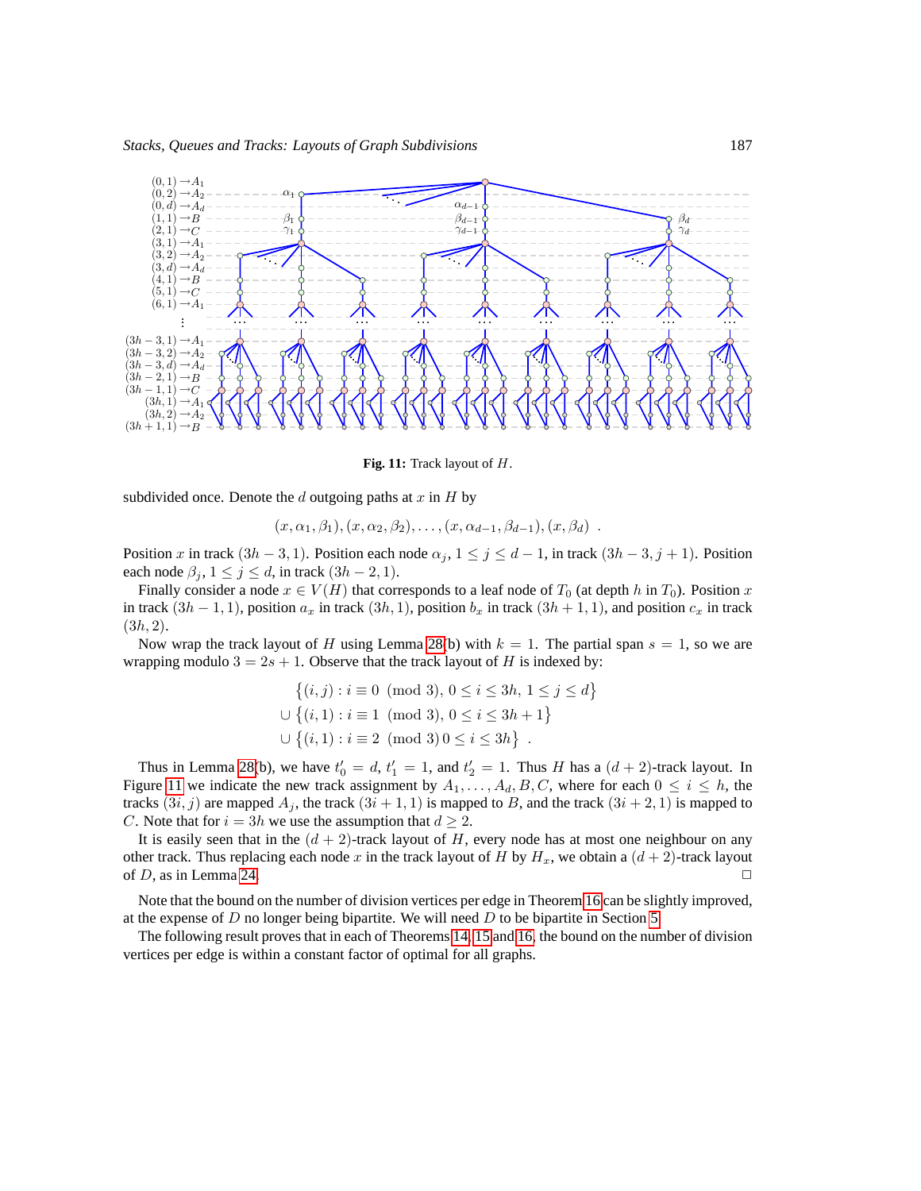**Fig. 11:** Track layout of $H$.

subdivided once. Denote the $d$ outgoing paths at $x$ in $H$ by

$$(x, \alpha_1, \beta_1), (x, \alpha_2, \beta_2), \ldots, (x, \alpha_{d-1}, \beta_{d-1}), (x, \beta_d) \enspace .$$

Position $x$ in track $(3h-3, 1)$. Position each node $\alpha_j$, $1 \leq j \leq d-1$, in track $(3h-3, j+1)$. Position each node $\beta_j$, $1 \leq j \leq d$, in track $(3h-2, 1)$.

Finally consider a node $x \in V(H)$ that corresponds to a leaf node of $T_0$ (at depth $h$ in $T_0$). Position $x$ in track $(3h-1, 1)$, position $a_x$ in track $(3h, 1)$, position $b_x$ in track $(3h+1, 1)$, and position $c_x$ in track $(3h, 2)$.

Now wrap the track layout of $H$ using Lemma 28(b) with $k = 1$. The partial span $s = 1$, so we are wrapping modulo $3 = 2s + 1$. Observe that the track layout of $H$ is indexed by:

$$\begin{aligned} &\big\{(i, j) : i \equiv 0 \pmod 3,\ 0 \leq i \leq 3h,\ 1 \leq j \leq d\big\} \\ \cup\ &\big\{(i, 1) : i \equiv 1 \pmod 3,\ 0 \leq i \leq 3h+1\big\} \\ \cup\ &\big\{(i, 1) : i \equiv 2 \pmod 3\, 0 \leq i \leq 3h\big\} \enspace . \end{aligned}$$

Thus in Lemma 28(b), we have $t'_0 = d$, $t'_1 = 1$, and $t'_2 = 1$. Thus $H$ has a $(d+2)$-track layout. In Figure 11 we indicate the new track assignment by $A_1, \ldots, A_d, B, C$, where for each $0 \leq i \leq h$, the tracks $(3i, j)$ are mapped $A_j$, the track $(3i+1, 1)$ is mapped to $B$, and the track $(3i+2, 1)$ is mapped to $C$. Note that for $i = 3h$ we use the assumption that $d \geq 2$.

It is easily seen that in the $(d+2)$-track layout of $H$, every node has at most one neighbour on any other track. Thus replacing each node $x$ in the track layout of $H$ by $H_x$, we obtain a $(d+2)$-track layout of $D$, as in Lemma 24. $\square$

Note that the bound on the number of division vertices per edge in Theorem 16 can be slightly improved, at the expense of $D$ no longer being bipartite. We will need $D$ to be bipartite in Section 5.

The following result proves that in each of Theorems 14, 15 and 16, the bound on the number of division vertices per edge is within a constant factor of optimal for all graphs.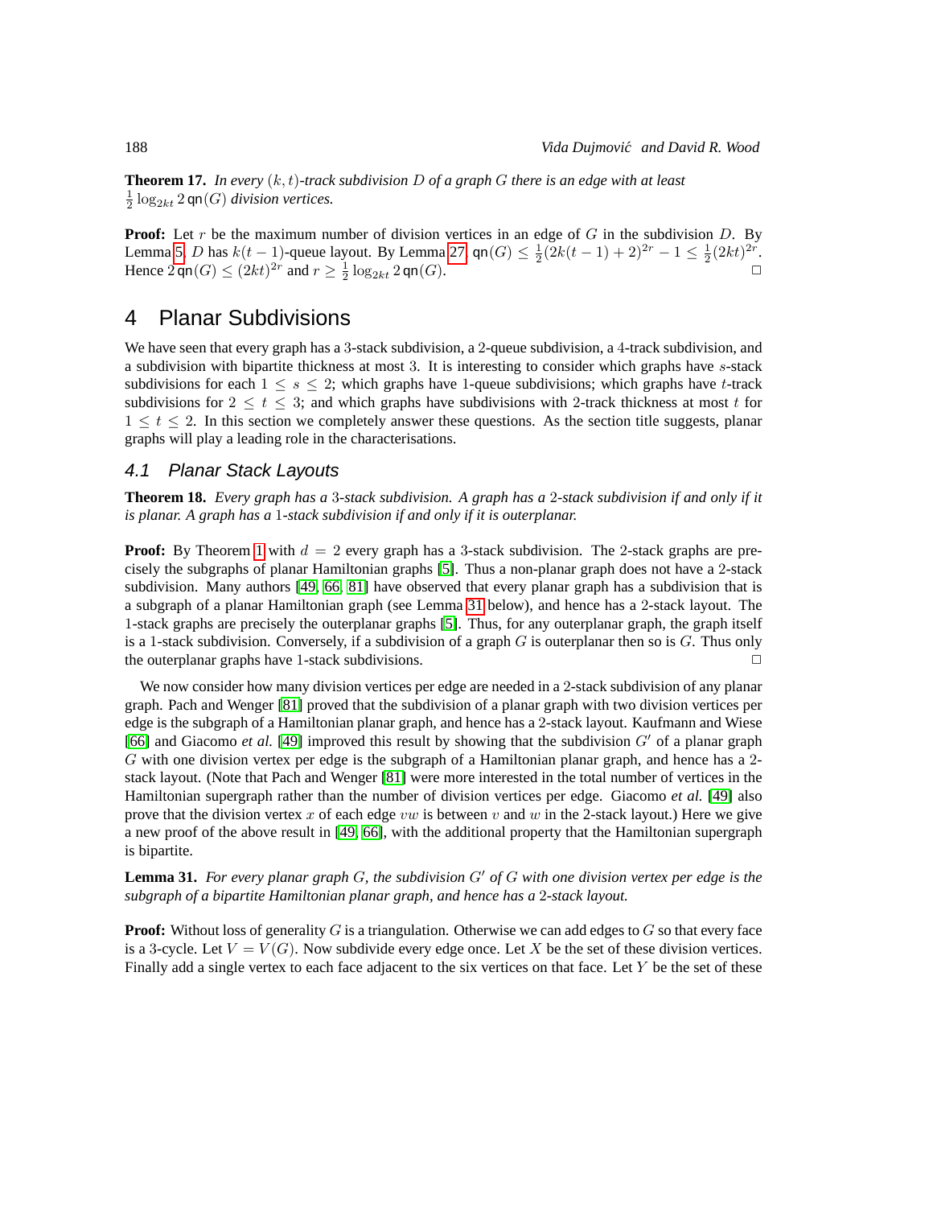**Theorem 17.** *In every $(k,t)$-track subdivision $D$ of a graph $G$ there is an edge with at least $\frac{1}{2}\log_{2kt} 2\,\mathsf{qn}(G)$ division vertices.*

**Proof:** Let $r$ be the maximum number of division vertices in an edge of $G$ in the subdivision $D$. By Lemma 5, $D$ has $k(t-1)$-queue layout. By Lemma 27, $\mathsf{qn}(G) \leq \frac{1}{2}(2k(t-1)+2)^{2r} - 1 \leq \frac{1}{2}(2kt)^{2r}$. Hence $2\,\mathsf{qn}(G) \leq (2kt)^{2r}$ and $r \geq \frac{1}{2}\log_{2kt} 2\,\mathsf{qn}(G)$. □

# 4 Planar Subdivisions

We have seen that every graph has a 3-stack subdivision, a 2-queue subdivision, a 4-track subdivision, and a subdivision with bipartite thickness at most 3. It is interesting to consider which graphs have $s$-stack subdivisions for each $1 \leq s \leq 2$; which graphs have 1-queue subdivisions; which graphs have $t$-track subdivisions for $2 \leq t \leq 3$; and which graphs have subdivisions with 2-track thickness at most $t$ for $1 \leq t \leq 2$. In this section we completely answer these questions. As the section title suggests, planar graphs will play a leading role in the characterisations.

## 4.1 *Planar Stack Layouts*

**Theorem 18.** *Every graph has a 3-stack subdivision. A graph has a 2-stack subdivision if and only if it is planar. A graph has a 1-stack subdivision if and only if it is outerplanar.*

**Proof:** By Theorem 1 with $d = 2$ every graph has a 3-stack subdivision. The 2-stack graphs are precisely the subgraphs of planar Hamiltonian graphs [5]. Thus a non-planar graph does not have a 2-stack subdivision. Many authors [49, 66, 81] have observed that every planar graph has a subdivision that is a subgraph of a planar Hamiltonian graph (see Lemma 31 below), and hence has a 2-stack layout. The 1-stack graphs are precisely the outerplanar graphs [5]. Thus, for any outerplanar graph, the graph itself is a 1-stack subdivision. Conversely, if a subdivision of a graph $G$ is outerplanar then so is $G$. Thus only the outerplanar graphs have 1-stack subdivisions. □

We now consider how many division vertices per edge are needed in a 2-stack subdivision of any planar graph. Pach and Wenger [81] proved that the subdivision of a planar graph with two division vertices per edge is the subgraph of a Hamiltonian planar graph, and hence has a 2-stack layout. Kaufmann and Wiese [66] and Giacomo *et al.* [49] improved this result by showing that the subdivision $G'$ of a planar graph $G$ with one division vertex per edge is the subgraph of a Hamiltonian planar graph, and hence has a 2-stack layout. (Note that Pach and Wenger [81] were more interested in the total number of vertices in the Hamiltonian supergraph rather than the number of division vertices per edge. Giacomo *et al.* [49] also prove that the division vertex $x$ of each edge $vw$ is between $v$ and $w$ in the 2-stack layout.) Here we give a new proof of the above result in [49, 66], with the additional property that the Hamiltonian supergraph is bipartite.

**Lemma 31.** *For every planar graph $G$, the subdivision $G'$ of $G$ with one division vertex per edge is the subgraph of a bipartite Hamiltonian planar graph, and hence has a 2-stack layout.*

**Proof:** Without loss of generality $G$ is a triangulation. Otherwise we can add edges to $G$ so that every face is a 3-cycle. Let $V = V(G)$. Now subdivide every edge once. Let $X$ be the set of these division vertices. Finally add a single vertex to each face adjacent to the six vertices on that face. Let $Y$ be the set of these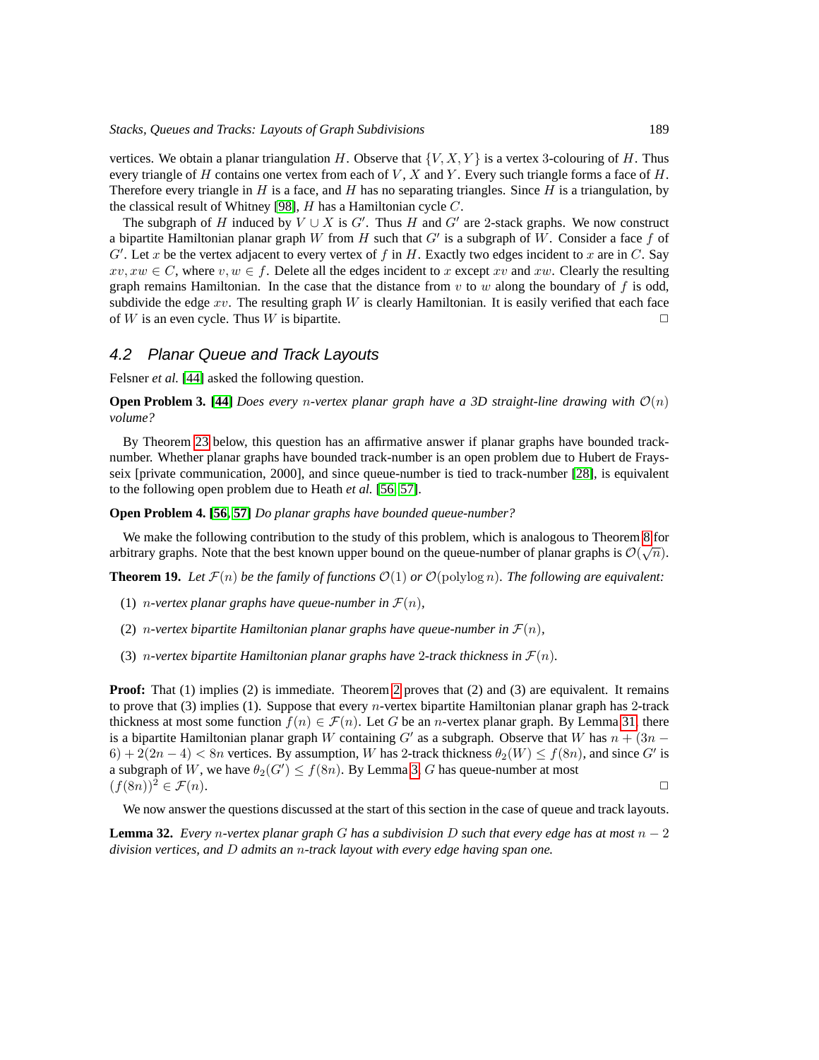vertices. We obtain a planar triangulation $H$. Observe that $\{V, X, Y\}$ is a vertex 3-colouring of $H$. Thus every triangle of $H$ contains one vertex from each of $V$, $X$ and $Y$. Every such triangle forms a face of $H$. Therefore every triangle in $H$ is a face, and $H$ has no separating triangles. Since $H$ is a triangulation, by the classical result of Whitney [98], $H$ has a Hamiltonian cycle $C$.

The subgraph of $H$ induced by $V \cup X$ is $G'$. Thus $H$ and $G'$ are 2-stack graphs. We now construct a bipartite Hamiltonian planar graph $W$ from $H$ such that $G'$ is a subgraph of $W$. Consider a face $f$ of $G'$. Let $x$ be the vertex adjacent to every vertex of $f$ in $H$. Exactly two edges incident to $x$ are in $C$. Say $xv, xw \in C$, where $v, w \in f$. Delete all the edges incident to $x$ except $xv$ and $xw$. Clearly the resulting graph remains Hamiltonian. In the case that the distance from $v$ to $w$ along the boundary of $f$ is odd, subdivide the edge $xv$. The resulting graph $W$ is clearly Hamiltonian. It is easily verified that each face of $W$ is an even cycle. Thus $W$ is bipartite. □

## 4.2 Planar Queue and Track Layouts

Felsner *et al.* [44] asked the following question.

**Open Problem 3.** **[44]** *Does every $n$-vertex planar graph have a 3D straight-line drawing with $\mathcal{O}(n)$ volume?*

By Theorem 23 below, this question has an affirmative answer if planar graphs have bounded track-number. Whether planar graphs have bounded track-number is an open problem due to Hubert de Fraysseix [private communication, 2000], and since queue-number is tied to track-number [28], is equivalent to the following open problem due to Heath *et al.* [56, 57].

**Open Problem 4.** **[56, 57]** *Do planar graphs have bounded queue-number?*

We make the following contribution to the study of this problem, which is analogous to Theorem 8 for arbitrary graphs. Note that the best known upper bound on the queue-number of planar graphs is $\mathcal{O}(\sqrt{n})$.

**Theorem 19.** *Let $\mathcal{F}(n)$ be the family of functions $\mathcal{O}(1)$ or $\mathcal{O}(\operatorname{polylog} n)$. The following are equivalent:*

(1) *$n$-vertex planar graphs have queue-number in $\mathcal{F}(n)$,*

(2) *$n$-vertex bipartite Hamiltonian planar graphs have queue-number in $\mathcal{F}(n)$,*

(3) *$n$-vertex bipartite Hamiltonian planar graphs have 2-track thickness in $\mathcal{F}(n)$.*

**Proof:** That (1) implies (2) is immediate. Theorem 2 proves that (2) and (3) are equivalent. It remains to prove that (3) implies (1). Suppose that every $n$-vertex bipartite Hamiltonian planar graph has 2-track thickness at most some function $f(n) \in \mathcal{F}(n)$. Let $G$ be an $n$-vertex planar graph. By Lemma 31, there is a bipartite Hamiltonian planar graph $W$ containing $G'$ as a subgraph. Observe that $W$ has $n + (3n - 6) + 2(2n - 4) < 8n$ vertices. By assumption, $W$ has 2-track thickness $\theta_2(W) \leq f(8n)$, and since $G'$ is a subgraph of $W$, we have $\theta_2(G') \leq f(8n)$. By Lemma 3, $G$ has queue-number at most $(f(8n))^2 \in \mathcal{F}(n)$. □

We now answer the questions discussed at the start of this section in the case of queue and track layouts.

**Lemma 32.** *Every $n$-vertex planar graph $G$ has a subdivision $D$ such that every edge has at most $n - 2$ division vertices, and $D$ admits an $n$-track layout with every edge having span one.*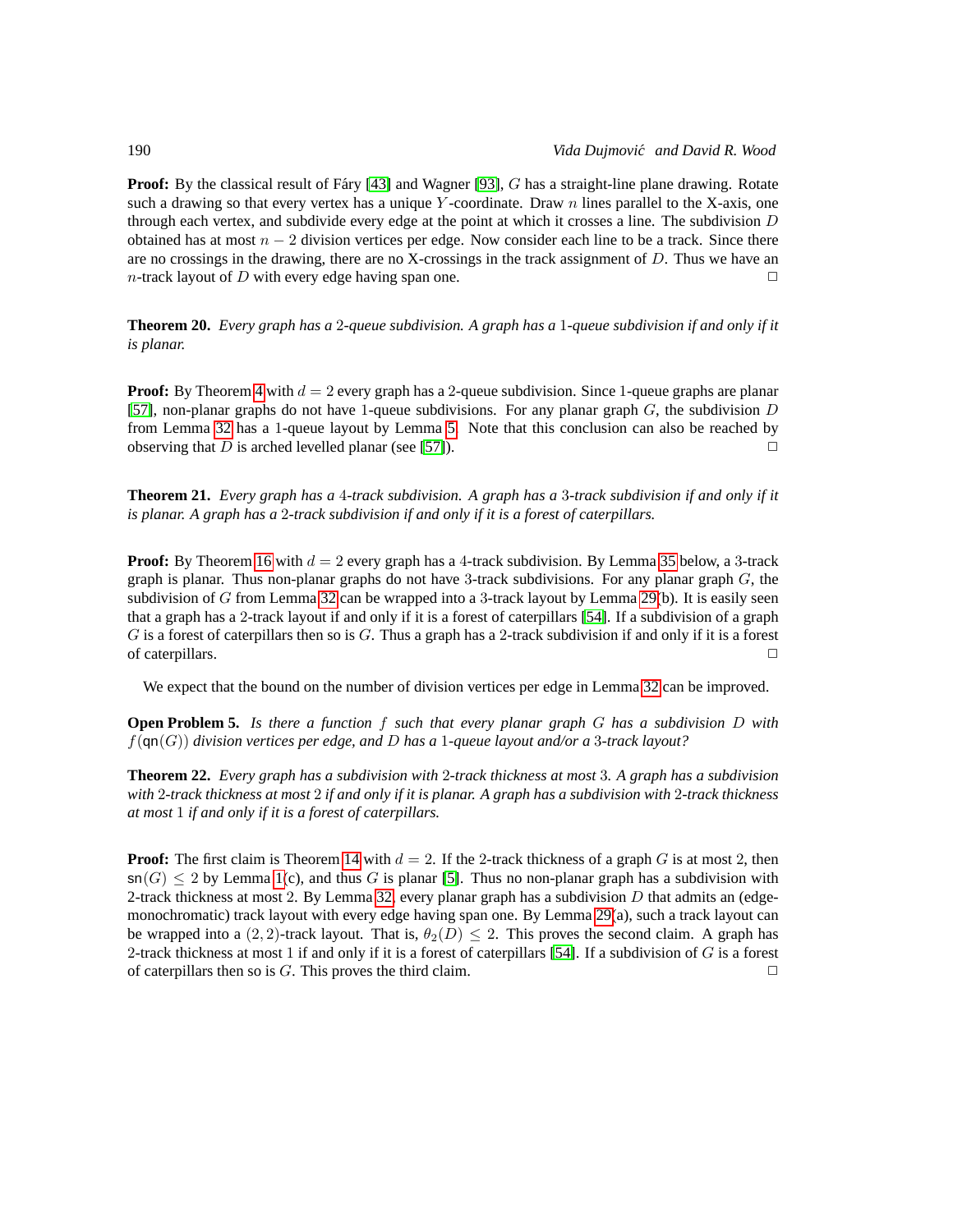**Proof:** By the classical result of Fáry [43] and Wagner [93], $G$ has a straight-line plane drawing. Rotate such a drawing so that every vertex has a unique $Y$-coordinate. Draw $n$ lines parallel to the X-axis, one through each vertex, and subdivide every edge at the point at which it crosses a line. The subdivision $D$ obtained has at most $n-2$ division vertices per edge. Now consider each line to be a track. Since there are no crossings in the drawing, there are no X-crossings in the track assignment of $D$. Thus we have an $n$-track layout of $D$ with every edge having span one. □

**Theorem 20.** *Every graph has a* 2*-queue subdivision. A graph has a* 1*-queue subdivision if and only if it is planar.*

**Proof:** By Theorem 4 with $d = 2$ every graph has a 2-queue subdivision. Since 1-queue graphs are planar [57], non-planar graphs do not have 1-queue subdivisions. For any planar graph $G$, the subdivision $D$ from Lemma 32 has a 1-queue layout by Lemma 5. Note that this conclusion can also be reached by observing that $D$ is arched levelled planar (see [57]). □

**Theorem 21.** *Every graph has a* 4*-track subdivision. A graph has a* 3*-track subdivision if and only if it is planar. A graph has a* 2*-track subdivision if and only if it is a forest of caterpillars.*

**Proof:** By Theorem 16 with $d = 2$ every graph has a 4-track subdivision. By Lemma 35 below, a 3-track graph is planar. Thus non-planar graphs do not have 3-track subdivisions. For any planar graph $G$, the subdivision of $G$ from Lemma 32 can be wrapped into a 3-track layout by Lemma 29(b). It is easily seen that a graph has a 2-track layout if and only if it is a forest of caterpillars [54]. If a subdivision of a graph $G$ is a forest of caterpillars then so is $G$. Thus a graph has a 2-track subdivision if and only if it is a forest of caterpillars. □

We expect that the bound on the number of division vertices per edge in Lemma 32 can be improved.

**Open Problem 5.** *Is there a function* $f$ *such that every planar graph* $G$ *has a subdivision* $D$ *with* $f(\mathsf{qn}(G))$ *division vertices per edge, and* $D$ *has a* 1*-queue layout and/or a* 3*-track layout?*

**Theorem 22.** *Every graph has a subdivision with* 2*-track thickness at most* 3*. A graph has a subdivision with* 2*-track thickness at most* 2 *if and only if it is planar. A graph has a subdivision with* 2*-track thickness at most* 1 *if and only if it is a forest of caterpillars.*

**Proof:** The first claim is Theorem 14 with $d = 2$. If the 2-track thickness of a graph $G$ is at most 2, then $\mathsf{sn}(G) \leq 2$ by Lemma 1(c), and thus $G$ is planar [5]. Thus no non-planar graph has a subdivision with 2-track thickness at most 2. By Lemma 32, every planar graph has a subdivision $D$ that admits an (edge-monochromatic) track layout with every edge having span one. By Lemma 29(a), such a track layout can be wrapped into a $(2, 2)$-track layout. That is, $\theta_2(D) \leq 2$. This proves the second claim. A graph has 2-track thickness at most 1 if and only if it is a forest of caterpillars [54]. If a subdivision of $G$ is a forest of caterpillars then so is $G$. This proves the third claim. □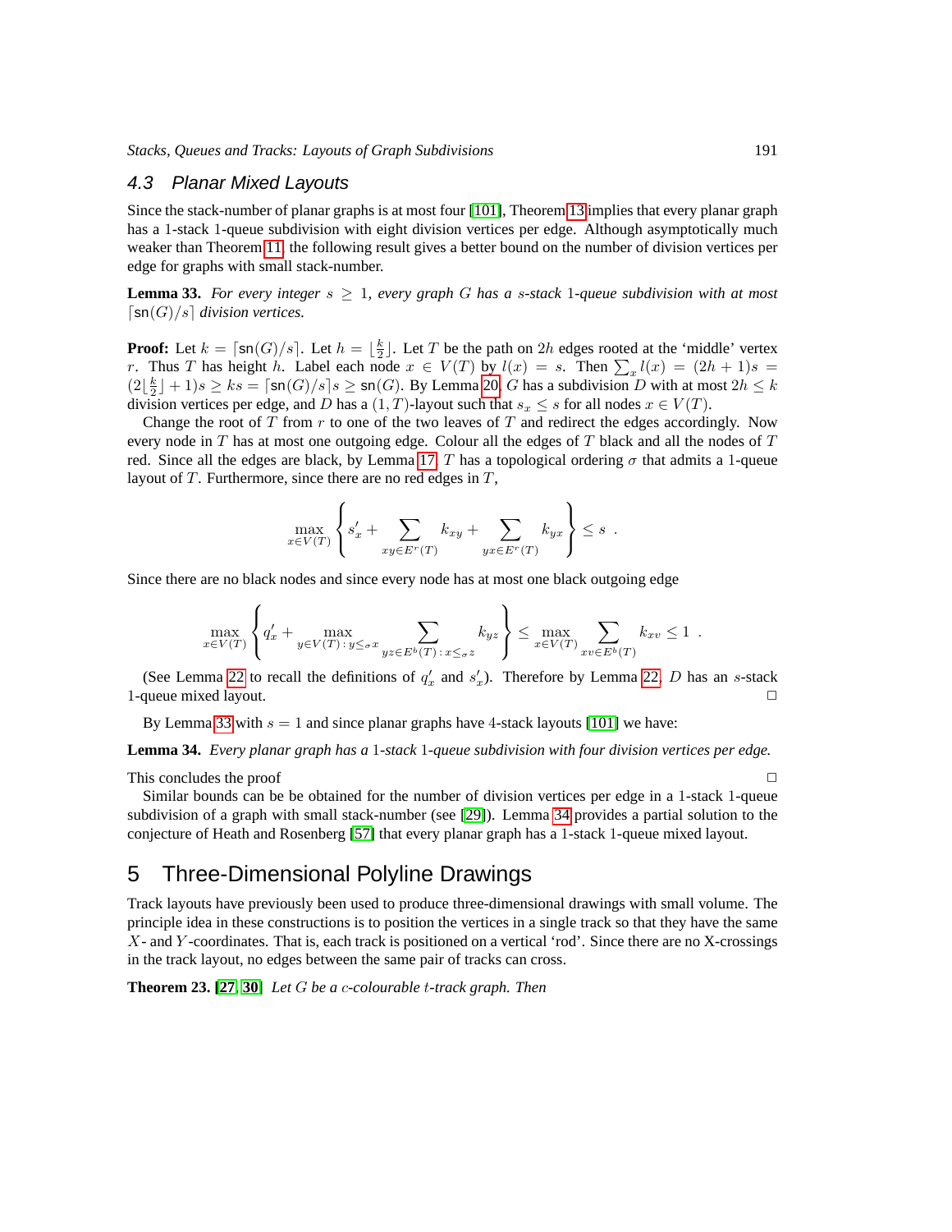## 4.3 Planar Mixed Layouts

Since the stack-number of planar graphs is at most four [101], Theorem 13 implies that every planar graph has a 1-stack 1-queue subdivision with eight division vertices per edge. Although asymptotically much weaker than Theorem 11, the following result gives a better bound on the number of division vertices per edge for graphs with small stack-number.

**Lemma 33.** *For every integer $s \geq 1$, every graph $G$ has a $s$-stack 1-queue subdivision with at most $\lceil \mathsf{sn}(G)/s \rceil$ division vertices.*

**Proof:** Let $k = \lceil \mathsf{sn}(G)/s \rceil$. Let $h = \lfloor \frac{k}{2} \rfloor$. Let $T$ be the path on $2h$ edges rooted at the 'middle' vertex $r$. Thus $T$ has height $h$. Label each node $x \in V(T)$ by $l(x) = s$. Then $\sum_x l(x) = (2h+1)s = (2\lfloor \frac{k}{2} \rfloor + 1)s \geq ks = \lceil \mathsf{sn}(G)/s \rceil s \geq \mathsf{sn}(G)$. By Lemma 20, $G$ has a subdivision $D$ with at most $2h \leq k$ division vertices per edge, and $D$ has a $(1,T)$-layout such that $s_x \leq s$ for all nodes $x \in V(T)$.

Change the root of $T$ from $r$ to one of the two leaves of $T$ and redirect the edges accordingly. Now every node in $T$ has at most one outgoing edge. Colour all the edges of $T$ black and all the nodes of $T$ red. Since all the edges are black, by Lemma 17, $T$ has a topological ordering $\sigma$ that admits a 1-queue layout of $T$. Furthermore, since there are no red edges in $T$,

$$\max_{x \in V(T)} \left\{ s'_x + \sum_{xy \in E^r(T)} k_{xy} + \sum_{yx \in E^r(T)} k_{yx} \right\} \leq s \ .$$

Since there are no black nodes and since every node has at most one black outgoing edge

$$\max_{x \in V(T)} \left\{ q'_x + \max_{y \in V(T)\,:\, y \leq_\sigma x} \sum_{yz \in E^b(T)\,:\, x \leq_\sigma z} k_{yz} \right\} \leq \max_{x \in V(T)} \sum_{xv \in E^b(T)} k_{xv} \leq 1 \ .$$

(See Lemma 22 to recall the definitions of $q'_x$ and $s'_x$). Therefore by Lemma 22, $D$ has an $s$-stack 1-queue mixed layout. □

By Lemma 33 with $s = 1$ and since planar graphs have 4-stack layouts [101] we have:

**Lemma 34.** *Every planar graph has a 1-stack 1-queue subdivision with four division vertices per edge.*

This concludes the proof □

Similar bounds can be be obtained for the number of division vertices per edge in a 1-stack 1-queue subdivision of a graph with small stack-number (see [29]). Lemma 34 provides a partial solution to the conjecture of Heath and Rosenberg [57] that every planar graph has a 1-stack 1-queue mixed layout.

# 5 Three-Dimensional Polyline Drawings

Track layouts have previously been used to produce three-dimensional drawings with small volume. The principle idea in these constructions is to position the vertices in a single track so that they have the same $X$- and $Y$-coordinates. That is, each track is positioned on a vertical 'rod'. Since there are no X-crossings in the track layout, no edges between the same pair of tracks can cross.

**Theorem 23.** **[27, 30]** *Let $G$ be a $c$-colourable $t$-track graph. Then*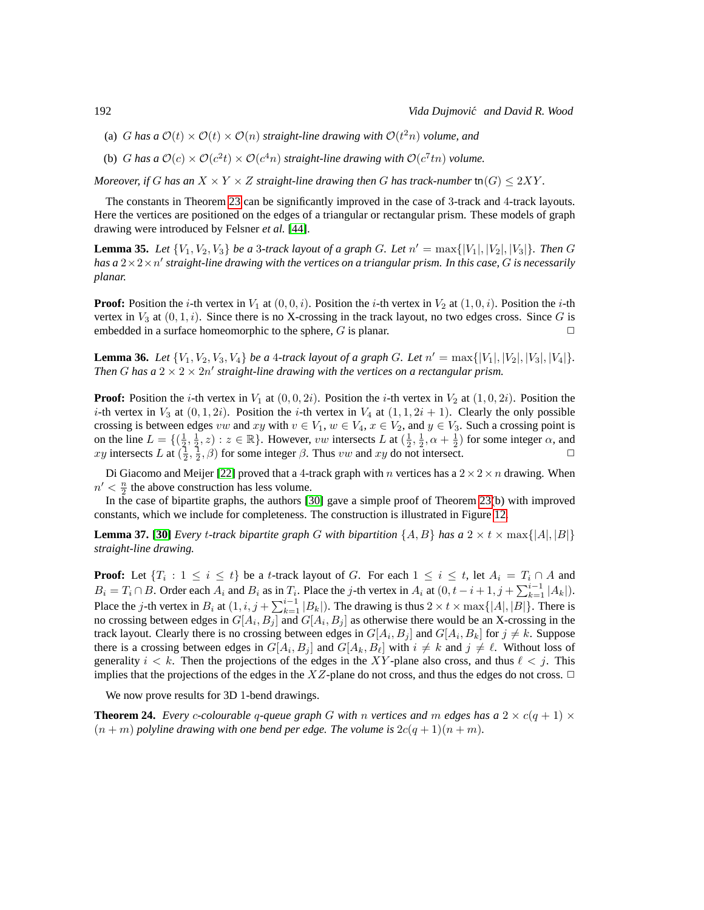(a) $G$ *has a* $\mathcal{O}(t) \times \mathcal{O}(t) \times \mathcal{O}(n)$ *straight-line drawing with* $\mathcal{O}(t^2 n)$ *volume, and*

(b) $G$ *has a* $\mathcal{O}(c) \times \mathcal{O}(c^2 t) \times \mathcal{O}(c^4 n)$ *straight-line drawing with* $\mathcal{O}(c^7 tn)$ *volume.*

*Moreover, if* $G$ *has an* $X \times Y \times Z$ *straight-line drawing then* $G$ *has track-number* $\mathsf{tn}(G) \leq 2XY$.

The constants in Theorem 23 can be significantly improved in the case of 3-track and 4-track layouts. Here the vertices are positioned on the edges of a triangular or rectangular prism. These models of graph drawing were introduced by Felsner *et al.* [44].

**Lemma 35.** *Let* $\{V_1, V_2, V_3\}$ *be a* 3*-track layout of a graph* $G$*. Let* $n' = \max\{|V_1|, |V_2|, |V_3|\}$*. Then* $G$ *has a* $2 \times 2 \times n'$ *straight-line drawing with the vertices on a triangular prism. In this case,* $G$ *is necessarily planar.*

**Proof:** Position the $i$-th vertex in $V_1$ at $(0, 0, i)$. Position the $i$-th vertex in $V_2$ at $(1, 0, i)$. Position the $i$-th vertex in $V_3$ at $(0, 1, i)$. Since there is no X-crossing in the track layout, no two edges cross. Since $G$ is embedded in a surface homeomorphic to the sphere, $G$ is planar. □

**Lemma 36.** *Let* $\{V_1, V_2, V_3, V_4\}$ *be a* 4*-track layout of a graph* $G$*. Let* $n' = \max\{|V_1|, |V_2|, |V_3|, |V_4|\}$*. Then* $G$ *has a* $2 \times 2 \times 2n'$ *straight-line drawing with the vertices on a rectangular prism.*

**Proof:** Position the $i$-th vertex in $V_1$ at $(0, 0, 2i)$. Position the $i$-th vertex in $V_2$ at $(1, 0, 2i)$. Position the $i$-th vertex in $V_3$ at $(0, 1, 2i)$. Position the $i$-th vertex in $V_4$ at $(1, 1, 2i + 1)$. Clearly the only possible crossing is between edges $vw$ and $xy$ with $v \in V_1$, $w \in V_4$, $x \in V_2$, and $y \in V_3$. Such a crossing point is on the line $L = \{(\frac{1}{2}, \frac{1}{2}, z) : z \in \mathbb{R}\}$. However, $vw$ intersects $L$ at $(\frac{1}{2}, \frac{1}{2}, \alpha + \frac{1}{2})$ for some integer $\alpha$, and $xy$ intersects $L$ at $(\frac{1}{2}, \frac{1}{2}, \beta)$ for some integer $\beta$. Thus $vw$ and $xy$ do not intersect. □

Di Giacomo and Meijer [22] proved that a 4-track graph with $n$ vertices has a $2 \times 2 \times n$ drawing. When $n' < \frac{n}{2}$ the above construction has less volume.

In the case of bipartite graphs, the authors [30] gave a simple proof of Theorem 23(b) with improved constants, which we include for completeness. The construction is illustrated in Figure 12.

**Lemma 37.** [30] *Every* $t$*-track bipartite graph* $G$ *with bipartition* $\{A, B\}$ *has a* $2 \times t \times \max\{|A|, |B|\}$ *straight-line drawing.*

**Proof:** Let $\{T_i : 1 \leq i \leq t\}$ be a $t$-track layout of $G$. For each $1 \leq i \leq t$, let $A_i = T_i \cap A$ and $B_i = T_i \cap B$. Order each $A_i$ and $B_i$ as in $T_i$. Place the $j$-th vertex in $A_i$ at $(0, t - i + 1, j + \sum_{k=1}^{i-1} |A_k|)$. Place the $j$-th vertex in $B_i$ at $(1, i, j + \sum_{k=1}^{i-1} |B_k|)$. The drawing is thus $2 \times t \times \max\{|A|, |B|\}$. There is no crossing between edges in $G[A_i, B_j]$ and $G[A_i, B_j]$ as otherwise there would be an X-crossing in the track layout. Clearly there is no crossing between edges in $G[A_i, B_j]$ and $G[A_i, B_k]$ for $j \neq k$. Suppose there is a crossing between edges in $G[A_i, B_j]$ and $G[A_k, B_\ell]$ with $i \neq k$ and $j \neq \ell$. Without loss of generality $i < k$. Then the projections of the edges in the $XY$-plane also cross, and thus $\ell < j$. This implies that the projections of the edges in the $XZ$-plane do not cross, and thus the edges do not cross. □

We now prove results for 3D 1-bend drawings.

**Theorem 24.** *Every* $c$*-colourable* $q$*-queue graph* $G$ *with* $n$ *vertices and* $m$ *edges has a* $2 \times c(q + 1) \times (n + m)$ *polyline drawing with one bend per edge. The volume is* $2c(q + 1)(n + m)$.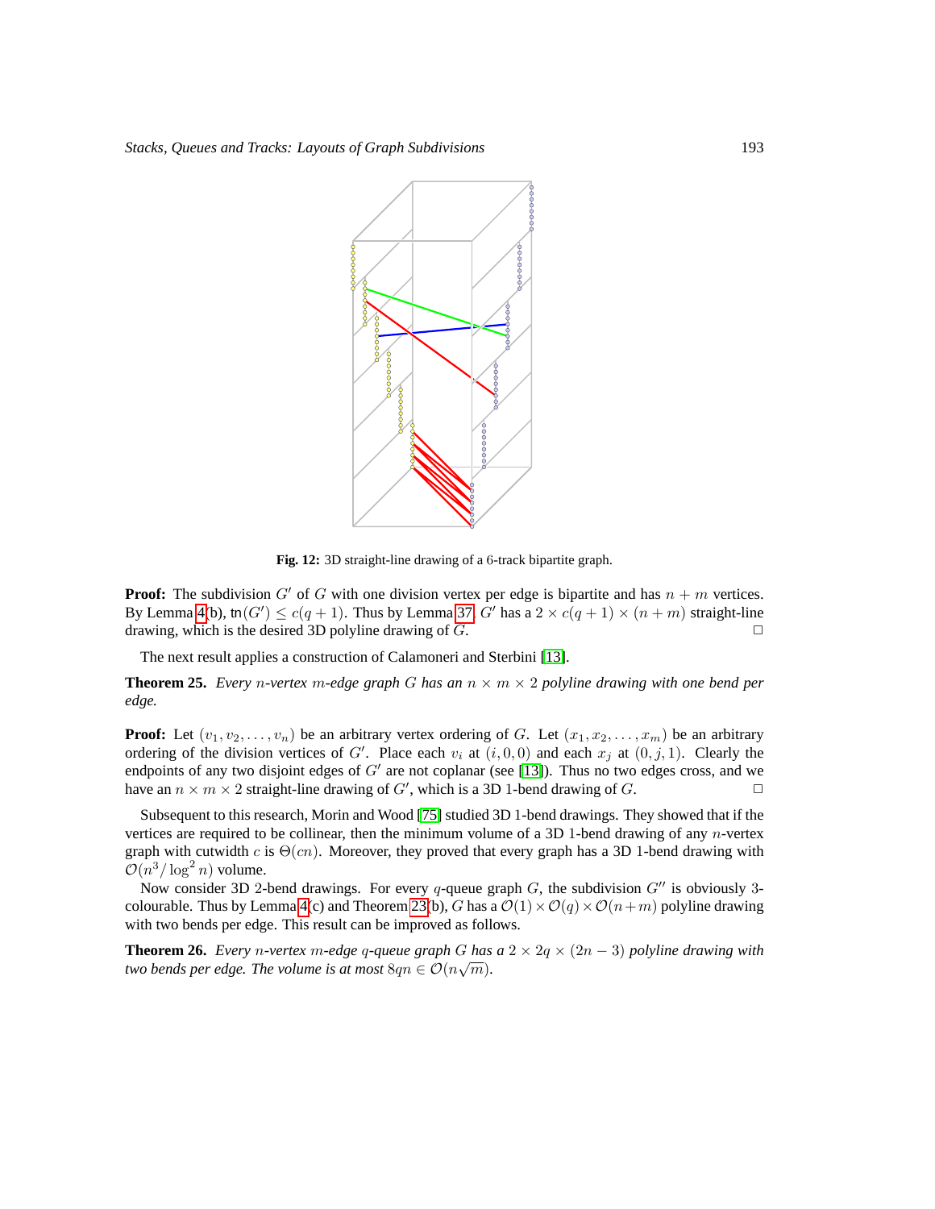**Fig. 12:** 3D straight-line drawing of a 6-track bipartite graph.

**Proof:** The subdivision $G'$ of $G$ with one division vertex per edge is bipartite and has $n + m$ vertices. By Lemma 4(b), $\text{tn}(G') \leq c(q + 1)$. Thus by Lemma 37, $G'$ has a $2 \times c(q + 1) \times (n + m)$ straight-line drawing, which is the desired 3D polyline drawing of $G$. □

The next result applies a construction of Calamoneri and Sterbini [13].

**Theorem 25.** *Every $n$-vertex $m$-edge graph $G$ has an $n \times m \times 2$ polyline drawing with one bend per edge.*

**Proof:** Let $(v_1, v_2, \ldots, v_n)$ be an arbitrary vertex ordering of $G$. Let $(x_1, x_2, \ldots, x_m)$ be an arbitrary ordering of the division vertices of $G'$. Place each $v_i$ at $(i, 0, 0)$ and each $x_j$ at $(0, j, 1)$. Clearly the endpoints of any two disjoint edges of $G'$ are not coplanar (see [13]). Thus no two edges cross, and we have an $n \times m \times 2$ straight-line drawing of $G'$, which is a 3D 1-bend drawing of $G$. □

Subsequent to this research, Morin and Wood [75] studied 3D 1-bend drawings. They showed that if the vertices are required to be collinear, then the minimum volume of a 3D 1-bend drawing of any $n$-vertex graph with cutwidth $c$ is $\Theta(cn)$. Moreover, they proved that every graph has a 3D 1-bend drawing with $\mathcal{O}(n^3/\log^2 n)$ volume.

Now consider 3D 2-bend drawings. For every $q$-queue graph $G$, the subdivision $G''$ is obviously 3-colourable. Thus by Lemma 4(c) and Theorem 23(b), $G$ has a $\mathcal{O}(1) \times \mathcal{O}(q) \times \mathcal{O}(n+m)$ polyline drawing with two bends per edge. This result can be improved as follows.

**Theorem 26.** *Every $n$-vertex $m$-edge $q$-queue graph $G$ has a $2 \times 2q \times (2n - 3)$ polyline drawing with two bends per edge. The volume is at most $8qn \in \mathcal{O}(n\sqrt{m})$.*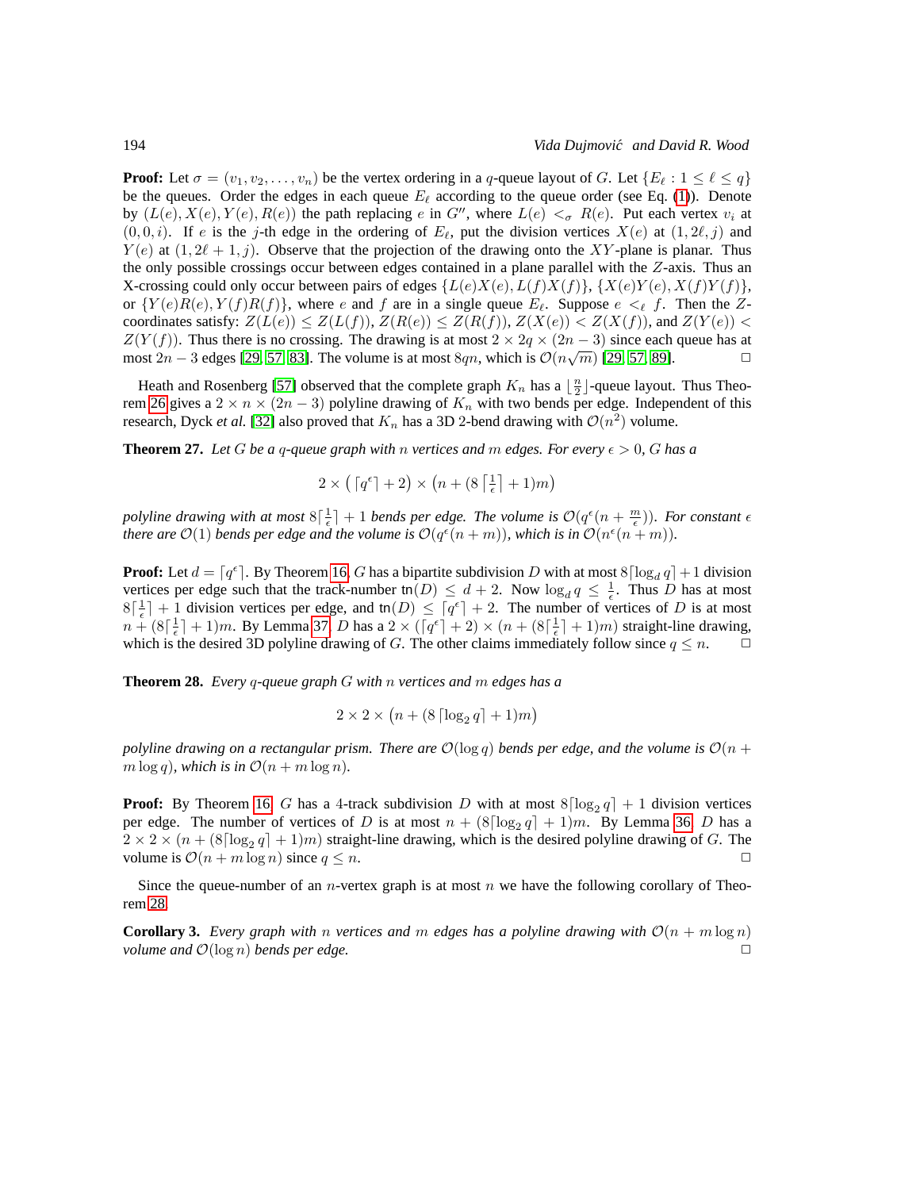**Proof:** Let $\sigma = (v_1, v_2, \ldots, v_n)$ be the vertex ordering in a $q$-queue layout of $G$. Let $\{E_\ell : 1 \leq \ell \leq q\}$ be the queues. Order the edges in each queue $E_\ell$ according to the queue order (see Eq. (1)). Denote by $(L(e), X(e), Y(e), R(e))$ the path replacing $e$ in $G''$, where $L(e) <_\sigma R(e)$. Put each vertex $v_i$ at $(0, 0, i)$. If $e$ is the $j$-th edge in the ordering of $E_\ell$, put the division vertices $X(e)$ at $(1, 2\ell, j)$ and $Y(e)$ at $(1, 2\ell + 1, j)$. Observe that the projection of the drawing onto the $XY$-plane is planar. Thus the only possible crossings occur between edges contained in a plane parallel with the $Z$-axis. Thus an X-crossing could only occur between pairs of edges $\{L(e)X(e), L(f)X(f)\}$, $\{X(e)Y(e), X(f)Y(f)\}$, or $\{Y(e)R(e), Y(f)R(f)\}$, where $e$ and $f$ are in a single queue $E_\ell$. Suppose $e <_\ell f$. Then the $Z$-coordinates satisfy: $Z(L(e)) \leq Z(L(f))$, $Z(R(e)) \leq Z(R(f))$, $Z(X(e)) < Z(X(f))$, and $Z(Y(e)) < Z(Y(f))$. Thus there is no crossing. The drawing is at most $2 \times 2q \times (2n - 3)$ since each queue has at most $2n - 3$ edges [29, 57, 83]. The volume is at most $8qn$, which is $\mathcal{O}(n\sqrt{m})$ [29, 57, 89]. $\square$

Heath and Rosenberg [57] observed that the complete graph $K_n$ has a $\lfloor \frac{n}{2} \rfloor$-queue layout. Thus Theorem 26 gives a $2 \times n \times (2n - 3)$ polyline drawing of $K_n$ with two bends per edge. Independent of this research, Dyck *et al.* [32] also proved that $K_n$ has a 3D 2-bend drawing with $\mathcal{O}(n^2)$ volume.

**Theorem 27.** *Let $G$ be a $q$-queue graph with $n$ vertices and $m$ edges. For every $\epsilon > 0$, $G$ has a*

$$2 \times \left( \lceil q^\epsilon \rceil + 2 \right) \times \left( n + (8 \left\lceil \tfrac{1}{\epsilon} \right\rceil + 1) m \right)$$

*polyline drawing with at most $8 \lceil \frac{1}{\epsilon} \rceil + 1$ bends per edge. The volume is $\mathcal{O}(q^\epsilon (n + \frac{m}{\epsilon}))$. For constant $\epsilon$ there are $\mathcal{O}(1)$ bends per edge and the volume is $\mathcal{O}(q^\epsilon (n + m))$, which is in $\mathcal{O}(n^\epsilon (n + m))$.*

**Proof:** Let $d = \lceil q^\epsilon \rceil$. By Theorem 16, $G$ has a bipartite subdivision $D$ with at most $8 \lceil \log_d q \rceil + 1$ division vertices per edge such that the track-number $\mathsf{tn}(D) \leq d + 2$. Now $\log_d q \leq \frac{1}{\epsilon}$. Thus $D$ has at most $8 \lceil \frac{1}{\epsilon} \rceil + 1$ division vertices per edge, and $\mathsf{tn}(D) \leq \lceil q^\epsilon \rceil + 2$. The number of vertices of $D$ is at most $n + (8 \lceil \frac{1}{\epsilon} \rceil + 1)m$. By Lemma 37, $D$ has a $2 \times (\lceil q^\epsilon \rceil + 2) \times (n + (8 \lceil \frac{1}{\epsilon} \rceil + 1)m)$ straight-line drawing, which is the desired 3D polyline drawing of $G$. The other claims immediately follow since $q \leq n$. $\square$

**Theorem 28.** *Every $q$-queue graph $G$ with $n$ vertices and $m$ edges has a*

$$2 \times 2 \times \left( n + (8 \lceil \log_2 q \rceil + 1) m \right)$$

*polyline drawing on a rectangular prism. There are $\mathcal{O}(\log q)$ bends per edge, and the volume is $\mathcal{O}(n + m \log q)$, which is in $\mathcal{O}(n + m \log n)$.*

**Proof:** By Theorem 16, $G$ has a 4-track subdivision $D$ with at most $8 \lceil \log_2 q \rceil + 1$ division vertices per edge. The number of vertices of $D$ is at most $n + (8 \lceil \log_2 q \rceil + 1)m$. By Lemma 36, $D$ has a $2 \times 2 \times (n + (8 \lceil \log_2 q \rceil + 1)m)$ straight-line drawing, which is the desired polyline drawing of $G$. The volume is $\mathcal{O}(n + m \log n)$ since $q \leq n$. $\square$

Since the queue-number of an $n$-vertex graph is at most $n$ we have the following corollary of Theorem 28.

**Corollary 3.** *Every graph with $n$ vertices and $m$ edges has a polyline drawing with $\mathcal{O}(n + m \log n)$ volume and $\mathcal{O}(\log n)$ bends per edge.* $\square$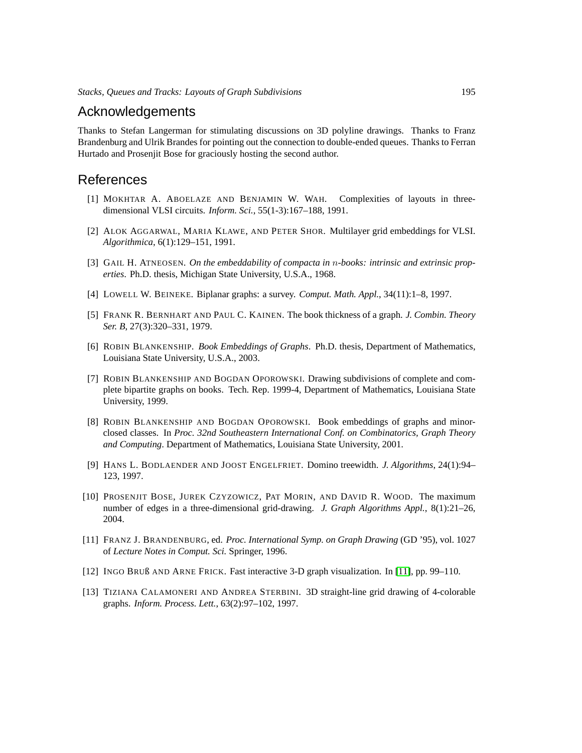## Acknowledgements

Thanks to Stefan Langerman for stimulating discussions on 3D polyline drawings. Thanks to Franz Brandenburg and Ulrik Brandes for pointing out the connection to double-ended queues. Thanks to Ferran Hurtado and Prosenjit Bose for graciously hosting the second author.

## References

[1] Mokhtar A. Aboelaze and Benjamin W. Wah. Complexities of layouts in three-dimensional VLSI circuits. *Inform. Sci.*, 55(1-3):167–188, 1991.

[2] Alok Aggarwal, Maria Klawe, and Peter Shor. Multilayer grid embeddings for VLSI. *Algorithmica*, 6(1):129–151, 1991.

[3] Gail H. Atneosen. *On the embeddability of compacta in $n$-books: intrinsic and extrinsic properties*. Ph.D. thesis, Michigan State University, U.S.A., 1968.

[4] Lowell W. Beineke. Biplanar graphs: a survey. *Comput. Math. Appl.*, 34(11):1–8, 1997.

[5] Frank R. Bernhart and Paul C. Kainen. The book thickness of a graph. *J. Combin. Theory Ser. B*, 27(3):320–331, 1979.

[6] Robin Blankenship. *Book Embeddings of Graphs*. Ph.D. thesis, Department of Mathematics, Louisiana State University, U.S.A., 2003.

[7] Robin Blankenship and Bogdan Oporowski. Drawing subdivisions of complete and complete bipartite graphs on books. Tech. Rep. 1999-4, Department of Mathematics, Louisiana State University, 1999.

[8] Robin Blankenship and Bogdan Oporowski. Book embeddings of graphs and minor-closed classes. In *Proc. 32nd Southeastern International Conf. on Combinatorics, Graph Theory and Computing*. Department of Mathematics, Louisiana State University, 2001.

[9] Hans L. Bodlaender and Joost Engelfriet. Domino treewidth. *J. Algorithms*, 24(1):94–123, 1997.

[10] Prosenjit Bose, Jurek Czyzowicz, Pat Morin, and David R. Wood. The maximum number of edges in a three-dimensional grid-drawing. *J. Graph Algorithms Appl.*, 8(1):21–26, 2004.

[11] Franz J. Brandenburg, ed. *Proc. International Symp. on Graph Drawing* (GD '95), vol. 1027 of *Lecture Notes in Comput. Sci.* Springer, 1996.

[12] Ingo Bruß and Arne Frick. Fast interactive 3-D graph visualization. In [11], pp. 99–110.

[13] Tiziana Calamoneri and Andrea Sterbini. 3D straight-line grid drawing of 4-colorable graphs. *Inform. Process. Lett.*, 63(2):97–102, 1997.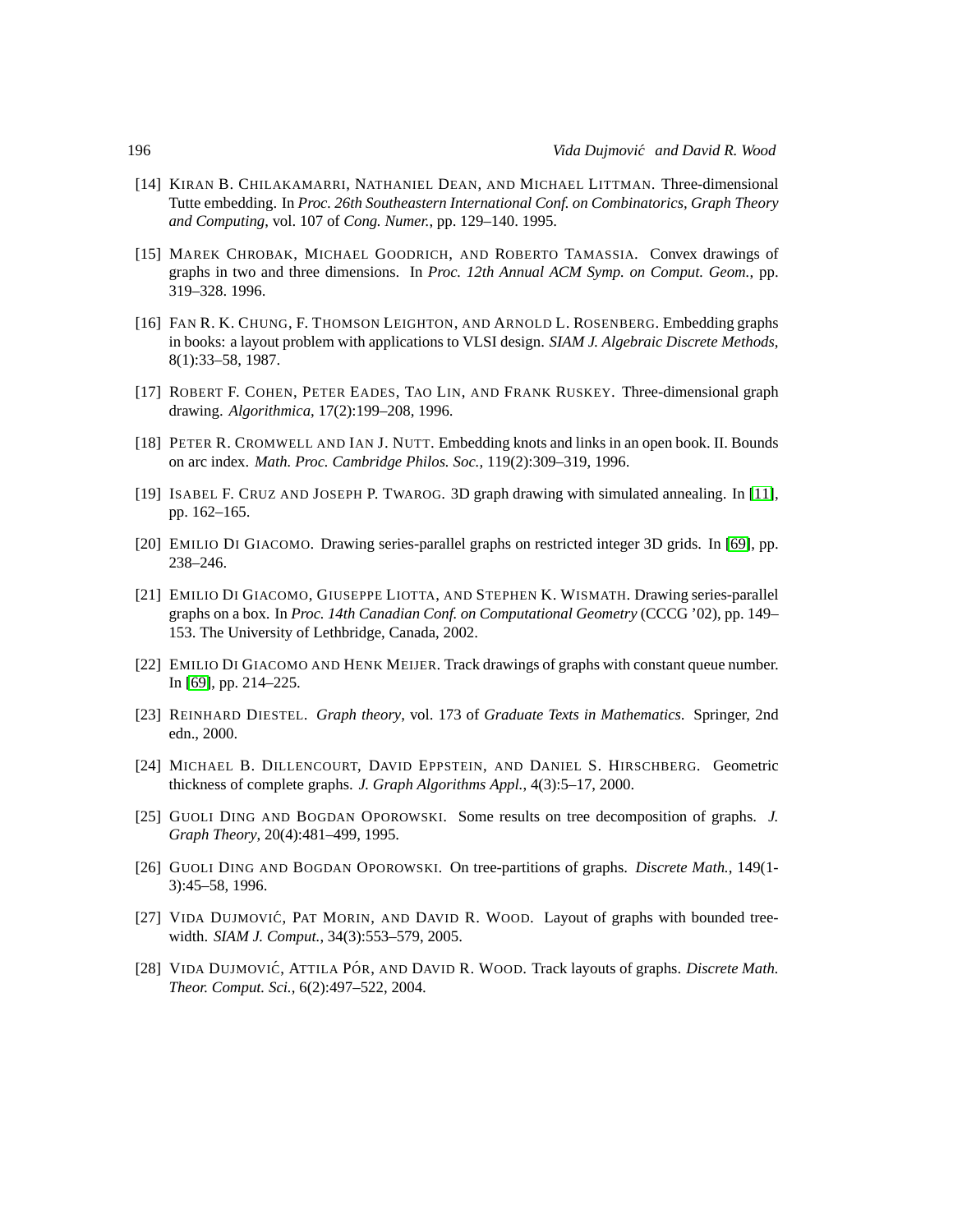[14] KIRAN B. CHILAKAMARRI, NATHANIEL DEAN, AND MICHAEL LITTMAN. Three-dimensional Tutte embedding. In *Proc. 26th Southeastern International Conf. on Combinatorics, Graph Theory and Computing*, vol. 107 of *Cong. Numer.*, pp. 129–140. 1995.

[15] MAREK CHROBAK, MICHAEL GOODRICH, AND ROBERTO TAMASSIA. Convex drawings of graphs in two and three dimensions. In *Proc. 12th Annual ACM Symp. on Comput. Geom.*, pp. 319–328. 1996.

[16] FAN R. K. CHUNG, F. THOMSON LEIGHTON, AND ARNOLD L. ROSENBERG. Embedding graphs in books: a layout problem with applications to VLSI design. *SIAM J. Algebraic Discrete Methods*, 8(1):33–58, 1987.

[17] ROBERT F. COHEN, PETER EADES, TAO LIN, AND FRANK RUSKEY. Three-dimensional graph drawing. *Algorithmica*, 17(2):199–208, 1996.

[18] PETER R. CROMWELL AND IAN J. NUTT. Embedding knots and links in an open book. II. Bounds on arc index. *Math. Proc. Cambridge Philos. Soc.*, 119(2):309–319, 1996.

[19] ISABEL F. CRUZ AND JOSEPH P. TWAROG. 3D graph drawing with simulated annealing. In [11], pp. 162–165.

[20] EMILIO DI GIACOMO. Drawing series-parallel graphs on restricted integer 3D grids. In [69], pp. 238–246.

[21] EMILIO DI GIACOMO, GIUSEPPE LIOTTA, AND STEPHEN K. WISMATH. Drawing series-parallel graphs on a box. In *Proc. 14th Canadian Conf. on Computational Geometry* (CCCG '02), pp. 149–153. The University of Lethbridge, Canada, 2002.

[22] EMILIO DI GIACOMO AND HENK MEIJER. Track drawings of graphs with constant queue number. In [69], pp. 214–225.

[23] REINHARD DIESTEL. *Graph theory*, vol. 173 of *Graduate Texts in Mathematics*. Springer, 2nd edn., 2000.

[24] MICHAEL B. DILLENCOURT, DAVID EPPSTEIN, AND DANIEL S. HIRSCHBERG. Geometric thickness of complete graphs. *J. Graph Algorithms Appl.*, 4(3):5–17, 2000.

[25] GUOLI DING AND BOGDAN OPOROWSKI. Some results on tree decomposition of graphs. *J. Graph Theory*, 20(4):481–499, 1995.

[26] GUOLI DING AND BOGDAN OPOROWSKI. On tree-partitions of graphs. *Discrete Math.*, 149(1-3):45–58, 1996.

[27] VIDA DUJMOVIĆ, PAT MORIN, AND DAVID R. WOOD. Layout of graphs with bounded tree-width. *SIAM J. Comput.*, 34(3):553–579, 2005.

[28] VIDA DUJMOVIĆ, ATTILA PÓR, AND DAVID R. WOOD. Track layouts of graphs. *Discrete Math. Theor. Comput. Sci.*, 6(2):497–522, 2004.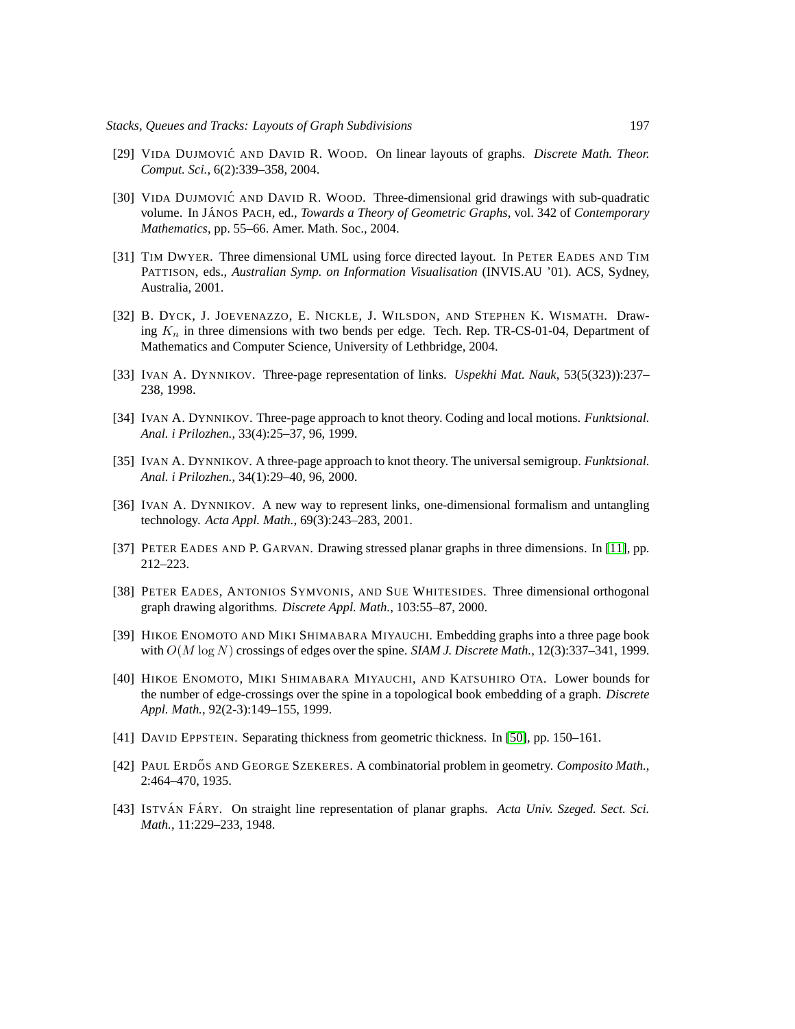[29] Vida Dujmović and David R. Wood. On linear layouts of graphs. *Discrete Math. Theor. Comput. Sci.*, 6(2):339–358, 2004.

[30] Vida Dujmović and David R. Wood. Three-dimensional grid drawings with sub-quadratic volume. In János Pach, ed., *Towards a Theory of Geometric Graphs*, vol. 342 of *Contemporary Mathematics*, pp. 55–66. Amer. Math. Soc., 2004.

[31] Tim Dwyer. Three dimensional UML using force directed layout. In Peter Eades and Tim Pattison, eds., *Australian Symp. on Information Visualisation* (INVIS.AU '01). ACS, Sydney, Australia, 2001.

[32] B. Dyck, J. Joevenazzo, E. Nickle, J. Wilsdon, and Stephen K. Wismath. Drawing $K_n$ in three dimensions with two bends per edge. Tech. Rep. TR-CS-01-04, Department of Mathematics and Computer Science, University of Lethbridge, 2004.

[33] Ivan A. Dynnikov. Three-page representation of links. *Uspekhi Mat. Nauk*, 53(5(323)):237–238, 1998.

[34] Ivan A. Dynnikov. Three-page approach to knot theory. Coding and local motions. *Funktsional. Anal. i Prilozhen.*, 33(4):25–37, 96, 1999.

[35] Ivan A. Dynnikov. A three-page approach to knot theory. The universal semigroup. *Funktsional. Anal. i Prilozhen.*, 34(1):29–40, 96, 2000.

[36] Ivan A. Dynnikov. A new way to represent links, one-dimensional formalism and untangling technology. *Acta Appl. Math.*, 69(3):243–283, 2001.

[37] Peter Eades and P. Garvan. Drawing stressed planar graphs in three dimensions. In [11], pp. 212–223.

[38] Peter Eades, Antonios Symvonis, and Sue Whitesides. Three dimensional orthogonal graph drawing algorithms. *Discrete Appl. Math.*, 103:55–87, 2000.

[39] Hikoe Enomoto and Miki Shimabara Miyauchi. Embedding graphs into a three page book with $O(M \log N)$ crossings of edges over the spine. *SIAM J. Discrete Math.*, 12(3):337–341, 1999.

[40] Hikoe Enomoto, Miki Shimabara Miyauchi, and Katsuhiro Ota. Lower bounds for the number of edge-crossings over the spine in a topological book embedding of a graph. *Discrete Appl. Math.*, 92(2-3):149–155, 1999.

[41] David Eppstein. Separating thickness from geometric thickness. In [50], pp. 150–161.

[42] Paul Erdős and George Szekeres. A combinatorial problem in geometry. *Composito Math.*, 2:464–470, 1935.

[43] István Fáry. On straight line representation of planar graphs. *Acta Univ. Szeged. Sect. Sci. Math.*, 11:229–233, 1948.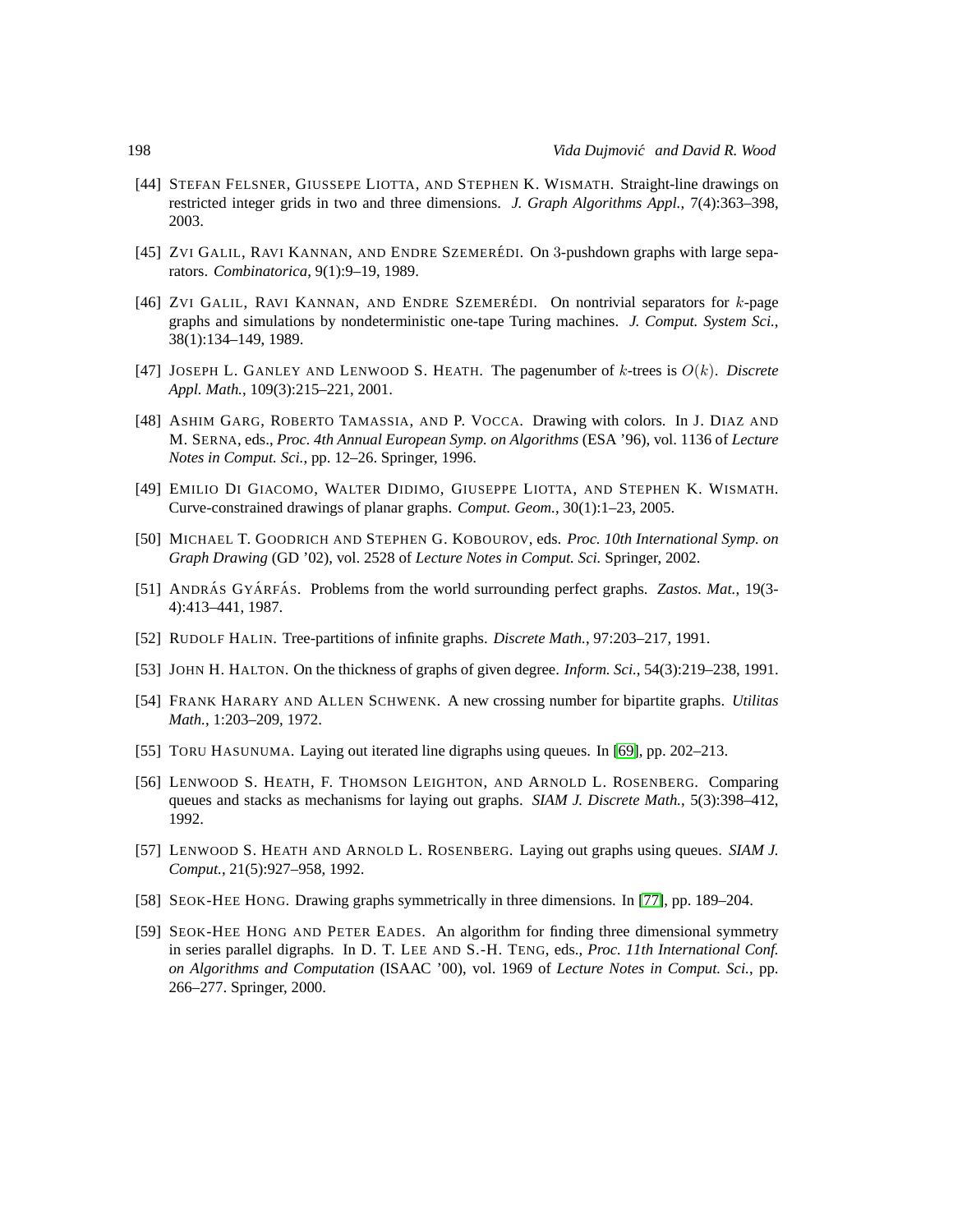[44] Stefan Felsner, Giuseppe Liotta, and Stephen K. Wismath. Straight-line drawings on restricted integer grids in two and three dimensions. *J. Graph Algorithms Appl.*, 7(4):363–398, 2003.

[45] Zvi Galil, Ravi Kannan, and Endre Szemerédi. On 3-pushdown graphs with large separators. *Combinatorica*, 9(1):9–19, 1989.

[46] Zvi Galil, Ravi Kannan, and Endre Szemerédi. On nontrivial separators for $k$-page graphs and simulations by nondeterministic one-tape Turing machines. *J. Comput. System Sci.*, 38(1):134–149, 1989.

[47] Joseph L. Ganley and Lenwood S. Heath. The pagenumber of $k$-trees is $O(k)$. *Discrete Appl. Math.*, 109(3):215–221, 2001.

[48] Ashim Garg, Roberto Tamassia, and P. Vocca. Drawing with colors. In J. Diaz and M. Serna, eds., *Proc. 4th Annual European Symp. on Algorithms* (ESA '96), vol. 1136 of *Lecture Notes in Comput. Sci.*, pp. 12–26. Springer, 1996.

[49] Emilio Di Giacomo, Walter Didimo, Giuseppe Liotta, and Stephen K. Wismath. Curve-constrained drawings of planar graphs. *Comput. Geom.*, 30(1):1–23, 2005.

[50] Michael T. Goodrich and Stephen G. Kobourov, eds. *Proc. 10th International Symp. on Graph Drawing* (GD '02), vol. 2528 of *Lecture Notes in Comput. Sci.* Springer, 2002.

[51] András Gyárfás. Problems from the world surrounding perfect graphs. *Zastos. Mat.*, 19(3-4):413–441, 1987.

[52] Rudolf Halin. Tree-partitions of infinite graphs. *Discrete Math.*, 97:203–217, 1991.

[53] John H. Halton. On the thickness of graphs of given degree. *Inform. Sci.*, 54(3):219–238, 1991.

[54] Frank Harary and Allen Schwenk. A new crossing number for bipartite graphs. *Utilitas Math.*, 1:203–209, 1972.

[55] Toru Hasunuma. Laying out iterated line digraphs using queues. In [69], pp. 202–213.

[56] Lenwood S. Heath, F. Thomson Leighton, and Arnold L. Rosenberg. Comparing queues and stacks as mechanisms for laying out graphs. *SIAM J. Discrete Math.*, 5(3):398–412, 1992.

[57] Lenwood S. Heath and Arnold L. Rosenberg. Laying out graphs using queues. *SIAM J. Comput.*, 21(5):927–958, 1992.

[58] Seok-Hee Hong. Drawing graphs symmetrically in three dimensions. In [77], pp. 189–204.

[59] Seok-Hee Hong and Peter Eades. An algorithm for finding three dimensional symmetry in series parallel digraphs. In D. T. Lee and S.-H. Teng, eds., *Proc. 11th International Conf. on Algorithms and Computation* (ISAAC '00), vol. 1969 of *Lecture Notes in Comput. Sci.*, pp. 266–277. Springer, 2000.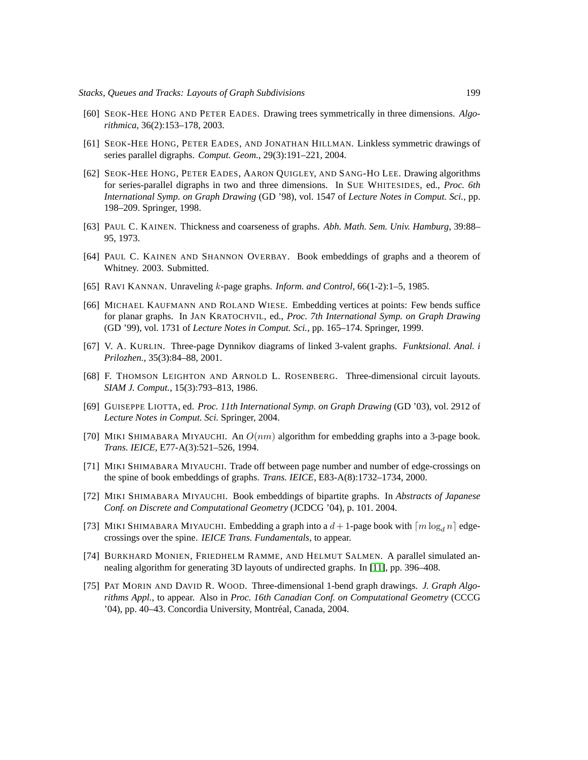[60] SEOK-HEE HONG AND PETER EADES. Drawing trees symmetrically in three dimensions. *Algorithmica*, 36(2):153–178, 2003.

[61] SEOK-HEE HONG, PETER EADES, AND JONATHAN HILLMAN. Linkless symmetric drawings of series parallel digraphs. *Comput. Geom.*, 29(3):191–221, 2004.

[62] SEOK-HEE HONG, PETER EADES, AARON QUIGLEY, AND SANG-HO LEE. Drawing algorithms for series-parallel digraphs in two and three dimensions. In SUE WHITESIDES, ed., *Proc. 6th International Symp. on Graph Drawing* (GD '98), vol. 1547 of *Lecture Notes in Comput. Sci.*, pp. 198–209. Springer, 1998.

[63] PAUL C. KAINEN. Thickness and coarseness of graphs. *Abh. Math. Sem. Univ. Hamburg*, 39:88–95, 1973.

[64] PAUL C. KAINEN AND SHANNON OVERBAY. Book embeddings of graphs and a theorem of Whitney. 2003. Submitted.

[65] RAVI KANNAN. Unraveling $k$-page graphs. *Inform. and Control*, 66(1-2):1–5, 1985.

[66] MICHAEL KAUFMANN AND ROLAND WIESE. Embedding vertices at points: Few bends suffice for planar graphs. In JAN KRATOCHVIL, ed., *Proc. 7th International Symp. on Graph Drawing* (GD '99), vol. 1731 of *Lecture Notes in Comput. Sci.*, pp. 165–174. Springer, 1999.

[67] V. A. KURLIN. Three-page Dynnikov diagrams of linked 3-valent graphs. *Funktsional. Anal. i Prilozhen.*, 35(3):84–88, 2001.

[68] F. THOMSON LEIGHTON AND ARNOLD L. ROSENBERG. Three-dimensional circuit layouts. *SIAM J. Comput.*, 15(3):793–813, 1986.

[69] GUISEPPE LIOTTA, ed. *Proc. 11th International Symp. on Graph Drawing* (GD '03), vol. 2912 of *Lecture Notes in Comput. Sci.* Springer, 2004.

[70] MIKI SHIMABARA MIYAUCHI. An $O(nm)$ algorithm for embedding graphs into a 3-page book. *Trans. IEICE*, E77-A(3):521–526, 1994.

[71] MIKI SHIMABARA MIYAUCHI. Trade off between page number and number of edge-crossings on the spine of book embeddings of graphs. *Trans. IEICE*, E83-A(8):1732–1734, 2000.

[72] MIKI SHIMABARA MIYAUCHI. Book embeddings of bipartite graphs. In *Abstracts of Japanese Conf. on Discrete and Computational Geometry* (JCDCG '04), p. 101. 2004.

[73] MIKI SHIMABARA MIYAUCHI. Embedding a graph into a $d+1$-page book with $\lceil m \log_d n \rceil$ edge-crossings over the spine. *IEICE Trans. Fundamentals*, to appear.

[74] BURKHARD MONIEN, FRIEDHELM RAMME, AND HELMUT SALMEN. A parallel simulated annealing algorithm for generating 3D layouts of undirected graphs. In [11], pp. 396–408.

[75] PAT MORIN AND DAVID R. WOOD. Three-dimensional 1-bend graph drawings. *J. Graph Algorithms Appl.*, to appear. Also in *Proc. 16th Canadian Conf. on Computational Geometry* (CCCG '04), pp. 40–43. Concordia University, Montréal, Canada, 2004.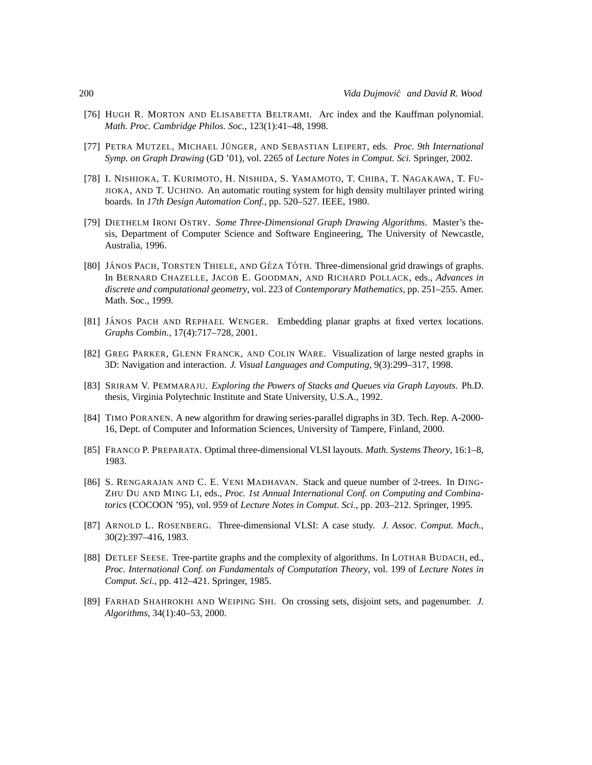[76] Hugh R. Morton and Elisabetta Beltrami. Arc index and the Kauffman polynomial. *Math. Proc. Cambridge Philos. Soc.*, 123(1):41–48, 1998.

[77] Petra Mutzel, Michael Jünger, and Sebastian Leipert, eds. *Proc. 9th International Symp. on Graph Drawing* (GD '01), vol. 2265 of *Lecture Notes in Comput. Sci.* Springer, 2002.

[78] I. Nishioka, T. Kurimoto, H. Nishida, S. Yamamoto, T. Chiba, T. Nagakawa, T. Fujioka, and T. Uchino. An automatic routing system for high density multilayer printed wiring boards. In *17th Design Automation Conf.*, pp. 520–527. IEEE, 1980.

[79] Diethelm Ironi Ostry. *Some Three-Dimensional Graph Drawing Algorithms*. Master's thesis, Department of Computer Science and Software Engineering, The University of Newcastle, Australia, 1996.

[80] János Pach, Torsten Thiele, and Géza Tóth. Three-dimensional grid drawings of graphs. In Bernard Chazelle, Jacob E. Goodman, and Richard Pollack, eds., *Advances in discrete and computational geometry*, vol. 223 of *Contemporary Mathematics*, pp. 251–255. Amer. Math. Soc., 1999.

[81] János Pach and Rephael Wenger. Embedding planar graphs at fixed vertex locations. *Graphs Combin.*, 17(4):717–728, 2001.

[82] Greg Parker, Glenn Franck, and Colin Ware. Visualization of large nested graphs in 3D: Navigation and interaction. *J. Visual Languages and Computing*, 9(3):299–317, 1998.

[83] Sriram V. Pemmaraju. *Exploring the Powers of Stacks and Queues via Graph Layouts*. Ph.D. thesis, Virginia Polytechnic Institute and State University, U.S.A., 1992.

[84] Timo Poranen. A new algorithm for drawing series-parallel digraphs in 3D. Tech. Rep. A-2000-16, Dept. of Computer and Information Sciences, University of Tampere, Finland, 2000.

[85] Franco P. Preparata. Optimal three-dimensional VLSI layouts. *Math. Systems Theory*, 16:1–8, 1983.

[86] S. Rengarajan and C. E. Veni Madhavan. Stack and queue number of 2-trees. In Ding-Zhu Du and Ming Li, eds., *Proc. 1st Annual International Conf. on Computing and Combinatorics* (COCOON '95), vol. 959 of *Lecture Notes in Comput. Sci.*, pp. 203–212. Springer, 1995.

[87] Arnold L. Rosenberg. Three-dimensional VLSI: A case study. *J. Assoc. Comput. Mach.*, 30(2):397–416, 1983.

[88] Detlef Seese. Tree-partite graphs and the complexity of algorithms. In Lothar Budach, ed., *Proc. International Conf. on Fundamentals of Computation Theory*, vol. 199 of *Lecture Notes in Comput. Sci.*, pp. 412–421. Springer, 1985.

[89] Farhad Shahrokhi and Weiping Shi. On crossing sets, disjoint sets, and pagenumber. *J. Algorithms*, 34(1):40–53, 2000.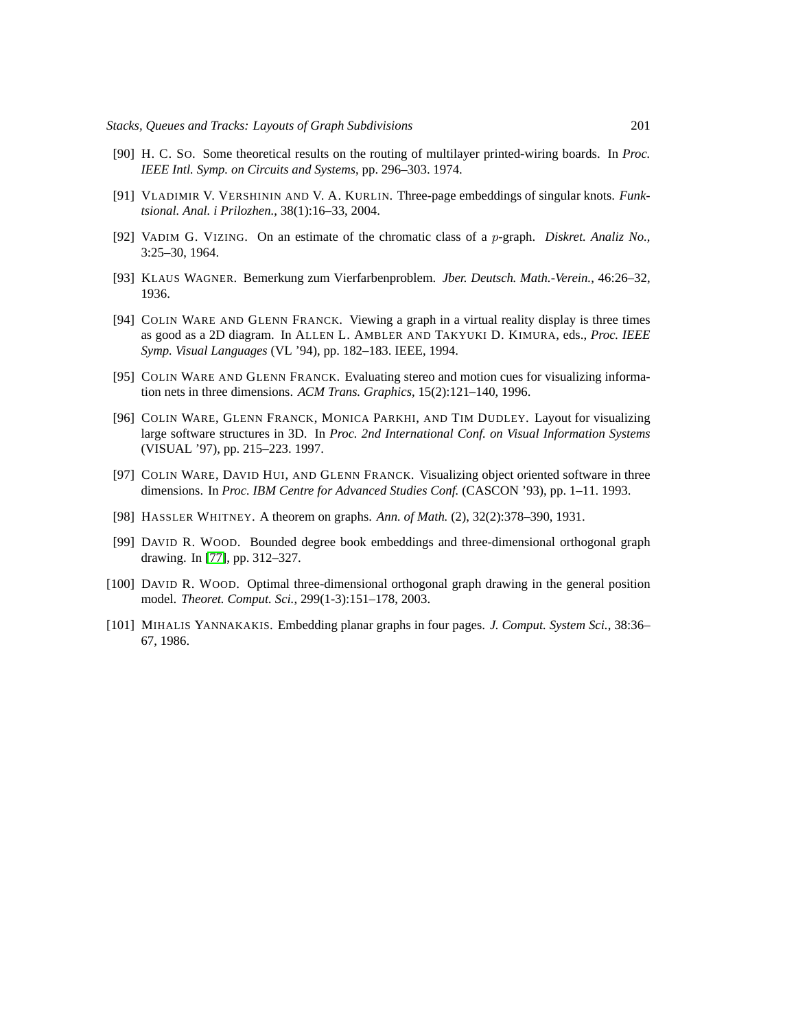[90] H. C. SO. Some theoretical results on the routing of multilayer printed-wiring boards. In *Proc. IEEE Intl. Symp. on Circuits and Systems*, pp. 296–303. 1974.

[91] VLADIMIR V. VERSHININ AND V. A. KURLIN. Three-page embeddings of singular knots. *Funktsional. Anal. i Prilozhen.*, 38(1):16–33, 2004.

[92] VADIM G. VIZING. On an estimate of the chromatic class of a $p$-graph. *Diskret. Analiz No.*, 3:25–30, 1964.

[93] KLAUS WAGNER. Bemerkung zum Vierfarbenproblem. *Jber. Deutsch. Math.-Verein.*, 46:26–32, 1936.

[94] COLIN WARE AND GLENN FRANCK. Viewing a graph in a virtual reality display is three times as good as a 2D diagram. In ALLEN L. AMBLER AND TAKYUKI D. KIMURA, eds., *Proc. IEEE Symp. Visual Languages* (VL '94), pp. 182–183. IEEE, 1994.

[95] COLIN WARE AND GLENN FRANCK. Evaluating stereo and motion cues for visualizing information nets in three dimensions. *ACM Trans. Graphics*, 15(2):121–140, 1996.

[96] COLIN WARE, GLENN FRANCK, MONICA PARKHI, AND TIM DUDLEY. Layout for visualizing large software structures in 3D. In *Proc. 2nd International Conf. on Visual Information Systems* (VISUAL '97), pp. 215–223. 1997.

[97] COLIN WARE, DAVID HUI, AND GLENN FRANCK. Visualizing object oriented software in three dimensions. In *Proc. IBM Centre for Advanced Studies Conf.* (CASCON '93), pp. 1–11. 1993.

[98] HASSLER WHITNEY. A theorem on graphs. *Ann. of Math.* (2), 32(2):378–390, 1931.

[99] DAVID R. WOOD. Bounded degree book embeddings and three-dimensional orthogonal graph drawing. In [77], pp. 312–327.

[100] DAVID R. WOOD. Optimal three-dimensional orthogonal graph drawing in the general position model. *Theoret. Comput. Sci.*, 299(1-3):151–178, 2003.

[101] MIHALIS YANNAKAKIS. Embedding planar graphs in four pages. *J. Comput. System Sci.*, 38:36–67, 1986.